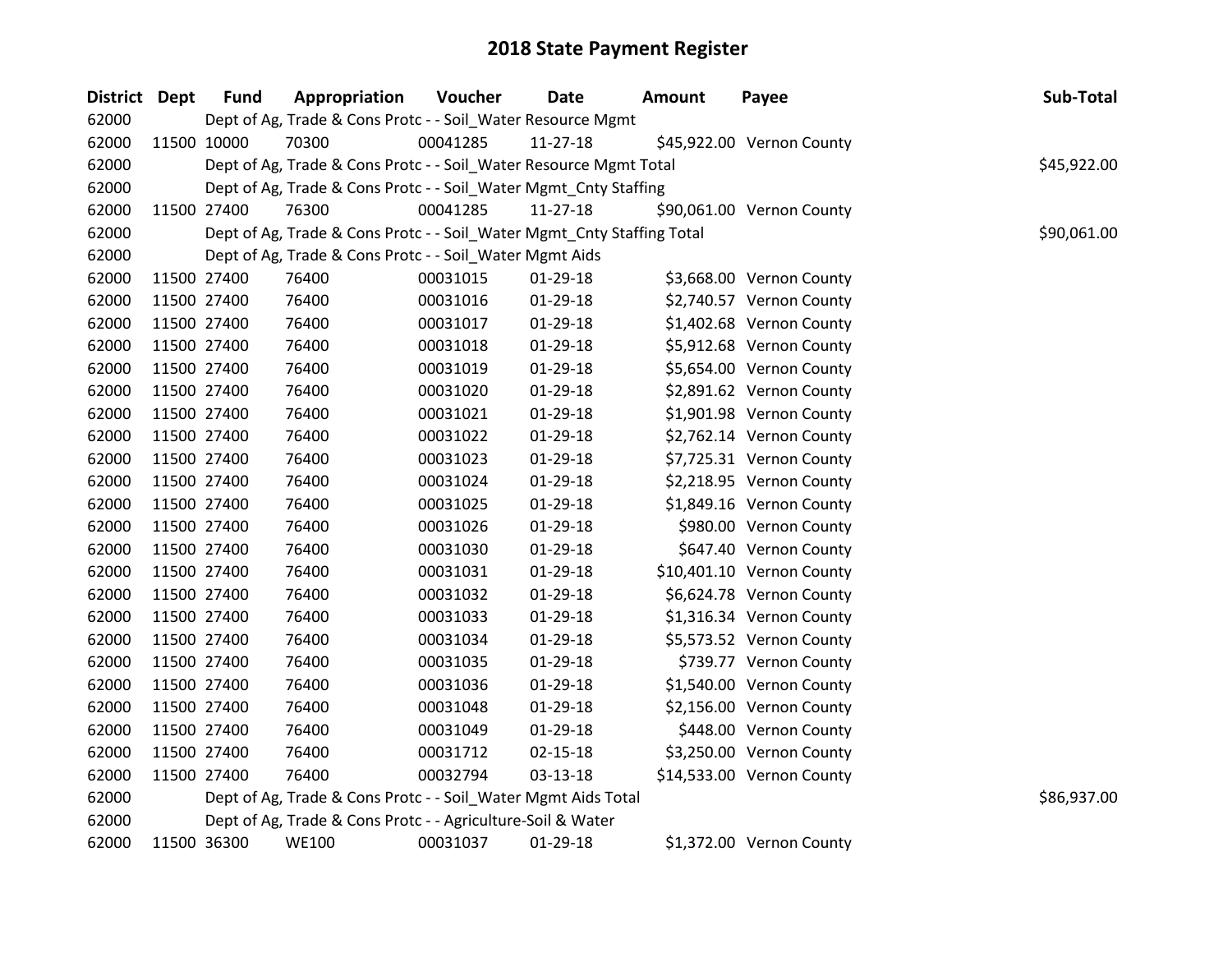# 2018 State Payment Register

| District | Dept | Fund | Appropriation | Voucher | Date | Amount | Payee | Sub-Total |
|---|---|---|---|---|---|---|---|---|
| 62000 | Dept of Ag, Trade & Cons Protc - - Soil_Water Resource Mgmt | | | | | | | |
| 62000 | 11500 | 10000 | 70300 | 00041285 | 11-27-18 | $45,922.00 | Vernon County | |
| 62000 | Dept of Ag, Trade & Cons Protc - - Soil_Water Resource Mgmt Total | | | | | | | $45,922.00 |
| 62000 | Dept of Ag, Trade & Cons Protc - - Soil_Water Mgmt_Cnty Staffing | | | | | | | |
| 62000 | 11500 | 27400 | 76300 | 00041285 | 11-27-18 | $90,061.00 | Vernon County | |
| 62000 | Dept of Ag, Trade & Cons Protc - - Soil_Water Mgmt_Cnty Staffing Total | | | | | | | $90,061.00 |
| 62000 | Dept of Ag, Trade & Cons Protc - - Soil_Water Mgmt Aids | | | | | | | |
| 62000 | 11500 | 27400 | 76400 | 00031015 | 01-29-18 | $3,668.00 | Vernon County | |
| 62000 | 11500 | 27400 | 76400 | 00031016 | 01-29-18 | $2,740.57 | Vernon County | |
| 62000 | 11500 | 27400 | 76400 | 00031017 | 01-29-18 | $1,402.68 | Vernon County | |
| 62000 | 11500 | 27400 | 76400 | 00031018 | 01-29-18 | $5,912.68 | Vernon County | |
| 62000 | 11500 | 27400 | 76400 | 00031019 | 01-29-18 | $5,654.00 | Vernon County | |
| 62000 | 11500 | 27400 | 76400 | 00031020 | 01-29-18 | $2,891.62 | Vernon County | |
| 62000 | 11500 | 27400 | 76400 | 00031021 | 01-29-18 | $1,901.98 | Vernon County | |
| 62000 | 11500 | 27400 | 76400 | 00031022 | 01-29-18 | $2,762.14 | Vernon County | |
| 62000 | 11500 | 27400 | 76400 | 00031023 | 01-29-18 | $7,725.31 | Vernon County | |
| 62000 | 11500 | 27400 | 76400 | 00031024 | 01-29-18 | $2,218.95 | Vernon County | |
| 62000 | 11500 | 27400 | 76400 | 00031025 | 01-29-18 | $1,849.16 | Vernon County | |
| 62000 | 11500 | 27400 | 76400 | 00031026 | 01-29-18 | $980.00 | Vernon County | |
| 62000 | 11500 | 27400 | 76400 | 00031030 | 01-29-18 | $647.40 | Vernon County | |
| 62000 | 11500 | 27400 | 76400 | 00031031 | 01-29-18 | $10,401.10 | Vernon County | |
| 62000 | 11500 | 27400 | 76400 | 00031032 | 01-29-18 | $6,624.78 | Vernon County | |
| 62000 | 11500 | 27400 | 76400 | 00031033 | 01-29-18 | $1,316.34 | Vernon County | |
| 62000 | 11500 | 27400 | 76400 | 00031034 | 01-29-18 | $5,573.52 | Vernon County | |
| 62000 | 11500 | 27400 | 76400 | 00031035 | 01-29-18 | $739.77 | Vernon County | |
| 62000 | 11500 | 27400 | 76400 | 00031036 | 01-29-18 | $1,540.00 | Vernon County | |
| 62000 | 11500 | 27400 | 76400 | 00031048 | 01-29-18 | $2,156.00 | Vernon County | |
| 62000 | 11500 | 27400 | 76400 | 00031049 | 01-29-18 | $448.00 | Vernon County | |
| 62000 | 11500 | 27400 | 76400 | 00031712 | 02-15-18 | $3,250.00 | Vernon County | |
| 62000 | 11500 | 27400 | 76400 | 00032794 | 03-13-18 | $14,533.00 | Vernon County | |
| 62000 | Dept of Ag, Trade & Cons Protc - - Soil_Water Mgmt Aids Total | | | | | | | $86,937.00 |
| 62000 | Dept of Ag, Trade & Cons Protc - - Agriculture-Soil & Water | | | | | | | |
| 62000 | 11500 | 36300 | WE100 | 00031037 | 01-29-18 | $1,372.00 | Vernon County | |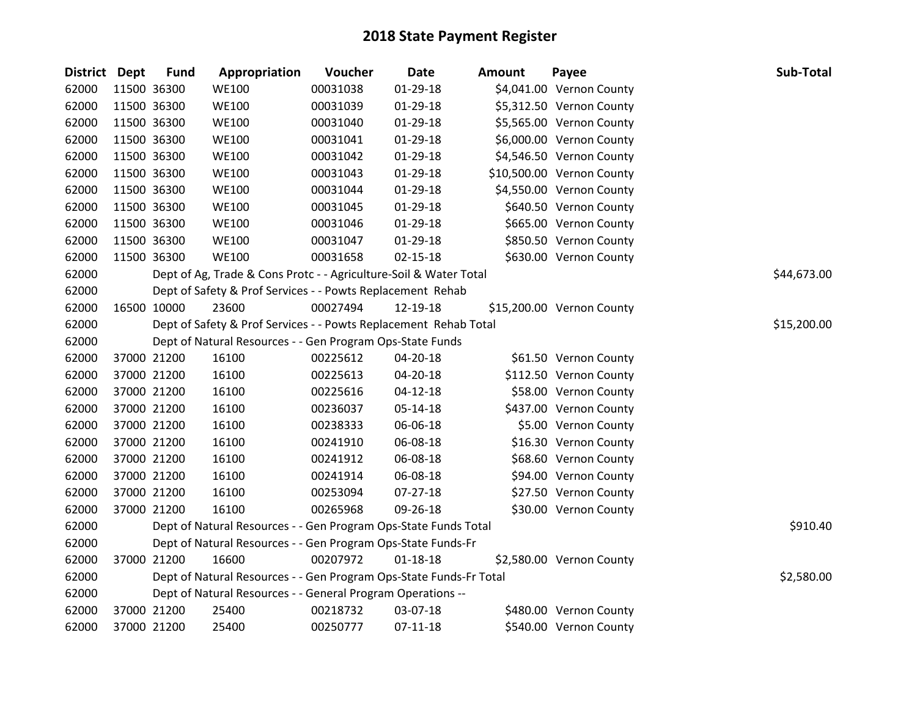# 2018 State Payment Register

| District | Dept | Fund | Appropriation | Voucher | Date | Amount | Payee | Sub-Total |
|---|---|---|---|---|---|---|---|---|
| 62000 | 11500 | 36300 | WE100 | 00031038 | 01-29-18 | $4,041.00 | Vernon County | |
| 62000 | 11500 | 36300 | WE100 | 00031039 | 01-29-18 | $5,312.50 | Vernon County | |
| 62000 | 11500 | 36300 | WE100 | 00031040 | 01-29-18 | $5,565.00 | Vernon County | |
| 62000 | 11500 | 36300 | WE100 | 00031041 | 01-29-18 | $6,000.00 | Vernon County | |
| 62000 | 11500 | 36300 | WE100 | 00031042 | 01-29-18 | $4,546.50 | Vernon County | |
| 62000 | 11500 | 36300 | WE100 | 00031043 | 01-29-18 | $10,500.00 | Vernon County | |
| 62000 | 11500 | 36300 | WE100 | 00031044 | 01-29-18 | $4,550.00 | Vernon County | |
| 62000 | 11500 | 36300 | WE100 | 00031045 | 01-29-18 | $640.50 | Vernon County | |
| 62000 | 11500 | 36300 | WE100 | 00031046 | 01-29-18 | $665.00 | Vernon County | |
| 62000 | 11500 | 36300 | WE100 | 00031047 | 01-29-18 | $850.50 | Vernon County | |
| 62000 | 11500 | 36300 | WE100 | 00031658 | 02-15-18 | $630.00 | Vernon County | |
| 62000 | | Dept of Ag, Trade & Cons Protc - - Agriculture-Soil & Water Total | | | | | | $44,673.00 |
| 62000 | | Dept of Safety & Prof Services - - Powts Replacement Rehab | | | | | | |
| 62000 | 16500 | 10000 | 23600 | 00027494 | 12-19-18 | $15,200.00 | Vernon County | |
| 62000 | | Dept of Safety & Prof Services - - Powts Replacement Rehab Total | | | | | | $15,200.00 |
| 62000 | | Dept of Natural Resources - - Gen Program Ops-State Funds | | | | | | |
| 62000 | 37000 | 21200 | 16100 | 00225612 | 04-20-18 | $61.50 | Vernon County | |
| 62000 | 37000 | 21200 | 16100 | 00225613 | 04-20-18 | $112.50 | Vernon County | |
| 62000 | 37000 | 21200 | 16100 | 00225616 | 04-12-18 | $58.00 | Vernon County | |
| 62000 | 37000 | 21200 | 16100 | 00236037 | 05-14-18 | $437.00 | Vernon County | |
| 62000 | 37000 | 21200 | 16100 | 00238333 | 06-06-18 | $5.00 | Vernon County | |
| 62000 | 37000 | 21200 | 16100 | 00241910 | 06-08-18 | $16.30 | Vernon County | |
| 62000 | 37000 | 21200 | 16100 | 00241912 | 06-08-18 | $68.60 | Vernon County | |
| 62000 | 37000 | 21200 | 16100 | 00241914 | 06-08-18 | $94.00 | Vernon County | |
| 62000 | 37000 | 21200 | 16100 | 00253094 | 07-27-18 | $27.50 | Vernon County | |
| 62000 | 37000 | 21200 | 16100 | 00265968 | 09-26-18 | $30.00 | Vernon County | |
| 62000 | | Dept of Natural Resources - - Gen Program Ops-State Funds Total | | | | | | $910.40 |
| 62000 | | Dept of Natural Resources - - Gen Program Ops-State Funds-Fr | | | | | | |
| 62000 | 37000 | 21200 | 16600 | 00207972 | 01-18-18 | $2,580.00 | Vernon County | |
| 62000 | | Dept of Natural Resources - - Gen Program Ops-State Funds-Fr Total | | | | | | $2,580.00 |
| 62000 | | Dept of Natural Resources - - General Program Operations -- | | | | | | |
| 62000 | 37000 | 21200 | 25400 | 00218732 | 03-07-18 | $480.00 | Vernon County | |
| 62000 | 37000 | 21200 | 25400 | 00250777 | 07-11-18 | $540.00 | Vernon County | |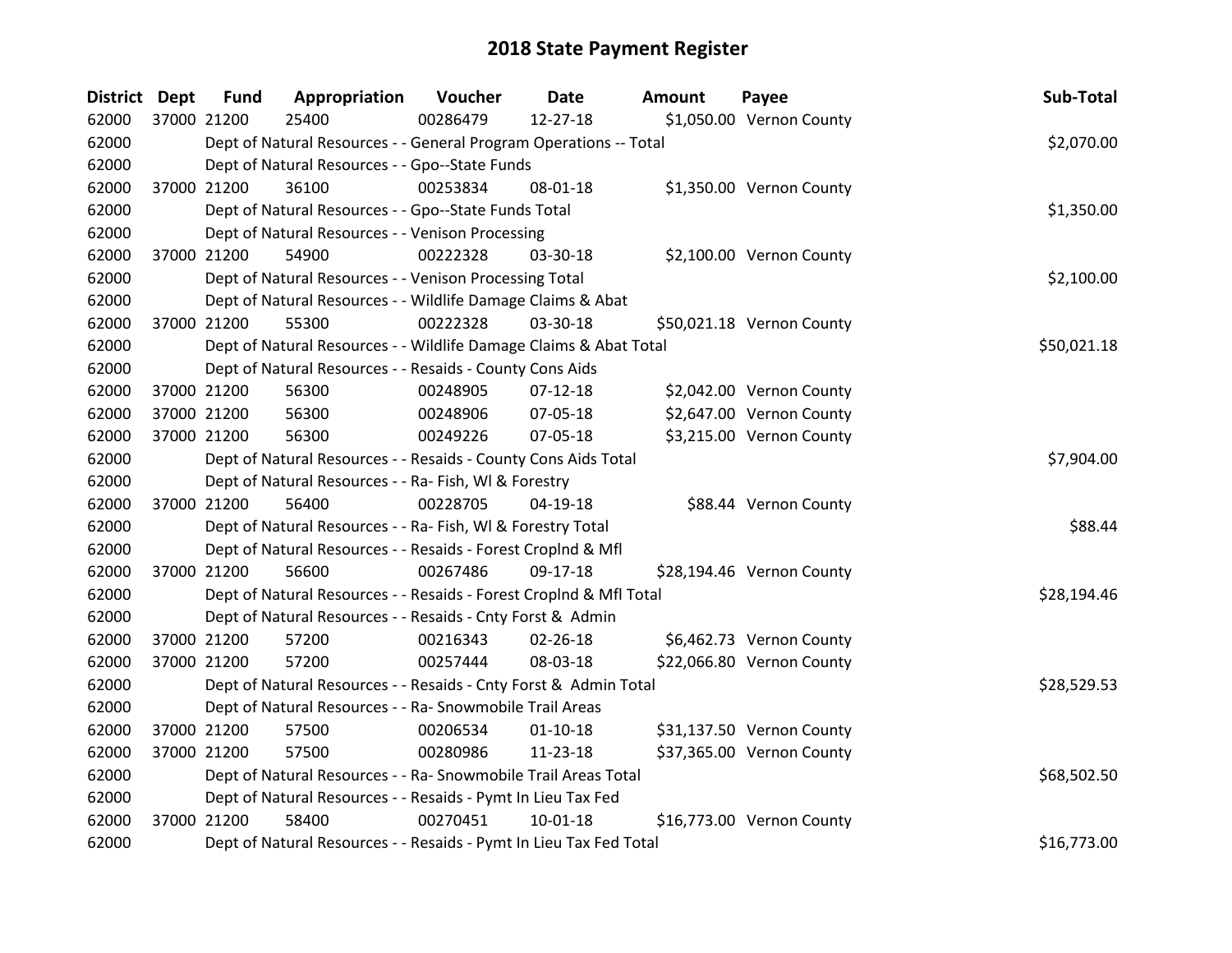# 2018 State Payment Register

| District | Dept | Fund | Appropriation | Voucher | Date | Amount | Payee | Sub-Total |
|---|---|---|---|---|---|---|---|---|
| 62000 | 37000 | 21200 | 25400 | 00286479 | 12-27-18 | $1,050.00 | Vernon County | |
| 62000 | | Dept of Natural Resources - - General Program Operations -- Total | | | | | | $2,070.00 |
| 62000 | | Dept of Natural Resources - - Gpo--State Funds | | | | | | |
| 62000 | 37000 | 21200 | 36100 | 00253834 | 08-01-18 | $1,350.00 | Vernon County | |
| 62000 | | Dept of Natural Resources - - Gpo--State Funds Total | | | | | | $1,350.00 |
| 62000 | | Dept of Natural Resources - - Venison Processing | | | | | | |
| 62000 | 37000 | 21200 | 54900 | 00222328 | 03-30-18 | $2,100.00 | Vernon County | |
| 62000 | | Dept of Natural Resources - - Venison Processing Total | | | | | | $2,100.00 |
| 62000 | | Dept of Natural Resources - - Wildlife Damage Claims & Abat | | | | | | |
| 62000 | 37000 | 21200 | 55300 | 00222328 | 03-30-18 | $50,021.18 | Vernon County | |
| 62000 | | Dept of Natural Resources - - Wildlife Damage Claims & Abat Total | | | | | | $50,021.18 |
| 62000 | | Dept of Natural Resources - - Resaids - County Cons Aids | | | | | | |
| 62000 | 37000 | 21200 | 56300 | 00248905 | 07-12-18 | $2,042.00 | Vernon County | |
| 62000 | 37000 | 21200 | 56300 | 00248906 | 07-05-18 | $2,647.00 | Vernon County | |
| 62000 | 37000 | 21200 | 56300 | 00249226 | 07-05-18 | $3,215.00 | Vernon County | |
| 62000 | | Dept of Natural Resources - - Resaids - County Cons Aids Total | | | | | | $7,904.00 |
| 62000 | | Dept of Natural Resources - - Ra- Fish, Wl & Forestry | | | | | | |
| 62000 | 37000 | 21200 | 56400 | 00228705 | 04-19-18 | $88.44 | Vernon County | |
| 62000 | | Dept of Natural Resources - - Ra- Fish, Wl & Forestry Total | | | | | | $88.44 |
| 62000 | | Dept of Natural Resources - - Resaids - Forest Croplnd & Mfl | | | | | | |
| 62000 | 37000 | 21200 | 56600 | 00267486 | 09-17-18 | $28,194.46 | Vernon County | |
| 62000 | | Dept of Natural Resources - - Resaids - Forest Croplnd & Mfl Total | | | | | | $28,194.46 |
| 62000 | | Dept of Natural Resources - - Resaids - Cnty Forst & Admin | | | | | | |
| 62000 | 37000 | 21200 | 57200 | 00216343 | 02-26-18 | $6,462.73 | Vernon County | |
| 62000 | 37000 | 21200 | 57200 | 00257444 | 08-03-18 | $22,066.80 | Vernon County | |
| 62000 | | Dept of Natural Resources - - Resaids - Cnty Forst & Admin Total | | | | | | $28,529.53 |
| 62000 | | Dept of Natural Resources - - Ra- Snowmobile Trail Areas | | | | | | |
| 62000 | 37000 | 21200 | 57500 | 00206534 | 01-10-18 | $31,137.50 | Vernon County | |
| 62000 | 37000 | 21200 | 57500 | 00280986 | 11-23-18 | $37,365.00 | Vernon County | |
| 62000 | | Dept of Natural Resources - - Ra- Snowmobile Trail Areas Total | | | | | | $68,502.50 |
| 62000 | | Dept of Natural Resources - - Resaids - Pymt In Lieu Tax Fed | | | | | | |
| 62000 | 37000 | 21200 | 58400 | 00270451 | 10-01-18 | $16,773.00 | Vernon County | |
| 62000 | | Dept of Natural Resources - - Resaids - Pymt In Lieu Tax Fed Total | | | | | | $16,773.00 |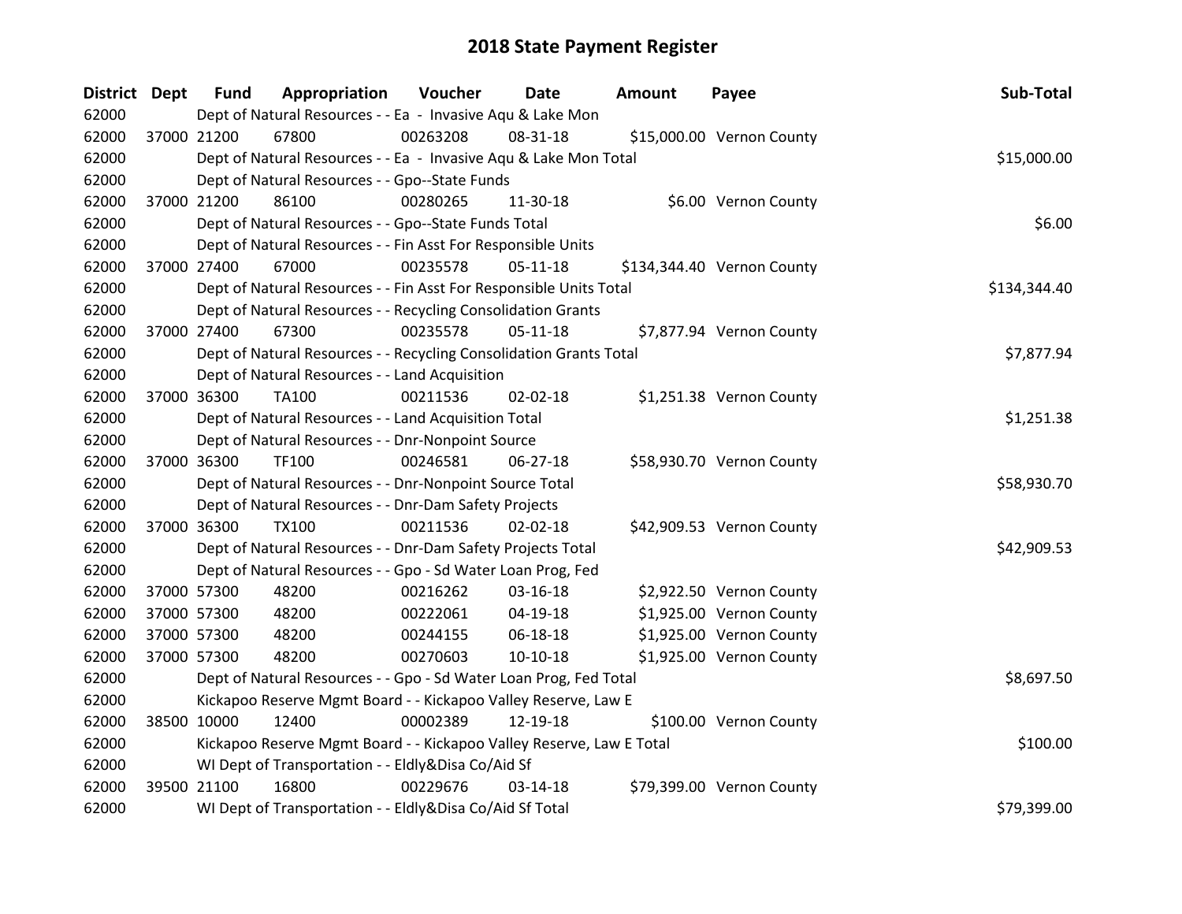# 2018 State Payment Register

| District | Dept | Fund | Appropriation | Voucher | Date | Amount | Payee | Sub-Total |
|---|---|---|---|---|---|---|---|---|
| 62000 | | Dept of Natural Resources - - Ea - Invasive Aqu & Lake Mon | | | | | | |
| 62000 | 37000 | 21200 | 67800 | 00263208 | 08-31-18 | $15,000.00 | Vernon County | |
| 62000 | | Dept of Natural Resources - - Ea - Invasive Aqu & Lake Mon Total | | | | | | $15,000.00 |
| 62000 | | Dept of Natural Resources - - Gpo--State Funds | | | | | | |
| 62000 | 37000 | 21200 | 86100 | 00280265 | 11-30-18 | $6.00 | Vernon County | |
| 62000 | | Dept of Natural Resources - - Gpo--State Funds Total | | | | | | $6.00 |
| 62000 | | Dept of Natural Resources - - Fin Asst For Responsible Units | | | | | | |
| 62000 | 37000 | 27400 | 67000 | 00235578 | 05-11-18 | $134,344.40 | Vernon County | |
| 62000 | | Dept of Natural Resources - - Fin Asst For Responsible Units Total | | | | | | $134,344.40 |
| 62000 | | Dept of Natural Resources - - Recycling Consolidation Grants | | | | | | |
| 62000 | 37000 | 27400 | 67300 | 00235578 | 05-11-18 | $7,877.94 | Vernon County | |
| 62000 | | Dept of Natural Resources - - Recycling Consolidation Grants Total | | | | | | $7,877.94 |
| 62000 | | Dept of Natural Resources - - Land Acquisition | | | | | | |
| 62000 | 37000 | 36300 | TA100 | 00211536 | 02-02-18 | $1,251.38 | Vernon County | |
| 62000 | | Dept of Natural Resources - - Land Acquisition Total | | | | | | $1,251.38 |
| 62000 | | Dept of Natural Resources - - Dnr-Nonpoint Source | | | | | | |
| 62000 | 37000 | 36300 | TF100 | 00246581 | 06-27-18 | $58,930.70 | Vernon County | |
| 62000 | | Dept of Natural Resources - - Dnr-Nonpoint Source Total | | | | | | $58,930.70 |
| 62000 | | Dept of Natural Resources - - Dnr-Dam Safety Projects | | | | | | |
| 62000 | 37000 | 36300 | TX100 | 00211536 | 02-02-18 | $42,909.53 | Vernon County | |
| 62000 | | Dept of Natural Resources - - Dnr-Dam Safety Projects Total | | | | | | $42,909.53 |
| 62000 | | Dept of Natural Resources - - Gpo - Sd Water Loan Prog, Fed | | | | | | |
| 62000 | 37000 | 57300 | 48200 | 00216262 | 03-16-18 | $2,922.50 | Vernon County | |
| 62000 | 37000 | 57300 | 48200 | 00222061 | 04-19-18 | $1,925.00 | Vernon County | |
| 62000 | 37000 | 57300 | 48200 | 00244155 | 06-18-18 | $1,925.00 | Vernon County | |
| 62000 | 37000 | 57300 | 48200 | 00270603 | 10-10-18 | $1,925.00 | Vernon County | |
| 62000 | | Dept of Natural Resources - - Gpo - Sd Water Loan Prog, Fed Total | | | | | | $8,697.50 |
| 62000 | | Kickapoo Reserve Mgmt Board - - Kickapoo Valley Reserve, Law E | | | | | | |
| 62000 | 38500 | 10000 | 12400 | 00002389 | 12-19-18 | $100.00 | Vernon County | |
| 62000 | | Kickapoo Reserve Mgmt Board - - Kickapoo Valley Reserve, Law E Total | | | | | | $100.00 |
| 62000 | | WI Dept of Transportation - - Eldly&Disa Co/Aid Sf | | | | | | |
| 62000 | 39500 | 21100 | 16800 | 00229676 | 03-14-18 | $79,399.00 | Vernon County | |
| 62000 | | WI Dept of Transportation - - Eldly&Disa Co/Aid Sf Total | | | | | | $79,399.00 |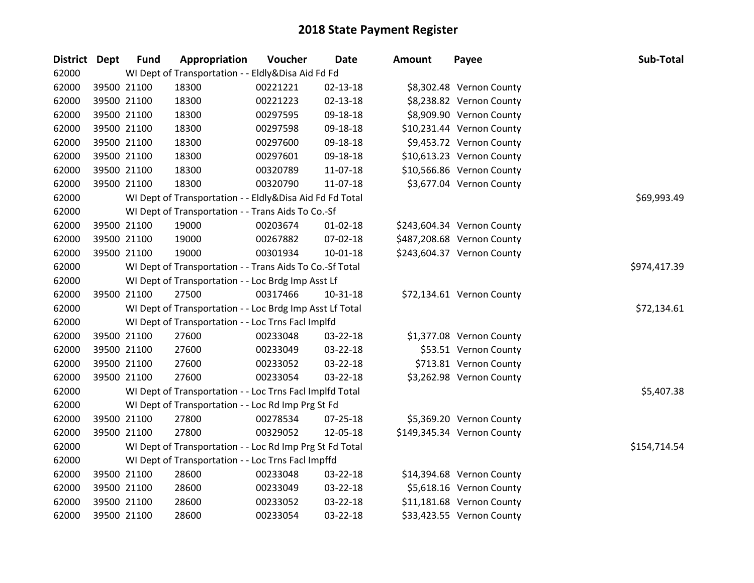# 2018 State Payment Register

| District | Dept | Fund | Appropriation | Voucher | Date | Amount | Payee | Sub-Total |
|---|---|---|---|---|---|---|---|---|
| 62000 | | WI Dept of Transportation - - Eldly&Disa Aid Fd Fd | | | | | | |
| 62000 | 39500 | 21100 | 18300 | 00221221 | 02-13-18 | $8,302.48 | Vernon County | |
| 62000 | 39500 | 21100 | 18300 | 00221223 | 02-13-18 | $8,238.82 | Vernon County | |
| 62000 | 39500 | 21100 | 18300 | 00297595 | 09-18-18 | $8,909.90 | Vernon County | |
| 62000 | 39500 | 21100 | 18300 | 00297598 | 09-18-18 | $10,231.44 | Vernon County | |
| 62000 | 39500 | 21100 | 18300 | 00297600 | 09-18-18 | $9,453.72 | Vernon County | |
| 62000 | 39500 | 21100 | 18300 | 00297601 | 09-18-18 | $10,613.23 | Vernon County | |
| 62000 | 39500 | 21100 | 18300 | 00320789 | 11-07-18 | $10,566.86 | Vernon County | |
| 62000 | 39500 | 21100 | 18300 | 00320790 | 11-07-18 | $3,677.04 | Vernon County | |
| 62000 | | WI Dept of Transportation - - Eldly&Disa Aid Fd Fd Total | | | | | | $69,993.49 |
| 62000 | | WI Dept of Transportation - - Trans Aids To Co.-Sf | | | | | | |
| 62000 | 39500 | 21100 | 19000 | 00203674 | 01-02-18 | $243,604.34 | Vernon County | |
| 62000 | 39500 | 21100 | 19000 | 00267882 | 07-02-18 | $487,208.68 | Vernon County | |
| 62000 | 39500 | 21100 | 19000 | 00301934 | 10-01-18 | $243,604.37 | Vernon County | |
| 62000 | | WI Dept of Transportation - - Trans Aids To Co.-Sf Total | | | | | | $974,417.39 |
| 62000 | | WI Dept of Transportation - - Loc Brdg Imp Asst Lf | | | | | | |
| 62000 | 39500 | 21100 | 27500 | 00317466 | 10-31-18 | $72,134.61 | Vernon County | |
| 62000 | | WI Dept of Transportation - - Loc Brdg Imp Asst Lf Total | | | | | | $72,134.61 |
| 62000 | | WI Dept of Transportation - - Loc Trns Facl Implfd | | | | | | |
| 62000 | 39500 | 21100 | 27600 | 00233048 | 03-22-18 | $1,377.08 | Vernon County | |
| 62000 | 39500 | 21100 | 27600 | 00233049 | 03-22-18 | $53.51 | Vernon County | |
| 62000 | 39500 | 21100 | 27600 | 00233052 | 03-22-18 | $713.81 | Vernon County | |
| 62000 | 39500 | 21100 | 27600 | 00233054 | 03-22-18 | $3,262.98 | Vernon County | |
| 62000 | | WI Dept of Transportation - - Loc Trns Facl Implfd Total | | | | | | $5,407.38 |
| 62000 | | WI Dept of Transportation - - Loc Rd Imp Prg St Fd | | | | | | |
| 62000 | 39500 | 21100 | 27800 | 00278534 | 07-25-18 | $5,369.20 | Vernon County | |
| 62000 | 39500 | 21100 | 27800 | 00329052 | 12-05-18 | $149,345.34 | Vernon County | |
| 62000 | | WI Dept of Transportation - - Loc Rd Imp Prg St Fd Total | | | | | | $154,714.54 |
| 62000 | | WI Dept of Transportation - - Loc Trns Facl Impffd | | | | | | |
| 62000 | 39500 | 21100 | 28600 | 00233048 | 03-22-18 | $14,394.68 | Vernon County | |
| 62000 | 39500 | 21100 | 28600 | 00233049 | 03-22-18 | $5,618.16 | Vernon County | |
| 62000 | 39500 | 21100 | 28600 | 00233052 | 03-22-18 | $11,181.68 | Vernon County | |
| 62000 | 39500 | 21100 | 28600 | 00233054 | 03-22-18 | $33,423.55 | Vernon County | |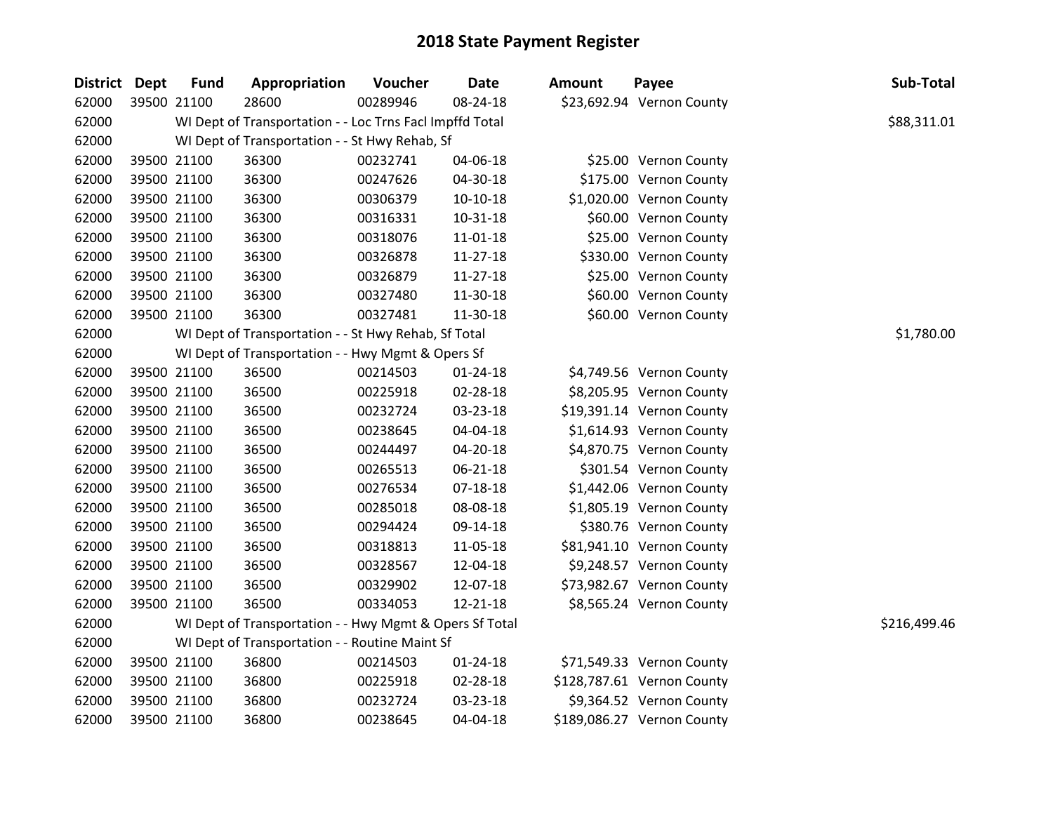# 2018 State Payment Register

| District | Dept | Fund | Appropriation | Voucher | Date | Amount | Payee | Sub-Total |
|---|---|---|---|---|---|---|---|---|
| 62000 | 39500 | 21100 | 28600 | 00289946 | 08-24-18 | $23,692.94 | Vernon County | |
| 62000 | | WI Dept of Transportation - - Loc Trns Facl Impffd Total | | | | | | $88,311.01 |
| 62000 | | WI Dept of Transportation - - St Hwy Rehab, Sf | | | | | | |
| 62000 | 39500 | 21100 | 36300 | 00232741 | 04-06-18 | $25.00 | Vernon County | |
| 62000 | 39500 | 21100 | 36300 | 00247626 | 04-30-18 | $175.00 | Vernon County | |
| 62000 | 39500 | 21100 | 36300 | 00306379 | 10-10-18 | $1,020.00 | Vernon County | |
| 62000 | 39500 | 21100 | 36300 | 00316331 | 10-31-18 | $60.00 | Vernon County | |
| 62000 | 39500 | 21100 | 36300 | 00318076 | 11-01-18 | $25.00 | Vernon County | |
| 62000 | 39500 | 21100 | 36300 | 00326878 | 11-27-18 | $330.00 | Vernon County | |
| 62000 | 39500 | 21100 | 36300 | 00326879 | 11-27-18 | $25.00 | Vernon County | |
| 62000 | 39500 | 21100 | 36300 | 00327480 | 11-30-18 | $60.00 | Vernon County | |
| 62000 | 39500 | 21100 | 36300 | 00327481 | 11-30-18 | $60.00 | Vernon County | |
| 62000 | | WI Dept of Transportation - - St Hwy Rehab, Sf Total | | | | | | $1,780.00 |
| 62000 | | WI Dept of Transportation - - Hwy Mgmt & Opers Sf | | | | | | |
| 62000 | 39500 | 21100 | 36500 | 00214503 | 01-24-18 | $4,749.56 | Vernon County | |
| 62000 | 39500 | 21100 | 36500 | 00225918 | 02-28-18 | $8,205.95 | Vernon County | |
| 62000 | 39500 | 21100 | 36500 | 00232724 | 03-23-18 | $19,391.14 | Vernon County | |
| 62000 | 39500 | 21100 | 36500 | 00238645 | 04-04-18 | $1,614.93 | Vernon County | |
| 62000 | 39500 | 21100 | 36500 | 00244497 | 04-20-18 | $4,870.75 | Vernon County | |
| 62000 | 39500 | 21100 | 36500 | 00265513 | 06-21-18 | $301.54 | Vernon County | |
| 62000 | 39500 | 21100 | 36500 | 00276534 | 07-18-18 | $1,442.06 | Vernon County | |
| 62000 | 39500 | 21100 | 36500 | 00285018 | 08-08-18 | $1,805.19 | Vernon County | |
| 62000 | 39500 | 21100 | 36500 | 00294424 | 09-14-18 | $380.76 | Vernon County | |
| 62000 | 39500 | 21100 | 36500 | 00318813 | 11-05-18 | $81,941.10 | Vernon County | |
| 62000 | 39500 | 21100 | 36500 | 00328567 | 12-04-18 | $9,248.57 | Vernon County | |
| 62000 | 39500 | 21100 | 36500 | 00329902 | 12-07-18 | $73,982.67 | Vernon County | |
| 62000 | 39500 | 21100 | 36500 | 00334053 | 12-21-18 | $8,565.24 | Vernon County | |
| 62000 | | WI Dept of Transportation - - Hwy Mgmt & Opers Sf Total | | | | | | $216,499.46 |
| 62000 | | WI Dept of Transportation - - Routine Maint Sf | | | | | | |
| 62000 | 39500 | 21100 | 36800 | 00214503 | 01-24-18 | $71,549.33 | Vernon County | |
| 62000 | 39500 | 21100 | 36800 | 00225918 | 02-28-18 | $128,787.61 | Vernon County | |
| 62000 | 39500 | 21100 | 36800 | 00232724 | 03-23-18 | $9,364.52 | Vernon County | |
| 62000 | 39500 | 21100 | 36800 | 00238645 | 04-04-18 | $189,086.27 | Vernon County | |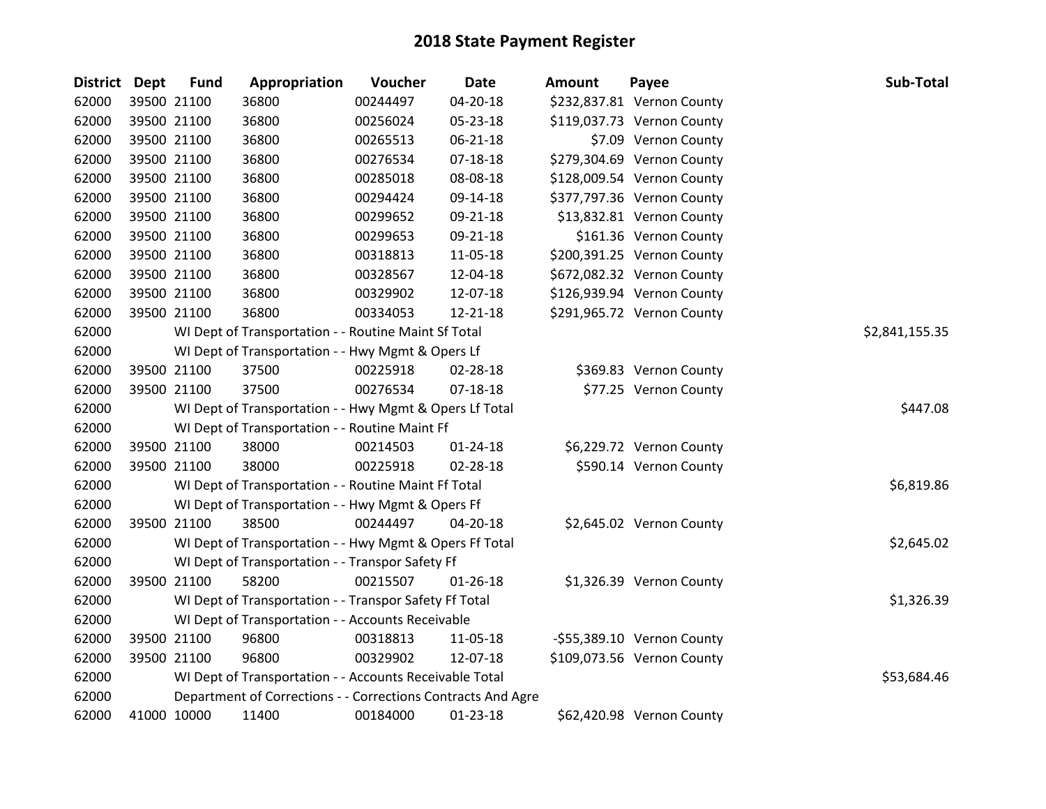# 2018 State Payment Register

| District | Dept | Fund | Appropriation | Voucher | Date | Amount | Payee | Sub-Total |
|---|---|---|---|---|---|---|---|---|
| 62000 | 39500 | 21100 | 36800 | 00244497 | 04-20-18 | $232,837.81 | Vernon County | |
| 62000 | 39500 | 21100 | 36800 | 00256024 | 05-23-18 | $119,037.73 | Vernon County | |
| 62000 | 39500 | 21100 | 36800 | 00265513 | 06-21-18 | $7.09 | Vernon County | |
| 62000 | 39500 | 21100 | 36800 | 00276534 | 07-18-18 | $279,304.69 | Vernon County | |
| 62000 | 39500 | 21100 | 36800 | 00285018 | 08-08-18 | $128,009.54 | Vernon County | |
| 62000 | 39500 | 21100 | 36800 | 00294424 | 09-14-18 | $377,797.36 | Vernon County | |
| 62000 | 39500 | 21100 | 36800 | 00299652 | 09-21-18 | $13,832.81 | Vernon County | |
| 62000 | 39500 | 21100 | 36800 | 00299653 | 09-21-18 | $161.36 | Vernon County | |
| 62000 | 39500 | 21100 | 36800 | 00318813 | 11-05-18 | $200,391.25 | Vernon County | |
| 62000 | 39500 | 21100 | 36800 | 00328567 | 12-04-18 | $672,082.32 | Vernon County | |
| 62000 | 39500 | 21100 | 36800 | 00329902 | 12-07-18 | $126,939.94 | Vernon County | |
| 62000 | 39500 | 21100 | 36800 | 00334053 | 12-21-18 | $291,965.72 | Vernon County | |
| 62000 | | | WI Dept of Transportation - - Routine Maint Sf Total | | | | | $2,841,155.35 |
| 62000 | | | WI Dept of Transportation - - Hwy Mgmt & Opers Lf | | | | | |
| 62000 | 39500 | 21100 | 37500 | 00225918 | 02-28-18 | $369.83 | Vernon County | |
| 62000 | 39500 | 21100 | 37500 | 00276534 | 07-18-18 | $77.25 | Vernon County | |
| 62000 | | | WI Dept of Transportation - - Hwy Mgmt & Opers Lf Total | | | | | $447.08 |
| 62000 | | | WI Dept of Transportation - - Routine Maint Ff | | | | | |
| 62000 | 39500 | 21100 | 38000 | 00214503 | 01-24-18 | $6,229.72 | Vernon County | |
| 62000 | 39500 | 21100 | 38000 | 00225918 | 02-28-18 | $590.14 | Vernon County | |
| 62000 | | | WI Dept of Transportation - - Routine Maint Ff Total | | | | | $6,819.86 |
| 62000 | | | WI Dept of Transportation - - Hwy Mgmt & Opers Ff | | | | | |
| 62000 | 39500 | 21100 | 38500 | 00244497 | 04-20-18 | $2,645.02 | Vernon County | |
| 62000 | | | WI Dept of Transportation - - Hwy Mgmt & Opers Ff Total | | | | | $2,645.02 |
| 62000 | | | WI Dept of Transportation - - Transpor Safety Ff | | | | | |
| 62000 | 39500 | 21100 | 58200 | 00215507 | 01-26-18 | $1,326.39 | Vernon County | |
| 62000 | | | WI Dept of Transportation - - Transpor Safety Ff Total | | | | | $1,326.39 |
| 62000 | | | WI Dept of Transportation - - Accounts Receivable | | | | | |
| 62000 | 39500 | 21100 | 96800 | 00318813 | 11-05-18 | -$55,389.10 | Vernon County | |
| 62000 | 39500 | 21100 | 96800 | 00329902 | 12-07-18 | $109,073.56 | Vernon County | |
| 62000 | | | WI Dept of Transportation - - Accounts Receivable Total | | | | | $53,684.46 |
| 62000 | | | Department of Corrections - - Corrections Contracts And Agre | | | | | |
| 62000 | 41000 | 10000 | 11400 | 00184000 | 01-23-18 | $62,420.98 | Vernon County | |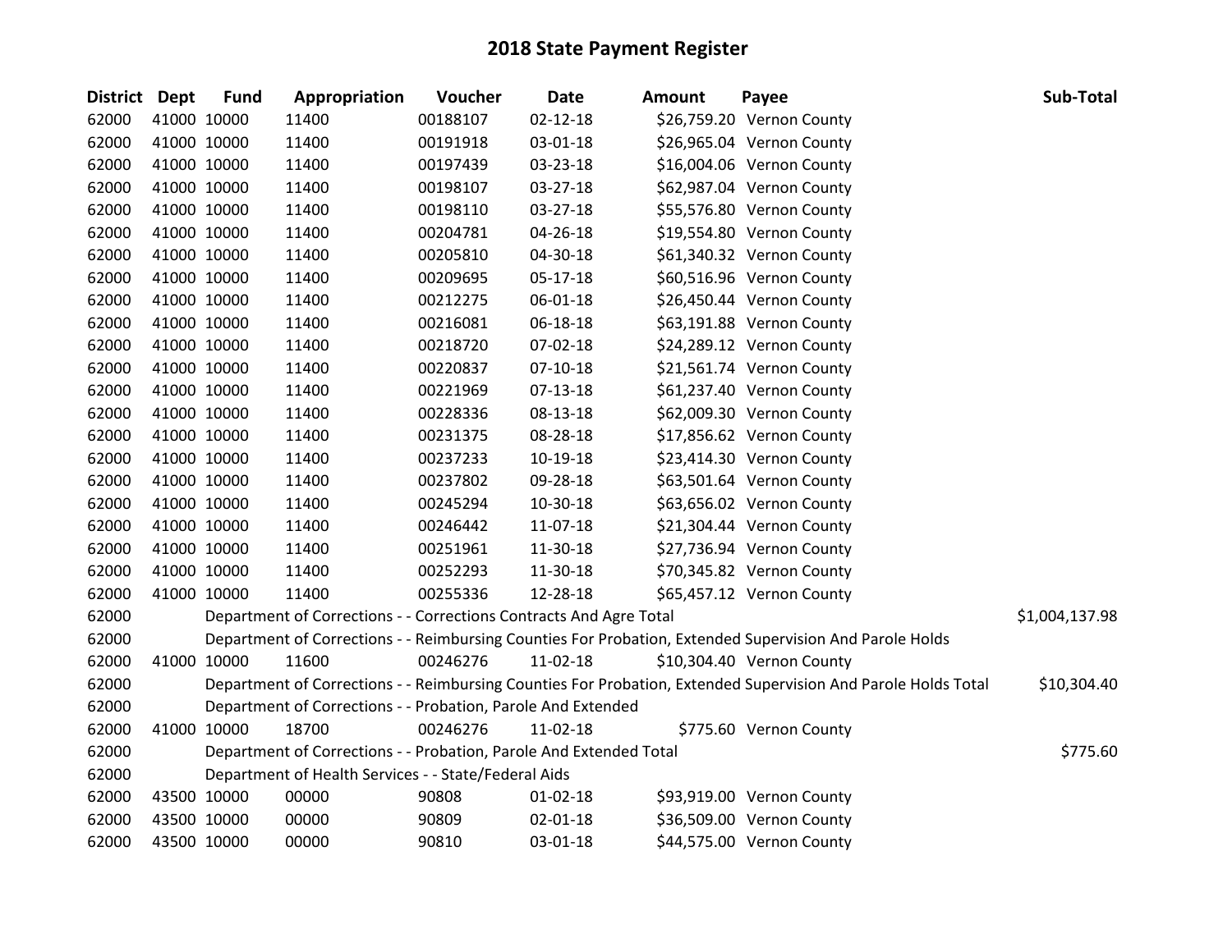# 2018 State Payment Register

| District | Dept | Fund | Appropriation | Voucher | Date | Amount | Payee | Sub-Total |
|---|---|---|---|---|---|---|---|---|
| 62000 | 41000 | 10000 | 11400 | 00188107 | 02-12-18 | $26,759.20 | Vernon County | |
| 62000 | 41000 | 10000 | 11400 | 00191918 | 03-01-18 | $26,965.04 | Vernon County | |
| 62000 | 41000 | 10000 | 11400 | 00197439 | 03-23-18 | $16,004.06 | Vernon County | |
| 62000 | 41000 | 10000 | 11400 | 00198107 | 03-27-18 | $62,987.04 | Vernon County | |
| 62000 | 41000 | 10000 | 11400 | 00198110 | 03-27-18 | $55,576.80 | Vernon County | |
| 62000 | 41000 | 10000 | 11400 | 00204781 | 04-26-18 | $19,554.80 | Vernon County | |
| 62000 | 41000 | 10000 | 11400 | 00205810 | 04-30-18 | $61,340.32 | Vernon County | |
| 62000 | 41000 | 10000 | 11400 | 00209695 | 05-17-18 | $60,516.96 | Vernon County | |
| 62000 | 41000 | 10000 | 11400 | 00212275 | 06-01-18 | $26,450.44 | Vernon County | |
| 62000 | 41000 | 10000 | 11400 | 00216081 | 06-18-18 | $63,191.88 | Vernon County | |
| 62000 | 41000 | 10000 | 11400 | 00218720 | 07-02-18 | $24,289.12 | Vernon County | |
| 62000 | 41000 | 10000 | 11400 | 00220837 | 07-10-18 | $21,561.74 | Vernon County | |
| 62000 | 41000 | 10000 | 11400 | 00221969 | 07-13-18 | $61,237.40 | Vernon County | |
| 62000 | 41000 | 10000 | 11400 | 00228336 | 08-13-18 | $62,009.30 | Vernon County | |
| 62000 | 41000 | 10000 | 11400 | 00231375 | 08-28-18 | $17,856.62 | Vernon County | |
| 62000 | 41000 | 10000 | 11400 | 00237233 | 10-19-18 | $23,414.30 | Vernon County | |
| 62000 | 41000 | 10000 | 11400 | 00237802 | 09-28-18 | $63,501.64 | Vernon County | |
| 62000 | 41000 | 10000 | 11400 | 00245294 | 10-30-18 | $63,656.02 | Vernon County | |
| 62000 | 41000 | 10000 | 11400 | 00246442 | 11-07-18 | $21,304.44 | Vernon County | |
| 62000 | 41000 | 10000 | 11400 | 00251961 | 11-30-18 | $27,736.94 | Vernon County | |
| 62000 | 41000 | 10000 | 11400 | 00252293 | 11-30-18 | $70,345.82 | Vernon County | |
| 62000 | 41000 | 10000 | 11400 | 00255336 | 12-28-18 | $65,457.12 | Vernon County | |
| 62000 | | | Department of Corrections - - Corrections Contracts And Agre Total | | | | | $1,004,137.98 |
| 62000 | | | Department of Corrections - - Reimbursing Counties For Probation, Extended Supervision And Parole Holds | | | | | |
| 62000 | 41000 | 10000 | 11600 | 00246276 | 11-02-18 | $10,304.40 | Vernon County | |
| 62000 | | | Department of Corrections - - Reimbursing Counties For Probation, Extended Supervision And Parole Holds Total | | | | | $10,304.40 |
| 62000 | | | Department of Corrections - - Probation, Parole And Extended | | | | | |
| 62000 | 41000 | 10000 | 18700 | 00246276 | 11-02-18 | $775.60 | Vernon County | |
| 62000 | | | Department of Corrections - - Probation, Parole And Extended Total | | | | | $775.60 |
| 62000 | | | Department of Health Services - - State/Federal Aids | | | | | |
| 62000 | 43500 | 10000 | 00000 | 90808 | 01-02-18 | $93,919.00 | Vernon County | |
| 62000 | 43500 | 10000 | 00000 | 90809 | 02-01-18 | $36,509.00 | Vernon County | |
| 62000 | 43500 | 10000 | 00000 | 90810 | 03-01-18 | $44,575.00 | Vernon County | |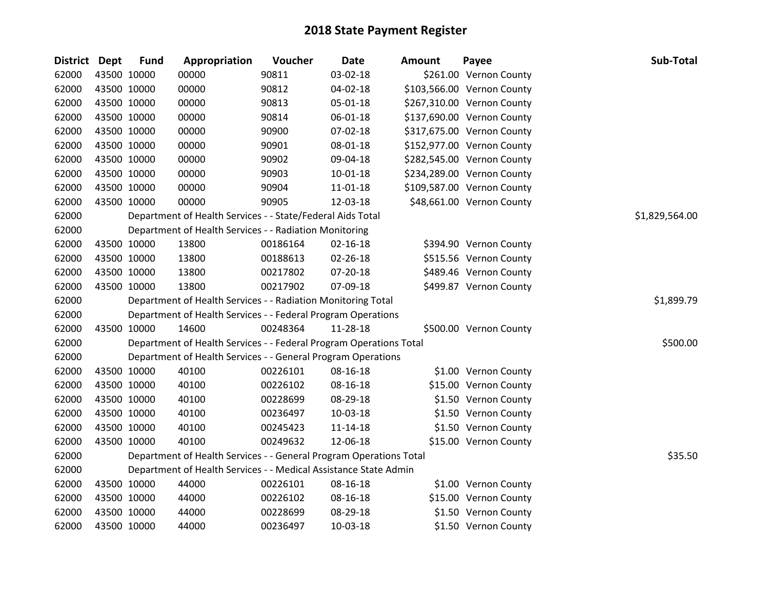# 2018 State Payment Register

| District | Dept | Fund | Appropriation | Voucher | Date | Amount | Payee | Sub-Total |
|---|---|---|---|---|---|---|---|---|
| 62000 | 43500 | 10000 | 00000 | 90811 | 03-02-18 | $261.00 | Vernon County | |
| 62000 | 43500 | 10000 | 00000 | 90812 | 04-02-18 | $103,566.00 | Vernon County | |
| 62000 | 43500 | 10000 | 00000 | 90813 | 05-01-18 | $267,310.00 | Vernon County | |
| 62000 | 43500 | 10000 | 00000 | 90814 | 06-01-18 | $137,690.00 | Vernon County | |
| 62000 | 43500 | 10000 | 00000 | 90900 | 07-02-18 | $317,675.00 | Vernon County | |
| 62000 | 43500 | 10000 | 00000 | 90901 | 08-01-18 | $152,977.00 | Vernon County | |
| 62000 | 43500 | 10000 | 00000 | 90902 | 09-04-18 | $282,545.00 | Vernon County | |
| 62000 | 43500 | 10000 | 00000 | 90903 | 10-01-18 | $234,289.00 | Vernon County | |
| 62000 | 43500 | 10000 | 00000 | 90904 | 11-01-18 | $109,587.00 | Vernon County | |
| 62000 | 43500 | 10000 | 00000 | 90905 | 12-03-18 | $48,661.00 | Vernon County | |
| 62000 | | Department of Health Services - - State/Federal Aids Total | | | | | | $1,829,564.00 |
| 62000 | | Department of Health Services - - Radiation Monitoring | | | | | | |
| 62000 | 43500 | 10000 | 13800 | 00186164 | 02-16-18 | $394.90 | Vernon County | |
| 62000 | 43500 | 10000 | 13800 | 00188613 | 02-26-18 | $515.56 | Vernon County | |
| 62000 | 43500 | 10000 | 13800 | 00217802 | 07-20-18 | $489.46 | Vernon County | |
| 62000 | 43500 | 10000 | 13800 | 00217902 | 07-09-18 | $499.87 | Vernon County | |
| 62000 | | Department of Health Services - - Radiation Monitoring Total | | | | | | $1,899.79 |
| 62000 | | Department of Health Services - - Federal Program Operations | | | | | | |
| 62000 | 43500 | 10000 | 14600 | 00248364 | 11-28-18 | $500.00 | Vernon County | |
| 62000 | | Department of Health Services - - Federal Program Operations Total | | | | | | $500.00 |
| 62000 | | Department of Health Services - - General Program Operations | | | | | | |
| 62000 | 43500 | 10000 | 40100 | 00226101 | 08-16-18 | $1.00 | Vernon County | |
| 62000 | 43500 | 10000 | 40100 | 00226102 | 08-16-18 | $15.00 | Vernon County | |
| 62000 | 43500 | 10000 | 40100 | 00228699 | 08-29-18 | $1.50 | Vernon County | |
| 62000 | 43500 | 10000 | 40100 | 00236497 | 10-03-18 | $1.50 | Vernon County | |
| 62000 | 43500 | 10000 | 40100 | 00245423 | 11-14-18 | $1.50 | Vernon County | |
| 62000 | 43500 | 10000 | 40100 | 00249632 | 12-06-18 | $15.00 | Vernon County | |
| 62000 | | Department of Health Services - - General Program Operations Total | | | | | | $35.50 |
| 62000 | | Department of Health Services - - Medical Assistance State Admin | | | | | | |
| 62000 | 43500 | 10000 | 44000 | 00226101 | 08-16-18 | $1.00 | Vernon County | |
| 62000 | 43500 | 10000 | 44000 | 00226102 | 08-16-18 | $15.00 | Vernon County | |
| 62000 | 43500 | 10000 | 44000 | 00228699 | 08-29-18 | $1.50 | Vernon County | |
| 62000 | 43500 | 10000 | 44000 | 00236497 | 10-03-18 | $1.50 | Vernon County | |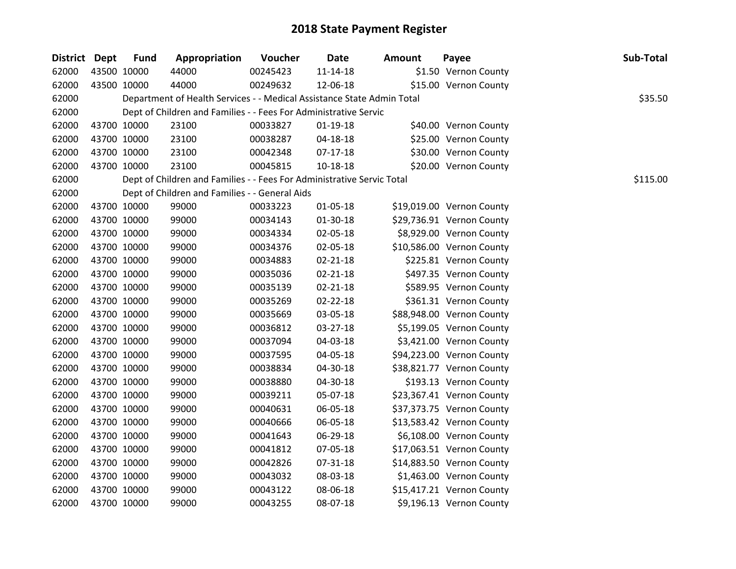# 2018 State Payment Register

| District | Dept | Fund | Appropriation | Voucher | Date | Amount | Payee | Sub-Total |
|---|---|---|---|---|---|---|---|---|
| 62000 | 43500 | 10000 | 44000 | 00245423 | 11-14-18 | $1.50 | Vernon County | |
| 62000 | 43500 | 10000 | 44000 | 00249632 | 12-06-18 | $15.00 | Vernon County | |
| 62000 | | Department of Health Services - - Medical Assistance State Admin Total | | | | | | $35.50 |
| 62000 | | Dept of Children and Families - - Fees For Administrative Servic | | | | | | |
| 62000 | 43700 | 10000 | 23100 | 00033827 | 01-19-18 | $40.00 | Vernon County | |
| 62000 | 43700 | 10000 | 23100 | 00038287 | 04-18-18 | $25.00 | Vernon County | |
| 62000 | 43700 | 10000 | 23100 | 00042348 | 07-17-18 | $30.00 | Vernon County | |
| 62000 | 43700 | 10000 | 23100 | 00045815 | 10-18-18 | $20.00 | Vernon County | |
| 62000 | | Dept of Children and Families - - Fees For Administrative Servic Total | | | | | | $115.00 |
| 62000 | | Dept of Children and Families - - General Aids | | | | | | |
| 62000 | 43700 | 10000 | 99000 | 00033223 | 01-05-18 | $19,019.00 | Vernon County | |
| 62000 | 43700 | 10000 | 99000 | 00034143 | 01-30-18 | $29,736.91 | Vernon County | |
| 62000 | 43700 | 10000 | 99000 | 00034334 | 02-05-18 | $8,929.00 | Vernon County | |
| 62000 | 43700 | 10000 | 99000 | 00034376 | 02-05-18 | $10,586.00 | Vernon County | |
| 62000 | 43700 | 10000 | 99000 | 00034883 | 02-21-18 | $225.81 | Vernon County | |
| 62000 | 43700 | 10000 | 99000 | 00035036 | 02-21-18 | $497.35 | Vernon County | |
| 62000 | 43700 | 10000 | 99000 | 00035139 | 02-21-18 | $589.95 | Vernon County | |
| 62000 | 43700 | 10000 | 99000 | 00035269 | 02-22-18 | $361.31 | Vernon County | |
| 62000 | 43700 | 10000 | 99000 | 00035669 | 03-05-18 | $88,948.00 | Vernon County | |
| 62000 | 43700 | 10000 | 99000 | 00036812 | 03-27-18 | $5,199.05 | Vernon County | |
| 62000 | 43700 | 10000 | 99000 | 00037094 | 04-03-18 | $3,421.00 | Vernon County | |
| 62000 | 43700 | 10000 | 99000 | 00037595 | 04-05-18 | $94,223.00 | Vernon County | |
| 62000 | 43700 | 10000 | 99000 | 00038834 | 04-30-18 | $38,821.77 | Vernon County | |
| 62000 | 43700 | 10000 | 99000 | 00038880 | 04-30-18 | $193.13 | Vernon County | |
| 62000 | 43700 | 10000 | 99000 | 00039211 | 05-07-18 | $23,367.41 | Vernon County | |
| 62000 | 43700 | 10000 | 99000 | 00040631 | 06-05-18 | $37,373.75 | Vernon County | |
| 62000 | 43700 | 10000 | 99000 | 00040666 | 06-05-18 | $13,583.42 | Vernon County | |
| 62000 | 43700 | 10000 | 99000 | 00041643 | 06-29-18 | $6,108.00 | Vernon County | |
| 62000 | 43700 | 10000 | 99000 | 00041812 | 07-05-18 | $17,063.51 | Vernon County | |
| 62000 | 43700 | 10000 | 99000 | 00042826 | 07-31-18 | $14,883.50 | Vernon County | |
| 62000 | 43700 | 10000 | 99000 | 00043032 | 08-03-18 | $1,463.00 | Vernon County | |
| 62000 | 43700 | 10000 | 99000 | 00043122 | 08-06-18 | $15,417.21 | Vernon County | |
| 62000 | 43700 | 10000 | 99000 | 00043255 | 08-07-18 | $9,196.13 | Vernon County | |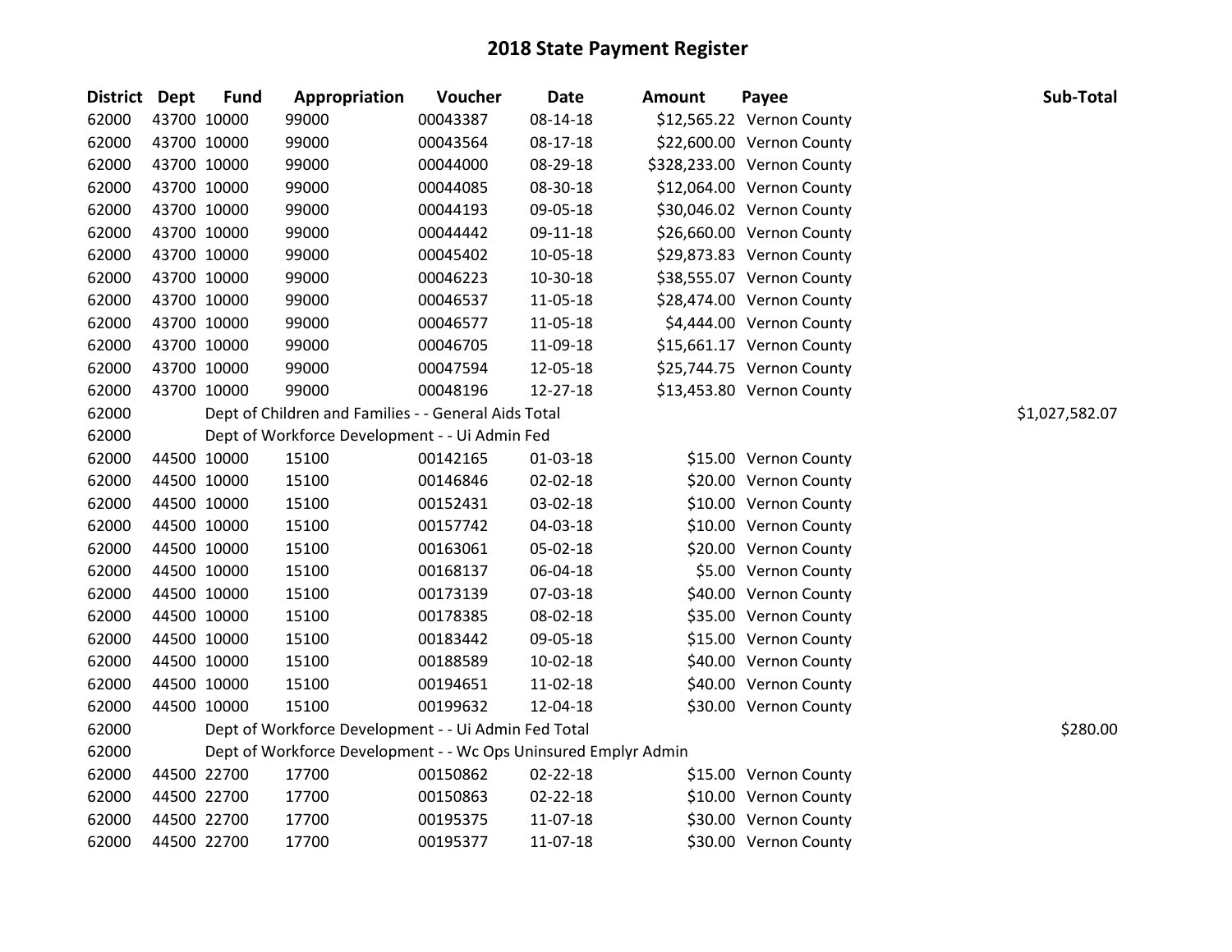# 2018 State Payment Register

| District | Dept | Fund | Appropriation | Voucher | Date | Amount | Payee | Sub-Total |
|---|---|---|---|---|---|---|---|---|
| 62000 | 43700 | 10000 | 99000 | 00043387 | 08-14-18 | $12,565.22 | Vernon County | |
| 62000 | 43700 | 10000 | 99000 | 00043564 | 08-17-18 | $22,600.00 | Vernon County | |
| 62000 | 43700 | 10000 | 99000 | 00044000 | 08-29-18 | $328,233.00 | Vernon County | |
| 62000 | 43700 | 10000 | 99000 | 00044085 | 08-30-18 | $12,064.00 | Vernon County | |
| 62000 | 43700 | 10000 | 99000 | 00044193 | 09-05-18 | $30,046.02 | Vernon County | |
| 62000 | 43700 | 10000 | 99000 | 00044442 | 09-11-18 | $26,660.00 | Vernon County | |
| 62000 | 43700 | 10000 | 99000 | 00045402 | 10-05-18 | $29,873.83 | Vernon County | |
| 62000 | 43700 | 10000 | 99000 | 00046223 | 10-30-18 | $38,555.07 | Vernon County | |
| 62000 | 43700 | 10000 | 99000 | 00046537 | 11-05-18 | $28,474.00 | Vernon County | |
| 62000 | 43700 | 10000 | 99000 | 00046577 | 11-05-18 | $4,444.00 | Vernon County | |
| 62000 | 43700 | 10000 | 99000 | 00046705 | 11-09-18 | $15,661.17 | Vernon County | |
| 62000 | 43700 | 10000 | 99000 | 00047594 | 12-05-18 | $25,744.75 | Vernon County | |
| 62000 | 43700 | 10000 | 99000 | 00048196 | 12-27-18 | $13,453.80 | Vernon County | |
| 62000 | | Dept of Children and Families - - General Aids Total | | | | | | $1,027,582.07 |
| 62000 | | Dept of Workforce Development - - Ui Admin Fed | | | | | | |
| 62000 | 44500 | 10000 | 15100 | 00142165 | 01-03-18 | $15.00 | Vernon County | |
| 62000 | 44500 | 10000 | 15100 | 00146846 | 02-02-18 | $20.00 | Vernon County | |
| 62000 | 44500 | 10000 | 15100 | 00152431 | 03-02-18 | $10.00 | Vernon County | |
| 62000 | 44500 | 10000 | 15100 | 00157742 | 04-03-18 | $10.00 | Vernon County | |
| 62000 | 44500 | 10000 | 15100 | 00163061 | 05-02-18 | $20.00 | Vernon County | |
| 62000 | 44500 | 10000 | 15100 | 00168137 | 06-04-18 | $5.00 | Vernon County | |
| 62000 | 44500 | 10000 | 15100 | 00173139 | 07-03-18 | $40.00 | Vernon County | |
| 62000 | 44500 | 10000 | 15100 | 00178385 | 08-02-18 | $35.00 | Vernon County | |
| 62000 | 44500 | 10000 | 15100 | 00183442 | 09-05-18 | $15.00 | Vernon County | |
| 62000 | 44500 | 10000 | 15100 | 00188589 | 10-02-18 | $40.00 | Vernon County | |
| 62000 | 44500 | 10000 | 15100 | 00194651 | 11-02-18 | $40.00 | Vernon County | |
| 62000 | 44500 | 10000 | 15100 | 00199632 | 12-04-18 | $30.00 | Vernon County | |
| 62000 | | Dept of Workforce Development - - Ui Admin Fed Total | | | | | | $280.00 |
| 62000 | | Dept of Workforce Development - - Wc Ops Uninsured Emplyr Admin | | | | | | |
| 62000 | 44500 | 22700 | 17700 | 00150862 | 02-22-18 | $15.00 | Vernon County | |
| 62000 | 44500 | 22700 | 17700 | 00150863 | 02-22-18 | $10.00 | Vernon County | |
| 62000 | 44500 | 22700 | 17700 | 00195375 | 11-07-18 | $30.00 | Vernon County | |
| 62000 | 44500 | 22700 | 17700 | 00195377 | 11-07-18 | $30.00 | Vernon County | |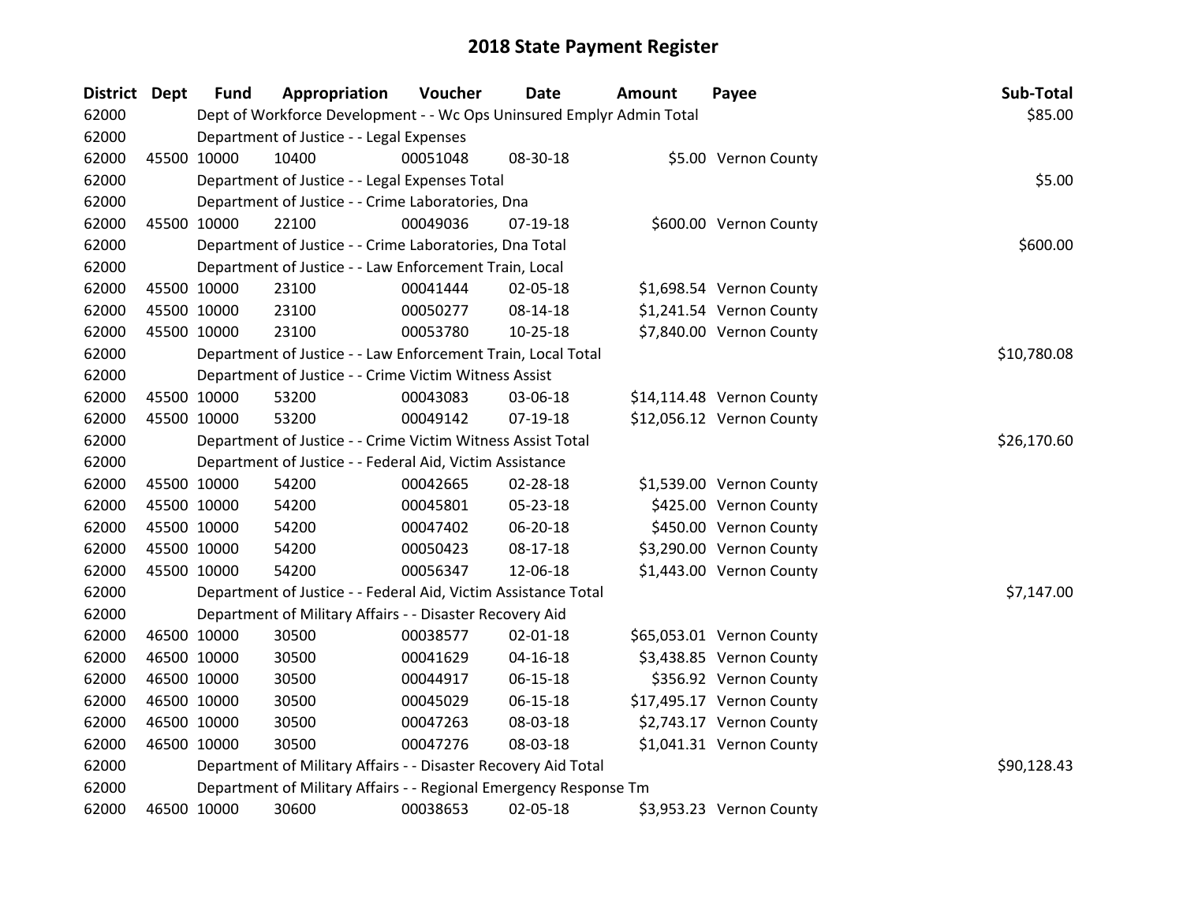# 2018 State Payment Register

| District | Dept | Fund | Appropriation | Voucher | Date | Amount | Payee | Sub-Total |
|---|---|---|---|---|---|---|---|---|
| 62000 | | Dept of Workforce Development - - Wc Ops Uninsured Emplyr Admin Total | | | | | | $85.00 |
| 62000 | | Department of Justice - - Legal Expenses | | | | | | |
| 62000 | 45500 | 10000 | 10400 | 00051048 | 08-30-18 | $5.00 | Vernon County | |
| 62000 | | Department of Justice - - Legal Expenses Total | | | | | | $5.00 |
| 62000 | | Department of Justice - - Crime Laboratories, Dna | | | | | | |
| 62000 | 45500 | 10000 | 22100 | 00049036 | 07-19-18 | $600.00 | Vernon County | |
| 62000 | | Department of Justice - - Crime Laboratories, Dna Total | | | | | | $600.00 |
| 62000 | | Department of Justice - - Law Enforcement Train, Local | | | | | | |
| 62000 | 45500 | 10000 | 23100 | 00041444 | 02-05-18 | $1,698.54 | Vernon County | |
| 62000 | 45500 | 10000 | 23100 | 00050277 | 08-14-18 | $1,241.54 | Vernon County | |
| 62000 | 45500 | 10000 | 23100 | 00053780 | 10-25-18 | $7,840.00 | Vernon County | |
| 62000 | | Department of Justice - - Law Enforcement Train, Local Total | | | | | | $10,780.08 |
| 62000 | | Department of Justice - - Crime Victim Witness Assist | | | | | | |
| 62000 | 45500 | 10000 | 53200 | 00043083 | 03-06-18 | $14,114.48 | Vernon County | |
| 62000 | 45500 | 10000 | 53200 | 00049142 | 07-19-18 | $12,056.12 | Vernon County | |
| 62000 | | Department of Justice - - Crime Victim Witness Assist Total | | | | | | $26,170.60 |
| 62000 | | Department of Justice - - Federal Aid, Victim Assistance | | | | | | |
| 62000 | 45500 | 10000 | 54200 | 00042665 | 02-28-18 | $1,539.00 | Vernon County | |
| 62000 | 45500 | 10000 | 54200 | 00045801 | 05-23-18 | $425.00 | Vernon County | |
| 62000 | 45500 | 10000 | 54200 | 00047402 | 06-20-18 | $450.00 | Vernon County | |
| 62000 | 45500 | 10000 | 54200 | 00050423 | 08-17-18 | $3,290.00 | Vernon County | |
| 62000 | 45500 | 10000 | 54200 | 00056347 | 12-06-18 | $1,443.00 | Vernon County | |
| 62000 | | Department of Justice - - Federal Aid, Victim Assistance Total | | | | | | $7,147.00 |
| 62000 | | Department of Military Affairs - - Disaster Recovery Aid | | | | | | |
| 62000 | 46500 | 10000 | 30500 | 00038577 | 02-01-18 | $65,053.01 | Vernon County | |
| 62000 | 46500 | 10000 | 30500 | 00041629 | 04-16-18 | $3,438.85 | Vernon County | |
| 62000 | 46500 | 10000 | 30500 | 00044917 | 06-15-18 | $356.92 | Vernon County | |
| 62000 | 46500 | 10000 | 30500 | 00045029 | 06-15-18 | $17,495.17 | Vernon County | |
| 62000 | 46500 | 10000 | 30500 | 00047263 | 08-03-18 | $2,743.17 | Vernon County | |
| 62000 | 46500 | 10000 | 30500 | 00047276 | 08-03-18 | $1,041.31 | Vernon County | |
| 62000 | | Department of Military Affairs - - Disaster Recovery Aid Total | | | | | | $90,128.43 |
| 62000 | | Department of Military Affairs - - Regional Emergency Response Tm | | | | | | |
| 62000 | 46500 | 10000 | 30600 | 00038653 | 02-05-18 | $3,953.23 | Vernon County | |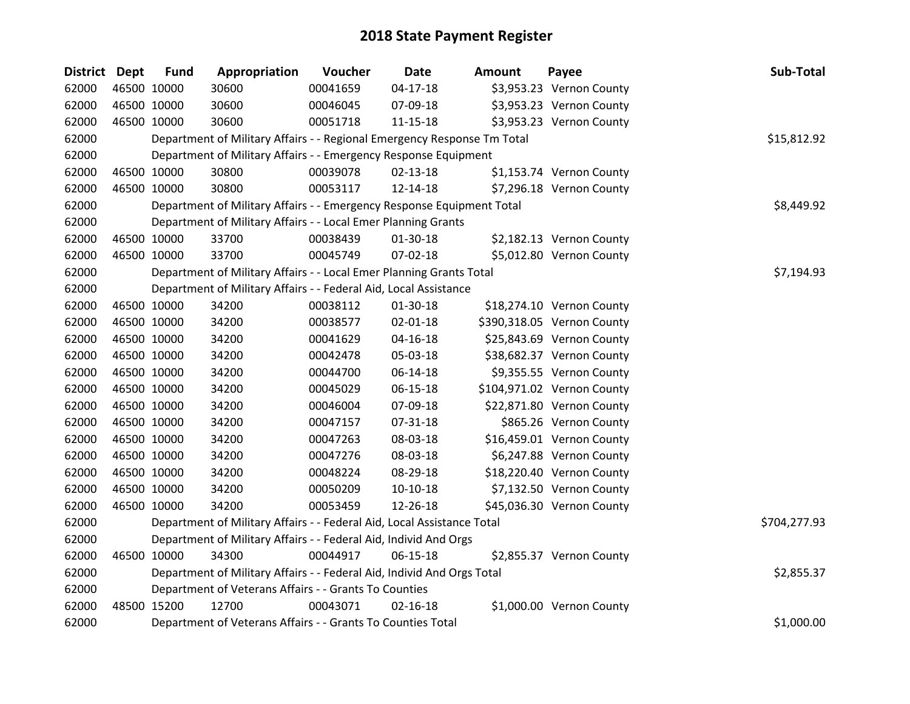# 2018 State Payment Register

| District | Dept | Fund | Appropriation | Voucher | Date | Amount | Payee | Sub-Total |
|---|---|---|---|---|---|---|---|---|
| 62000 | 46500 | 10000 | 30600 | 00041659 | 04-17-18 | $3,953.23 | Vernon County | |
| 62000 | 46500 | 10000 | 30600 | 00046045 | 07-09-18 | $3,953.23 | Vernon County | |
| 62000 | 46500 | 10000 | 30600 | 00051718 | 11-15-18 | $3,953.23 | Vernon County | |
| 62000 | | | Department of Military Affairs - - Regional Emergency Response Tm Total | | | | | $15,812.92 |
| 62000 | | | Department of Military Affairs - - Emergency Response Equipment | | | | | |
| 62000 | 46500 | 10000 | 30800 | 00039078 | 02-13-18 | $1,153.74 | Vernon County | |
| 62000 | 46500 | 10000 | 30800 | 00053117 | 12-14-18 | $7,296.18 | Vernon County | |
| 62000 | | | Department of Military Affairs - - Emergency Response Equipment Total | | | | | $8,449.92 |
| 62000 | | | Department of Military Affairs - - Local Emer Planning Grants | | | | | |
| 62000 | 46500 | 10000 | 33700 | 00038439 | 01-30-18 | $2,182.13 | Vernon County | |
| 62000 | 46500 | 10000 | 33700 | 00045749 | 07-02-18 | $5,012.80 | Vernon County | |
| 62000 | | | Department of Military Affairs - - Local Emer Planning Grants Total | | | | | $7,194.93 |
| 62000 | | | Department of Military Affairs - - Federal Aid, Local Assistance | | | | | |
| 62000 | 46500 | 10000 | 34200 | 00038112 | 01-30-18 | $18,274.10 | Vernon County | |
| 62000 | 46500 | 10000 | 34200 | 00038577 | 02-01-18 | $390,318.05 | Vernon County | |
| 62000 | 46500 | 10000 | 34200 | 00041629 | 04-16-18 | $25,843.69 | Vernon County | |
| 62000 | 46500 | 10000 | 34200 | 00042478 | 05-03-18 | $38,682.37 | Vernon County | |
| 62000 | 46500 | 10000 | 34200 | 00044700 | 06-14-18 | $9,355.55 | Vernon County | |
| 62000 | 46500 | 10000 | 34200 | 00045029 | 06-15-18 | $104,971.02 | Vernon County | |
| 62000 | 46500 | 10000 | 34200 | 00046004 | 07-09-18 | $22,871.80 | Vernon County | |
| 62000 | 46500 | 10000 | 34200 | 00047157 | 07-31-18 | $865.26 | Vernon County | |
| 62000 | 46500 | 10000 | 34200 | 00047263 | 08-03-18 | $16,459.01 | Vernon County | |
| 62000 | 46500 | 10000 | 34200 | 00047276 | 08-03-18 | $6,247.88 | Vernon County | |
| 62000 | 46500 | 10000 | 34200 | 00048224 | 08-29-18 | $18,220.40 | Vernon County | |
| 62000 | 46500 | 10000 | 34200 | 00050209 | 10-10-18 | $7,132.50 | Vernon County | |
| 62000 | 46500 | 10000 | 34200 | 00053459 | 12-26-18 | $45,036.30 | Vernon County | |
| 62000 | | | Department of Military Affairs - - Federal Aid, Local Assistance Total | | | | | $704,277.93 |
| 62000 | | | Department of Military Affairs - - Federal Aid, Individ And Orgs | | | | | |
| 62000 | 46500 | 10000 | 34300 | 00044917 | 06-15-18 | $2,855.37 | Vernon County | |
| 62000 | | | Department of Military Affairs - - Federal Aid, Individ And Orgs Total | | | | | $2,855.37 |
| 62000 | | | Department of Veterans Affairs - - Grants To Counties | | | | | |
| 62000 | 48500 | 15200 | 12700 | 00043071 | 02-16-18 | $1,000.00 | Vernon County | |
| 62000 | | | Department of Veterans Affairs - - Grants To Counties Total | | | | | $1,000.00 |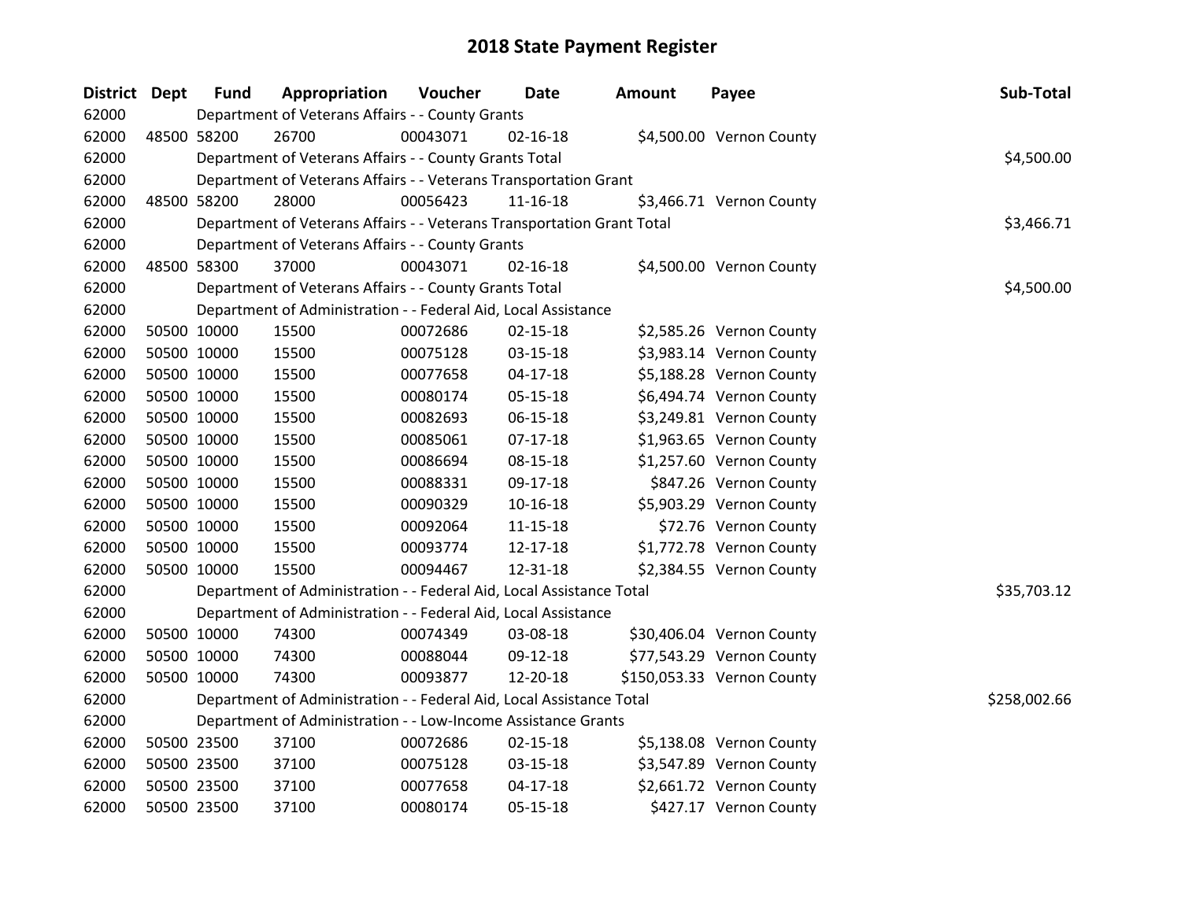# 2018 State Payment Register

| District | Dept | Fund | Appropriation | Voucher | Date | Amount | Payee | Sub-Total |
|---|---|---|---|---|---|---|---|---|
| 62000 | | Department of Veterans Affairs - - County Grants | | | | | | |
| 62000 | 48500 | 58200 | 26700 | 00043071 | 02-16-18 | $4,500.00 | Vernon County | |
| 62000 | | Department of Veterans Affairs - - County Grants Total | | | | | | $4,500.00 |
| 62000 | | Department of Veterans Affairs - - Veterans Transportation Grant | | | | | | |
| 62000 | 48500 | 58200 | 28000 | 00056423 | 11-16-18 | $3,466.71 | Vernon County | |
| 62000 | | Department of Veterans Affairs - - Veterans Transportation Grant Total | | | | | | $3,466.71 |
| 62000 | | Department of Veterans Affairs - - County Grants | | | | | | |
| 62000 | 48500 | 58300 | 37000 | 00043071 | 02-16-18 | $4,500.00 | Vernon County | |
| 62000 | | Department of Veterans Affairs - - County Grants Total | | | | | | $4,500.00 |
| 62000 | | Department of Administration - - Federal Aid, Local Assistance | | | | | | |
| 62000 | 50500 | 10000 | 15500 | 00072686 | 02-15-18 | $2,585.26 | Vernon County | |
| 62000 | 50500 | 10000 | 15500 | 00075128 | 03-15-18 | $3,983.14 | Vernon County | |
| 62000 | 50500 | 10000 | 15500 | 00077658 | 04-17-18 | $5,188.28 | Vernon County | |
| 62000 | 50500 | 10000 | 15500 | 00080174 | 05-15-18 | $6,494.74 | Vernon County | |
| 62000 | 50500 | 10000 | 15500 | 00082693 | 06-15-18 | $3,249.81 | Vernon County | |
| 62000 | 50500 | 10000 | 15500 | 00085061 | 07-17-18 | $1,963.65 | Vernon County | |
| 62000 | 50500 | 10000 | 15500 | 00086694 | 08-15-18 | $1,257.60 | Vernon County | |
| 62000 | 50500 | 10000 | 15500 | 00088331 | 09-17-18 | $847.26 | Vernon County | |
| 62000 | 50500 | 10000 | 15500 | 00090329 | 10-16-18 | $5,903.29 | Vernon County | |
| 62000 | 50500 | 10000 | 15500 | 00092064 | 11-15-18 | $72.76 | Vernon County | |
| 62000 | 50500 | 10000 | 15500 | 00093774 | 12-17-18 | $1,772.78 | Vernon County | |
| 62000 | 50500 | 10000 | 15500 | 00094467 | 12-31-18 | $2,384.55 | Vernon County | |
| 62000 | | Department of Administration - - Federal Aid, Local Assistance Total | | | | | | $35,703.12 |
| 62000 | | Department of Administration - - Federal Aid, Local Assistance | | | | | | |
| 62000 | 50500 | 10000 | 74300 | 00074349 | 03-08-18 | $30,406.04 | Vernon County | |
| 62000 | 50500 | 10000 | 74300 | 00088044 | 09-12-18 | $77,543.29 | Vernon County | |
| 62000 | 50500 | 10000 | 74300 | 00093877 | 12-20-18 | $150,053.33 | Vernon County | |
| 62000 | | Department of Administration - - Federal Aid, Local Assistance Total | | | | | | $258,002.66 |
| 62000 | | Department of Administration - - Low-Income Assistance Grants | | | | | | |
| 62000 | 50500 | 23500 | 37100 | 00072686 | 02-15-18 | $5,138.08 | Vernon County | |
| 62000 | 50500 | 23500 | 37100 | 00075128 | 03-15-18 | $3,547.89 | Vernon County | |
| 62000 | 50500 | 23500 | 37100 | 00077658 | 04-17-18 | $2,661.72 | Vernon County | |
| 62000 | 50500 | 23500 | 37100 | 00080174 | 05-15-18 | $427.17 | Vernon County | |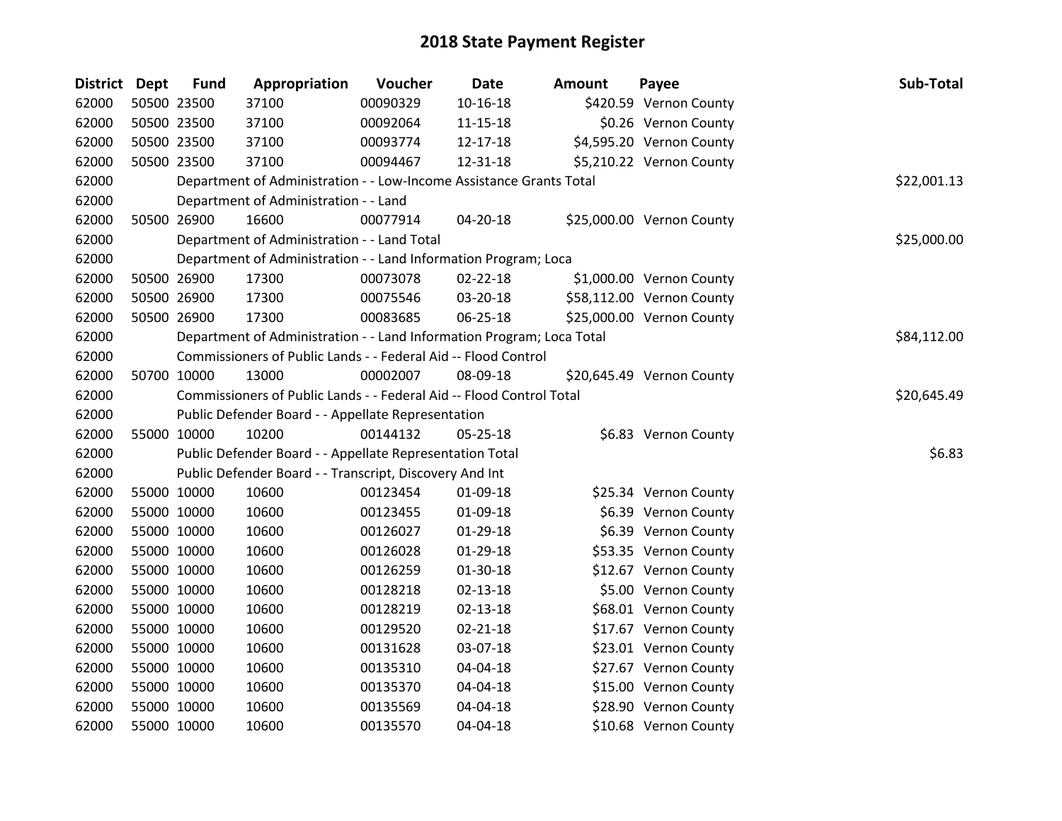# 2018 State Payment Register

| District | Dept | Fund | Appropriation | Voucher | Date | Amount | Payee | Sub-Total |
|---|---|---|---|---|---|---|---|---|
| 62000 | 50500 | 23500 | 37100 | 00090329 | 10-16-18 | $420.59 | Vernon County | |
| 62000 | 50500 | 23500 | 37100 | 00092064 | 11-15-18 | $0.26 | Vernon County | |
| 62000 | 50500 | 23500 | 37100 | 00093774 | 12-17-18 | $4,595.20 | Vernon County | |
| 62000 | 50500 | 23500 | 37100 | 00094467 | 12-31-18 | $5,210.22 | Vernon County | |
| 62000 | | | Department of Administration - - Low-Income Assistance Grants Total | | | | | $22,001.13 |
| 62000 | | | Department of Administration - - Land | | | | | |
| 62000 | 50500 | 26900 | 16600 | 00077914 | 04-20-18 | $25,000.00 | Vernon County | |
| 62000 | | | Department of Administration - - Land Total | | | | | $25,000.00 |
| 62000 | | | Department of Administration - - Land Information Program; Loca | | | | | |
| 62000 | 50500 | 26900 | 17300 | 00073078 | 02-22-18 | $1,000.00 | Vernon County | |
| 62000 | 50500 | 26900 | 17300 | 00075546 | 03-20-18 | $58,112.00 | Vernon County | |
| 62000 | 50500 | 26900 | 17300 | 00083685 | 06-25-18 | $25,000.00 | Vernon County | |
| 62000 | | | Department of Administration - - Land Information Program; Loca Total | | | | | $84,112.00 |
| 62000 | | | Commissioners of Public Lands - - Federal Aid -- Flood Control | | | | | |
| 62000 | 50700 | 10000 | 13000 | 00002007 | 08-09-18 | $20,645.49 | Vernon County | |
| 62000 | | | Commissioners of Public Lands - - Federal Aid -- Flood Control Total | | | | | $20,645.49 |
| 62000 | | | Public Defender Board - - Appellate Representation | | | | | |
| 62000 | 55000 | 10000 | 10200 | 00144132 | 05-25-18 | $6.83 | Vernon County | |
| 62000 | | | Public Defender Board - - Appellate Representation Total | | | | | $6.83 |
| 62000 | | | Public Defender Board - - Transcript, Discovery And Int | | | | | |
| 62000 | 55000 | 10000 | 10600 | 00123454 | 01-09-18 | $25.34 | Vernon County | |
| 62000 | 55000 | 10000 | 10600 | 00123455 | 01-09-18 | $6.39 | Vernon County | |
| 62000 | 55000 | 10000 | 10600 | 00126027 | 01-29-18 | $6.39 | Vernon County | |
| 62000 | 55000 | 10000 | 10600 | 00126028 | 01-29-18 | $53.35 | Vernon County | |
| 62000 | 55000 | 10000 | 10600 | 00126259 | 01-30-18 | $12.67 | Vernon County | |
| 62000 | 55000 | 10000 | 10600 | 00128218 | 02-13-18 | $5.00 | Vernon County | |
| 62000 | 55000 | 10000 | 10600 | 00128219 | 02-13-18 | $68.01 | Vernon County | |
| 62000 | 55000 | 10000 | 10600 | 00129520 | 02-21-18 | $17.67 | Vernon County | |
| 62000 | 55000 | 10000 | 10600 | 00131628 | 03-07-18 | $23.01 | Vernon County | |
| 62000 | 55000 | 10000 | 10600 | 00135310 | 04-04-18 | $27.67 | Vernon County | |
| 62000 | 55000 | 10000 | 10600 | 00135370 | 04-04-18 | $15.00 | Vernon County | |
| 62000 | 55000 | 10000 | 10600 | 00135569 | 04-04-18 | $28.90 | Vernon County | |
| 62000 | 55000 | 10000 | 10600 | 00135570 | 04-04-18 | $10.68 | Vernon County | |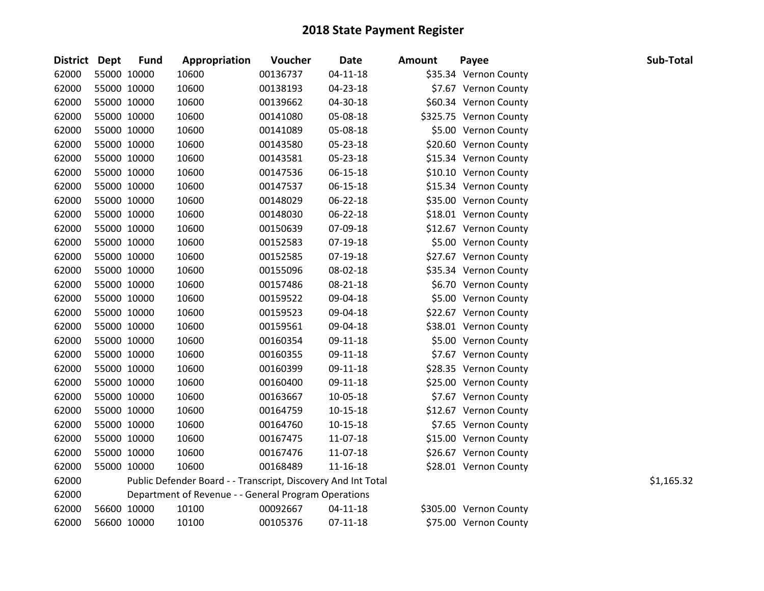# 2018 State Payment Register

| District | Dept | Fund | Appropriation | Voucher | Date | Amount | Payee | Sub-Total |
|---|---|---|---|---|---|---|---|---|
| 62000 | 55000 | 10000 | 10600 | 00136737 | 04-11-18 | $35.34 | Vernon County | |
| 62000 | 55000 | 10000 | 10600 | 00138193 | 04-23-18 | $7.67 | Vernon County | |
| 62000 | 55000 | 10000 | 10600 | 00139662 | 04-30-18 | $60.34 | Vernon County | |
| 62000 | 55000 | 10000 | 10600 | 00141080 | 05-08-18 | $325.75 | Vernon County | |
| 62000 | 55000 | 10000 | 10600 | 00141089 | 05-08-18 | $5.00 | Vernon County | |
| 62000 | 55000 | 10000 | 10600 | 00143580 | 05-23-18 | $20.60 | Vernon County | |
| 62000 | 55000 | 10000 | 10600 | 00143581 | 05-23-18 | $15.34 | Vernon County | |
| 62000 | 55000 | 10000 | 10600 | 00147536 | 06-15-18 | $10.10 | Vernon County | |
| 62000 | 55000 | 10000 | 10600 | 00147537 | 06-15-18 | $15.34 | Vernon County | |
| 62000 | 55000 | 10000 | 10600 | 00148029 | 06-22-18 | $35.00 | Vernon County | |
| 62000 | 55000 | 10000 | 10600 | 00148030 | 06-22-18 | $18.01 | Vernon County | |
| 62000 | 55000 | 10000 | 10600 | 00150639 | 07-09-18 | $12.67 | Vernon County | |
| 62000 | 55000 | 10000 | 10600 | 00152583 | 07-19-18 | $5.00 | Vernon County | |
| 62000 | 55000 | 10000 | 10600 | 00152585 | 07-19-18 | $27.67 | Vernon County | |
| 62000 | 55000 | 10000 | 10600 | 00155096 | 08-02-18 | $35.34 | Vernon County | |
| 62000 | 55000 | 10000 | 10600 | 00157486 | 08-21-18 | $6.70 | Vernon County | |
| 62000 | 55000 | 10000 | 10600 | 00159522 | 09-04-18 | $5.00 | Vernon County | |
| 62000 | 55000 | 10000 | 10600 | 00159523 | 09-04-18 | $22.67 | Vernon County | |
| 62000 | 55000 | 10000 | 10600 | 00159561 | 09-04-18 | $38.01 | Vernon County | |
| 62000 | 55000 | 10000 | 10600 | 00160354 | 09-11-18 | $5.00 | Vernon County | |
| 62000 | 55000 | 10000 | 10600 | 00160355 | 09-11-18 | $7.67 | Vernon County | |
| 62000 | 55000 | 10000 | 10600 | 00160399 | 09-11-18 | $28.35 | Vernon County | |
| 62000 | 55000 | 10000 | 10600 | 00160400 | 09-11-18 | $25.00 | Vernon County | |
| 62000 | 55000 | 10000 | 10600 | 00163667 | 10-05-18 | $7.67 | Vernon County | |
| 62000 | 55000 | 10000 | 10600 | 00164759 | 10-15-18 | $12.67 | Vernon County | |
| 62000 | 55000 | 10000 | 10600 | 00164760 | 10-15-18 | $7.65 | Vernon County | |
| 62000 | 55000 | 10000 | 10600 | 00167475 | 11-07-18 | $15.00 | Vernon County | |
| 62000 | 55000 | 10000 | 10600 | 00167476 | 11-07-18 | $26.67 | Vernon County | |
| 62000 | 55000 | 10000 | 10600 | 00168489 | 11-16-18 | $28.01 | Vernon County | |
| 62000 | | Public Defender Board - - Transcript, Discovery And Int Total | | | | | | $1,165.32 |
| 62000 | | Department of Revenue - - General Program Operations | | | | | | |
| 62000 | 56600 | 10000 | 10100 | 00092667 | 04-11-18 | $305.00 | Vernon County | |
| 62000 | 56600 | 10000 | 10100 | 00105376 | 07-11-18 | $75.00 | Vernon County | |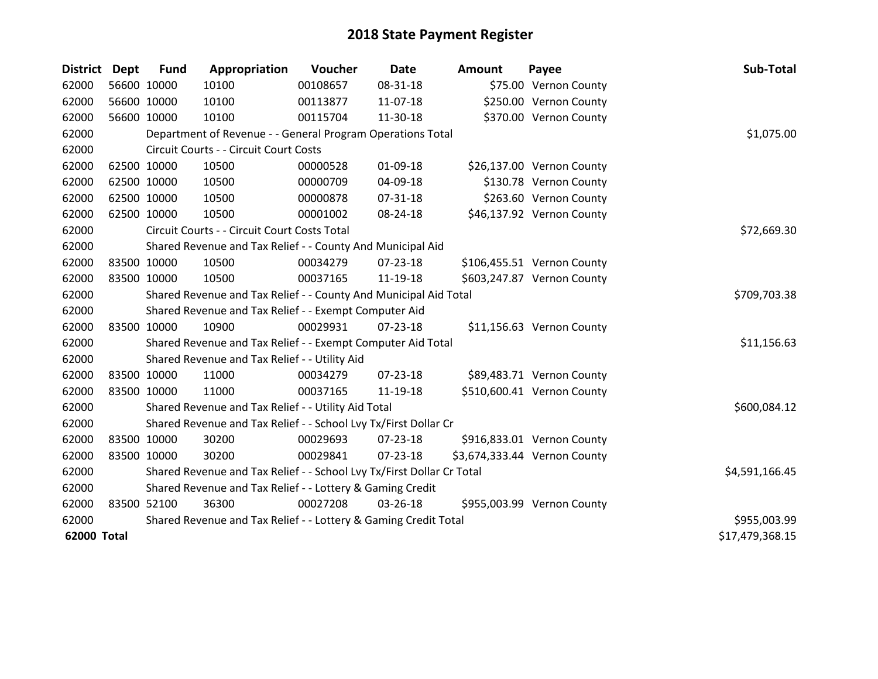# 2018 State Payment Register

| District | Dept | Fund | Appropriation | Voucher | Date | Amount | Payee | Sub-Total |
|---|---|---|---|---|---|---|---|---|
| 62000 | 56600 | 10000 | 10100 | 00108657 | 08-31-18 | $75.00 | Vernon County | |
| 62000 | 56600 | 10000 | 10100 | 00113877 | 11-07-18 | $250.00 | Vernon County | |
| 62000 | 56600 | 10000 | 10100 | 00115704 | 11-30-18 | $370.00 | Vernon County | |
| 62000 | | Department of Revenue - - General Program Operations Total | | | | | | $1,075.00 |
| 62000 | | Circuit Courts - - Circuit Court Costs | | | | | | |
| 62000 | 62500 | 10000 | 10500 | 00000528 | 01-09-18 | $26,137.00 | Vernon County | |
| 62000 | 62500 | 10000 | 10500 | 00000709 | 04-09-18 | $130.78 | Vernon County | |
| 62000 | 62500 | 10000 | 10500 | 00000878 | 07-31-18 | $263.60 | Vernon County | |
| 62000 | 62500 | 10000 | 10500 | 00001002 | 08-24-18 | $46,137.92 | Vernon County | |
| 62000 | | Circuit Courts - - Circuit Court Costs Total | | | | | | $72,669.30 |
| 62000 | | Shared Revenue and Tax Relief - - County And Municipal Aid | | | | | | |
| 62000 | 83500 | 10000 | 10500 | 00034279 | 07-23-18 | $106,455.51 | Vernon County | |
| 62000 | 83500 | 10000 | 10500 | 00037165 | 11-19-18 | $603,247.87 | Vernon County | |
| 62000 | | Shared Revenue and Tax Relief - - County And Municipal Aid Total | | | | | | $709,703.38 |
| 62000 | | Shared Revenue and Tax Relief - - Exempt Computer Aid | | | | | | |
| 62000 | 83500 | 10000 | 10900 | 00029931 | 07-23-18 | $11,156.63 | Vernon County | |
| 62000 | | Shared Revenue and Tax Relief - - Exempt Computer Aid Total | | | | | | $11,156.63 |
| 62000 | | Shared Revenue and Tax Relief - - Utility Aid | | | | | | |
| 62000 | 83500 | 10000 | 11000 | 00034279 | 07-23-18 | $89,483.71 | Vernon County | |
| 62000 | 83500 | 10000 | 11000 | 00037165 | 11-19-18 | $510,600.41 | Vernon County | |
| 62000 | | Shared Revenue and Tax Relief - - Utility Aid Total | | | | | | $600,084.12 |
| 62000 | | Shared Revenue and Tax Relief - - School Lvy Tx/First Dollar Cr | | | | | | |
| 62000 | 83500 | 10000 | 30200 | 00029693 | 07-23-18 | $916,833.01 | Vernon County | |
| 62000 | 83500 | 10000 | 30200 | 00029841 | 07-23-18 | $3,674,333.44 | Vernon County | |
| 62000 | | Shared Revenue and Tax Relief - - School Lvy Tx/First Dollar Cr Total | | | | | | $4,591,166.45 |
| 62000 | | Shared Revenue and Tax Relief - - Lottery & Gaming Credit | | | | | | |
| 62000 | 83500 | 52100 | 36300 | 00027208 | 03-26-18 | $955,003.99 | Vernon County | |
| 62000 | | Shared Revenue and Tax Relief - - Lottery & Gaming Credit Total | | | | | | $955,003.99 |
| **62000 Total** | | | | | | | | $17,479,368.15 |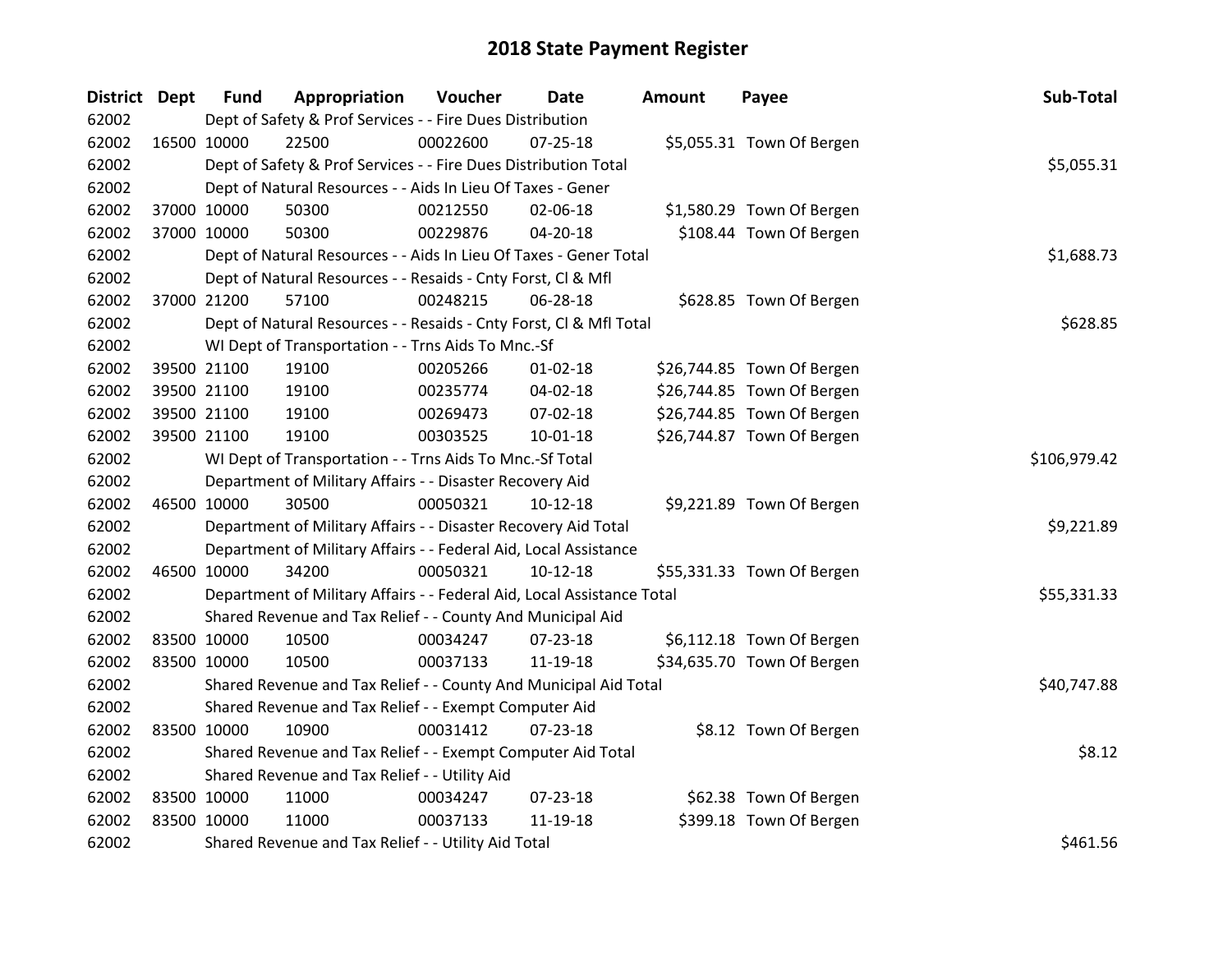# 2018 State Payment Register

| District | Dept | Fund | Appropriation | Voucher | Date | Amount | Payee | Sub-Total |
|---|---|---|---|---|---|---|---|---|
| 62002 | | Dept of Safety & Prof Services - - Fire Dues Distribution | | | | | | |
| 62002 | 16500 | 10000 | 22500 | 00022600 | 07-25-18 | $5,055.31 | Town Of Bergen | |
| 62002 | | Dept of Safety & Prof Services - - Fire Dues Distribution Total | | | | | | $5,055.31 |
| 62002 | | Dept of Natural Resources - - Aids In Lieu Of Taxes - Gener | | | | | | |
| 62002 | 37000 | 10000 | 50300 | 00212550 | 02-06-18 | $1,580.29 | Town Of Bergen | |
| 62002 | 37000 | 10000 | 50300 | 00229876 | 04-20-18 | $108.44 | Town Of Bergen | |
| 62002 | | Dept of Natural Resources - - Aids In Lieu Of Taxes - Gener Total | | | | | | $1,688.73 |
| 62002 | | Dept of Natural Resources - - Resaids - Cnty Forst, Cl & Mfl | | | | | | |
| 62002 | 37000 | 21200 | 57100 | 00248215 | 06-28-18 | $628.85 | Town Of Bergen | |
| 62002 | | Dept of Natural Resources - - Resaids - Cnty Forst, Cl & Mfl Total | | | | | | $628.85 |
| 62002 | | WI Dept of Transportation - - Trns Aids To Mnc.-Sf | | | | | | |
| 62002 | 39500 | 21100 | 19100 | 00205266 | 01-02-18 | $26,744.85 | Town Of Bergen | |
| 62002 | 39500 | 21100 | 19100 | 00235774 | 04-02-18 | $26,744.85 | Town Of Bergen | |
| 62002 | 39500 | 21100 | 19100 | 00269473 | 07-02-18 | $26,744.85 | Town Of Bergen | |
| 62002 | 39500 | 21100 | 19100 | 00303525 | 10-01-18 | $26,744.87 | Town Of Bergen | |
| 62002 | | WI Dept of Transportation - - Trns Aids To Mnc.-Sf Total | | | | | | $106,979.42 |
| 62002 | | Department of Military Affairs - - Disaster Recovery Aid | | | | | | |
| 62002 | 46500 | 10000 | 30500 | 00050321 | 10-12-18 | $9,221.89 | Town Of Bergen | |
| 62002 | | Department of Military Affairs - - Disaster Recovery Aid Total | | | | | | $9,221.89 |
| 62002 | | Department of Military Affairs - - Federal Aid, Local Assistance | | | | | | |
| 62002 | 46500 | 10000 | 34200 | 00050321 | 10-12-18 | $55,331.33 | Town Of Bergen | |
| 62002 | | Department of Military Affairs - - Federal Aid, Local Assistance Total | | | | | | $55,331.33 |
| 62002 | | Shared Revenue and Tax Relief - - County And Municipal Aid | | | | | | |
| 62002 | 83500 | 10000 | 10500 | 00034247 | 07-23-18 | $6,112.18 | Town Of Bergen | |
| 62002 | 83500 | 10000 | 10500 | 00037133 | 11-19-18 | $34,635.70 | Town Of Bergen | |
| 62002 | | Shared Revenue and Tax Relief - - County And Municipal Aid Total | | | | | | $40,747.88 |
| 62002 | | Shared Revenue and Tax Relief - - Exempt Computer Aid | | | | | | |
| 62002 | 83500 | 10000 | 10900 | 00031412 | 07-23-18 | $8.12 | Town Of Bergen | |
| 62002 | | Shared Revenue and Tax Relief - - Exempt Computer Aid Total | | | | | | $8.12 |
| 62002 | | Shared Revenue and Tax Relief - - Utility Aid | | | | | | |
| 62002 | 83500 | 10000 | 11000 | 00034247 | 07-23-18 | $62.38 | Town Of Bergen | |
| 62002 | 83500 | 10000 | 11000 | 00037133 | 11-19-18 | $399.18 | Town Of Bergen | |
| 62002 | | Shared Revenue and Tax Relief - - Utility Aid Total | | | | | | $461.56 |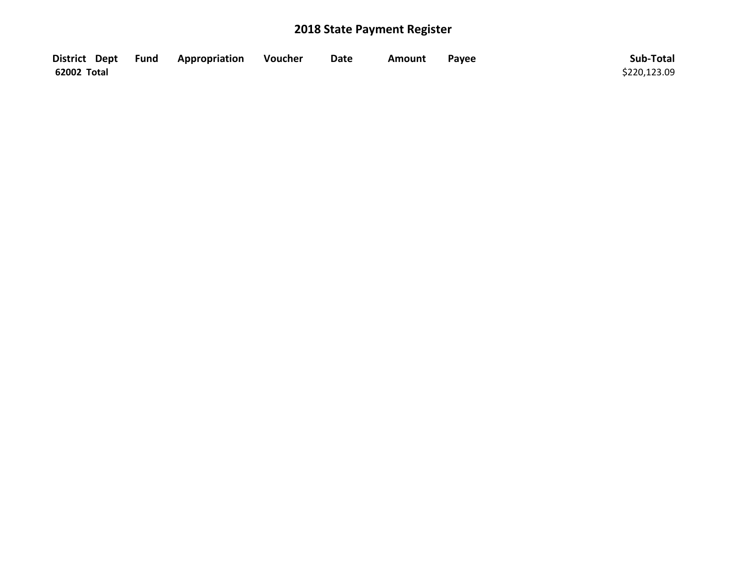# 2018 State Payment Register

| District | Dept | Fund | Appropriation | Voucher | Date | Amount | Payee | Sub-Total |
|---|---|---|---|---|---|---|---|---|
| **62002 Total** | | | | | | | | $220,123.09 |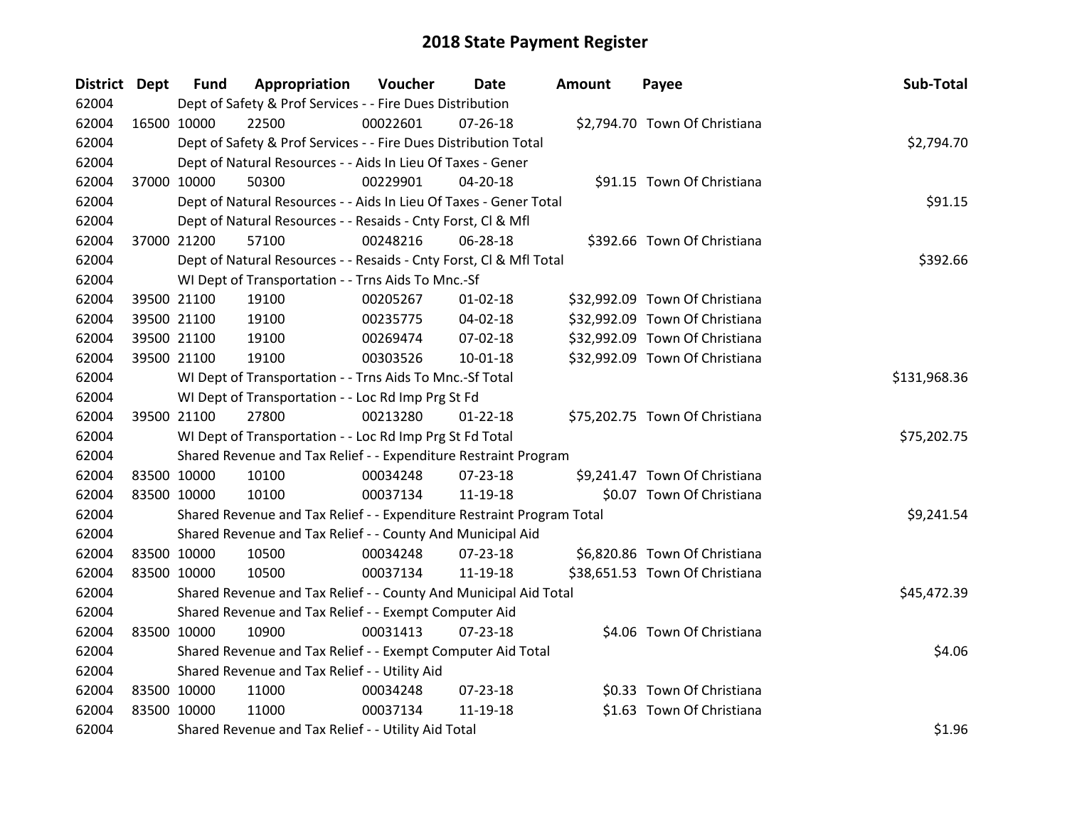# 2018 State Payment Register

| District | Dept | Fund | Appropriation | Voucher | Date | Amount | Payee | Sub-Total |
|---|---|---|---|---|---|---|---|---|
| 62004 | | Dept of Safety & Prof Services - - Fire Dues Distribution | | | | | | |
| 62004 | 16500 | 10000 | 22500 | 00022601 | 07-26-18 | $2,794.70 | Town Of Christiana | |
| 62004 | | Dept of Safety & Prof Services - - Fire Dues Distribution Total | | | | | | $2,794.70 |
| 62004 | | Dept of Natural Resources - - Aids In Lieu Of Taxes - Gener | | | | | | |
| 62004 | 37000 | 10000 | 50300 | 00229901 | 04-20-18 | $91.15 | Town Of Christiana | |
| 62004 | | Dept of Natural Resources - - Aids In Lieu Of Taxes - Gener Total | | | | | | $91.15 |
| 62004 | | Dept of Natural Resources - - Resaids - Cnty Forst, Cl & Mfl | | | | | | |
| 62004 | 37000 | 21200 | 57100 | 00248216 | 06-28-18 | $392.66 | Town Of Christiana | |
| 62004 | | Dept of Natural Resources - - Resaids - Cnty Forst, Cl & Mfl Total | | | | | | $392.66 |
| 62004 | | WI Dept of Transportation - - Trns Aids To Mnc.-Sf | | | | | | |
| 62004 | 39500 | 21100 | 19100 | 00205267 | 01-02-18 | $32,992.09 | Town Of Christiana | |
| 62004 | 39500 | 21100 | 19100 | 00235775 | 04-02-18 | $32,992.09 | Town Of Christiana | |
| 62004 | 39500 | 21100 | 19100 | 00269474 | 07-02-18 | $32,992.09 | Town Of Christiana | |
| 62004 | 39500 | 21100 | 19100 | 00303526 | 10-01-18 | $32,992.09 | Town Of Christiana | |
| 62004 | | WI Dept of Transportation - - Trns Aids To Mnc.-Sf Total | | | | | | $131,968.36 |
| 62004 | | WI Dept of Transportation - - Loc Rd Imp Prg St Fd | | | | | | |
| 62004 | 39500 | 21100 | 27800 | 00213280 | 01-22-18 | $75,202.75 | Town Of Christiana | |
| 62004 | | WI Dept of Transportation - - Loc Rd Imp Prg St Fd Total | | | | | | $75,202.75 |
| 62004 | | Shared Revenue and Tax Relief - - Expenditure Restraint Program | | | | | | |
| 62004 | 83500 | 10000 | 10100 | 00034248 | 07-23-18 | $9,241.47 | Town Of Christiana | |
| 62004 | 83500 | 10000 | 10100 | 00037134 | 11-19-18 | $0.07 | Town Of Christiana | |
| 62004 | | Shared Revenue and Tax Relief - - Expenditure Restraint Program Total | | | | | | $9,241.54 |
| 62004 | | Shared Revenue and Tax Relief - - County And Municipal Aid | | | | | | |
| 62004 | 83500 | 10000 | 10500 | 00034248 | 07-23-18 | $6,820.86 | Town Of Christiana | |
| 62004 | 83500 | 10000 | 10500 | 00037134 | 11-19-18 | $38,651.53 | Town Of Christiana | |
| 62004 | | Shared Revenue and Tax Relief - - County And Municipal Aid Total | | | | | | $45,472.39 |
| 62004 | | Shared Revenue and Tax Relief - - Exempt Computer Aid | | | | | | |
| 62004 | 83500 | 10000 | 10900 | 00031413 | 07-23-18 | $4.06 | Town Of Christiana | |
| 62004 | | Shared Revenue and Tax Relief - - Exempt Computer Aid Total | | | | | | $4.06 |
| 62004 | | Shared Revenue and Tax Relief - - Utility Aid | | | | | | |
| 62004 | 83500 | 10000 | 11000 | 00034248 | 07-23-18 | $0.33 | Town Of Christiana | |
| 62004 | 83500 | 10000 | 11000 | 00037134 | 11-19-18 | $1.63 | Town Of Christiana | |
| 62004 | | Shared Revenue and Tax Relief - - Utility Aid Total | | | | | | $1.96 |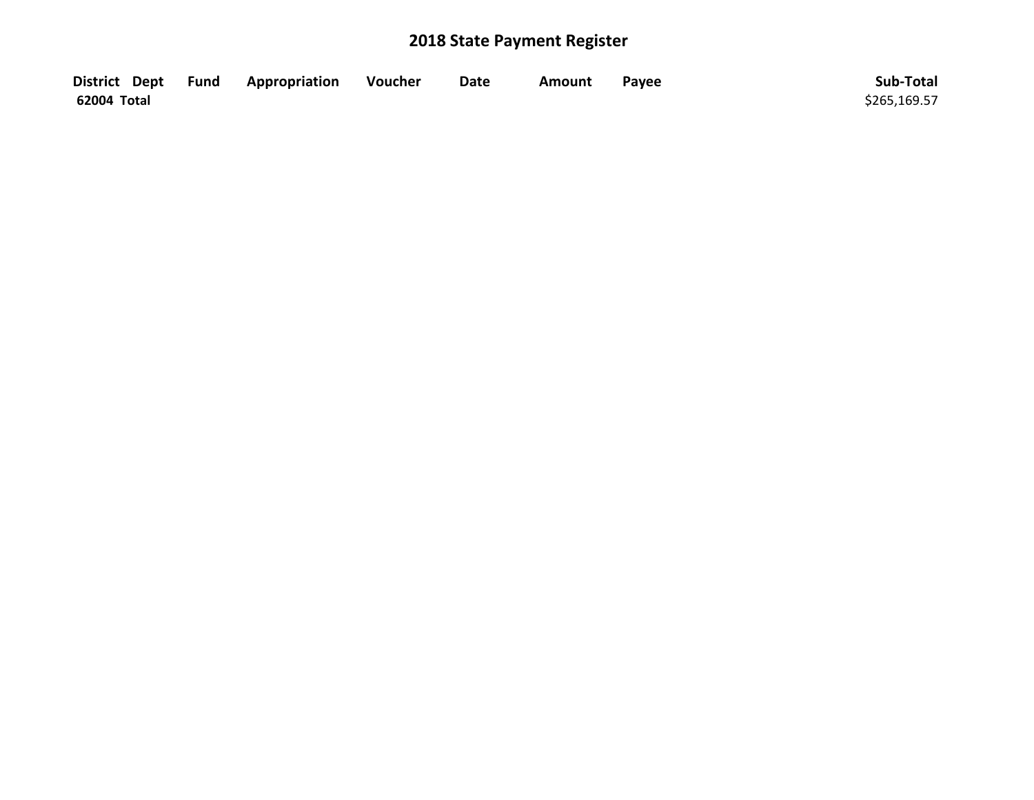# 2018 State Payment Register

| District | Dept | Fund | Appropriation | Voucher | Date | Amount | Payee | Sub-Total |
|---|---|---|---|---|---|---|---|---|
| **62004 Total** | | | | | | | | $265,169.57 |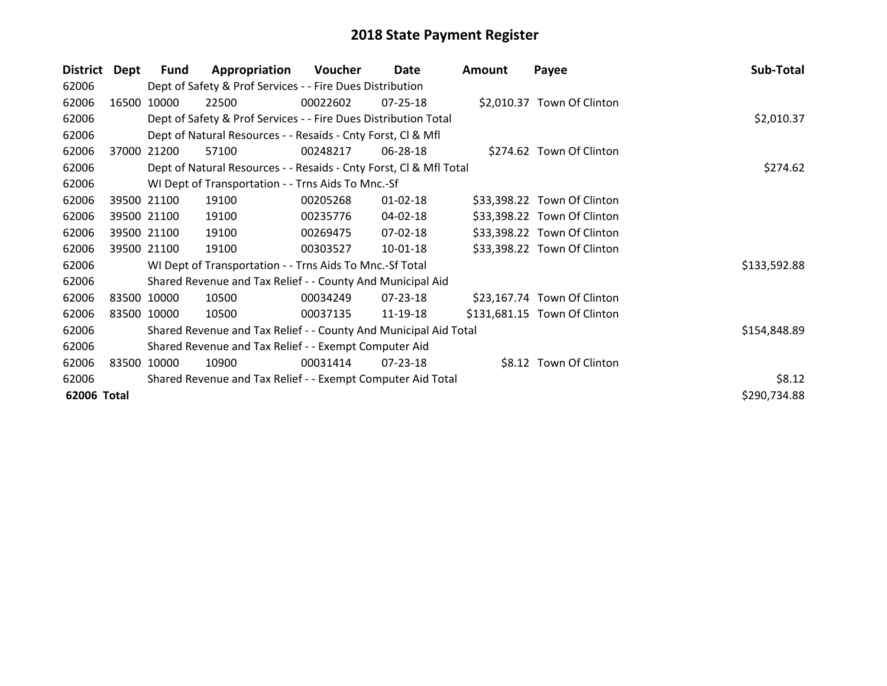# 2018 State Payment Register

| District | Dept | Fund | Appropriation | Voucher | Date | Amount | Payee | Sub-Total |
|---|---|---|---|---|---|---|---|---|
| 62006 | | Dept of Safety & Prof Services - - Fire Dues Distribution | | | | | | |
| 62006 | 16500 | 10000 | 22500 | 00022602 | 07-25-18 | $2,010.37 | Town Of Clinton | |
| 62006 | | Dept of Safety & Prof Services - - Fire Dues Distribution Total | | | | | | $2,010.37 |
| 62006 | | Dept of Natural Resources - - Resaids - Cnty Forst, Cl & Mfl | | | | | | |
| 62006 | 37000 | 21200 | 57100 | 00248217 | 06-28-18 | $274.62 | Town Of Clinton | |
| 62006 | | Dept of Natural Resources - - Resaids - Cnty Forst, Cl & Mfl Total | | | | | | $274.62 |
| 62006 | | WI Dept of Transportation - - Trns Aids To Mnc.-Sf | | | | | | |
| 62006 | 39500 | 21100 | 19100 | 00205268 | 01-02-18 | $33,398.22 | Town Of Clinton | |
| 62006 | 39500 | 21100 | 19100 | 00235776 | 04-02-18 | $33,398.22 | Town Of Clinton | |
| 62006 | 39500 | 21100 | 19100 | 00269475 | 07-02-18 | $33,398.22 | Town Of Clinton | |
| 62006 | 39500 | 21100 | 19100 | 00303527 | 10-01-18 | $33,398.22 | Town Of Clinton | |
| 62006 | | WI Dept of Transportation - - Trns Aids To Mnc.-Sf Total | | | | | | $133,592.88 |
| 62006 | | Shared Revenue and Tax Relief - - County And Municipal Aid | | | | | | |
| 62006 | 83500 | 10000 | 10500 | 00034249 | 07-23-18 | $23,167.74 | Town Of Clinton | |
| 62006 | 83500 | 10000 | 10500 | 00037135 | 11-19-18 | $131,681.15 | Town Of Clinton | |
| 62006 | | Shared Revenue and Tax Relief - - County And Municipal Aid Total | | | | | | $154,848.89 |
| 62006 | | Shared Revenue and Tax Relief - - Exempt Computer Aid | | | | | | |
| 62006 | 83500 | 10000 | 10900 | 00031414 | 07-23-18 | $8.12 | Town Of Clinton | |
| 62006 | | Shared Revenue and Tax Relief - - Exempt Computer Aid Total | | | | | | $8.12 |
| **62006 Total** | | | | | | | | $290,734.88 |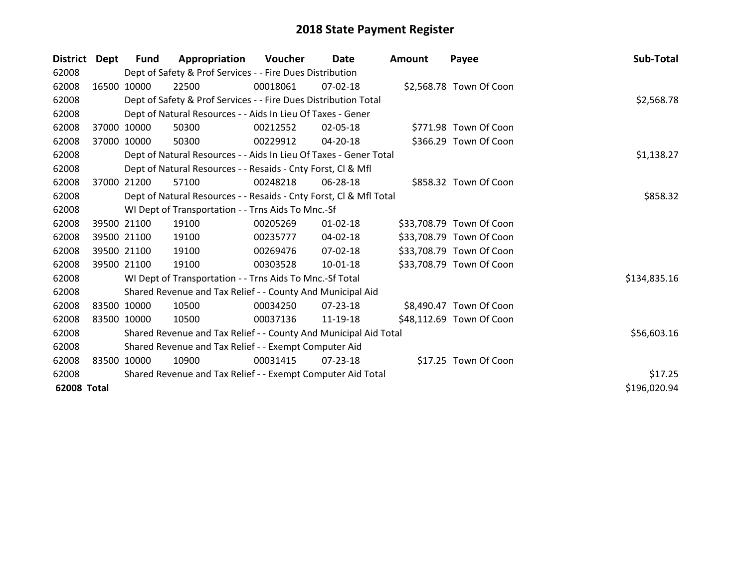# 2018 State Payment Register

| District | Dept | Fund | Appropriation | Voucher | Date | Amount | Payee | Sub-Total |
|---|---|---|---|---|---|---|---|---|
| 62008 | Dept of Safety & Prof Services - - Fire Dues Distribution | | | | | | | |
| 62008 | 16500 | 10000 | 22500 | 00018061 | 07-02-18 | $2,568.78 | Town Of Coon | |
| 62008 | Dept of Safety & Prof Services - - Fire Dues Distribution Total | | | | | | | $2,568.78 |
| 62008 | Dept of Natural Resources - - Aids In Lieu Of Taxes - Gener | | | | | | | |
| 62008 | 37000 | 10000 | 50300 | 00212552 | 02-05-18 | $771.98 | Town Of Coon | |
| 62008 | 37000 | 10000 | 50300 | 00229912 | 04-20-18 | $366.29 | Town Of Coon | |
| 62008 | Dept of Natural Resources - - Aids In Lieu Of Taxes - Gener Total | | | | | | | $1,138.27 |
| 62008 | Dept of Natural Resources - - Resaids - Cnty Forst, Cl & Mfl | | | | | | | |
| 62008 | 37000 | 21200 | 57100 | 00248218 | 06-28-18 | $858.32 | Town Of Coon | |
| 62008 | Dept of Natural Resources - - Resaids - Cnty Forst, Cl & Mfl Total | | | | | | | $858.32 |
| 62008 | WI Dept of Transportation - - Trns Aids To Mnc.-Sf | | | | | | | |
| 62008 | 39500 | 21100 | 19100 | 00205269 | 01-02-18 | $33,708.79 | Town Of Coon | |
| 62008 | 39500 | 21100 | 19100 | 00235777 | 04-02-18 | $33,708.79 | Town Of Coon | |
| 62008 | 39500 | 21100 | 19100 | 00269476 | 07-02-18 | $33,708.79 | Town Of Coon | |
| 62008 | 39500 | 21100 | 19100 | 00303528 | 10-01-18 | $33,708.79 | Town Of Coon | |
| 62008 | WI Dept of Transportation - - Trns Aids To Mnc.-Sf Total | | | | | | | $134,835.16 |
| 62008 | Shared Revenue and Tax Relief - - County And Municipal Aid | | | | | | | |
| 62008 | 83500 | 10000 | 10500 | 00034250 | 07-23-18 | $8,490.47 | Town Of Coon | |
| 62008 | 83500 | 10000 | 10500 | 00037136 | 11-19-18 | $48,112.69 | Town Of Coon | |
| 62008 | Shared Revenue and Tax Relief - - County And Municipal Aid Total | | | | | | | $56,603.16 |
| 62008 | Shared Revenue and Tax Relief - - Exempt Computer Aid | | | | | | | |
| 62008 | 83500 | 10000 | 10900 | 00031415 | 07-23-18 | $17.25 | Town Of Coon | |
| 62008 | Shared Revenue and Tax Relief - - Exempt Computer Aid Total | | | | | | | $17.25 |
| **62008 Total** | | | | | | | | $196,020.94 |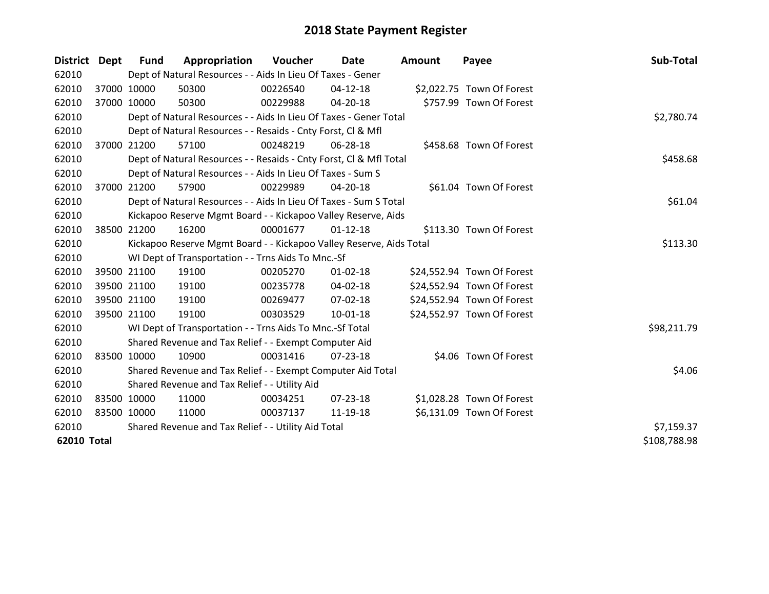# 2018 State Payment Register

| District | Dept | Fund | Appropriation | Voucher | Date | Amount | Payee | Sub-Total |
|---|---|---|---|---|---|---|---|---|
| 62010 | | Dept of Natural Resources - - Aids In Lieu Of Taxes - Gener | | | | | | |
| 62010 | 37000 | 10000 | 50300 | 00226540 | 04-12-18 | $2,022.75 | Town Of Forest | |
| 62010 | 37000 | 10000 | 50300 | 00229988 | 04-20-18 | $757.99 | Town Of Forest | |
| 62010 | | Dept of Natural Resources - - Aids In Lieu Of Taxes - Gener Total | | | | | | $2,780.74 |
| 62010 | | Dept of Natural Resources - - Resaids - Cnty Forst, Cl & Mfl | | | | | | |
| 62010 | 37000 | 21200 | 57100 | 00248219 | 06-28-18 | $458.68 | Town Of Forest | |
| 62010 | | Dept of Natural Resources - - Resaids - Cnty Forst, Cl & Mfl Total | | | | | | $458.68 |
| 62010 | | Dept of Natural Resources - - Aids In Lieu Of Taxes - Sum S | | | | | | |
| 62010 | 37000 | 21200 | 57900 | 00229989 | 04-20-18 | $61.04 | Town Of Forest | |
| 62010 | | Dept of Natural Resources - - Aids In Lieu Of Taxes - Sum S Total | | | | | | $61.04 |
| 62010 | | Kickapoo Reserve Mgmt Board - - Kickapoo Valley Reserve, Aids | | | | | | |
| 62010 | 38500 | 21200 | 16200 | 00001677 | 01-12-18 | $113.30 | Town Of Forest | |
| 62010 | | Kickapoo Reserve Mgmt Board - - Kickapoo Valley Reserve, Aids Total | | | | | | $113.30 |
| 62010 | | WI Dept of Transportation - - Trns Aids To Mnc.-Sf | | | | | | |
| 62010 | 39500 | 21100 | 19100 | 00205270 | 01-02-18 | $24,552.94 | Town Of Forest | |
| 62010 | 39500 | 21100 | 19100 | 00235778 | 04-02-18 | $24,552.94 | Town Of Forest | |
| 62010 | 39500 | 21100 | 19100 | 00269477 | 07-02-18 | $24,552.94 | Town Of Forest | |
| 62010 | 39500 | 21100 | 19100 | 00303529 | 10-01-18 | $24,552.97 | Town Of Forest | |
| 62010 | | WI Dept of Transportation - - Trns Aids To Mnc.-Sf Total | | | | | | $98,211.79 |
| 62010 | | Shared Revenue and Tax Relief - - Exempt Computer Aid | | | | | | |
| 62010 | 83500 | 10000 | 10900 | 00031416 | 07-23-18 | $4.06 | Town Of Forest | |
| 62010 | | Shared Revenue and Tax Relief - - Exempt Computer Aid Total | | | | | | $4.06 |
| 62010 | | Shared Revenue and Tax Relief - - Utility Aid | | | | | | |
| 62010 | 83500 | 10000 | 11000 | 00034251 | 07-23-18 | $1,028.28 | Town Of Forest | |
| 62010 | 83500 | 10000 | 11000 | 00037137 | 11-19-18 | $6,131.09 | Town Of Forest | |
| 62010 | | Shared Revenue and Tax Relief - - Utility Aid Total | | | | | | $7,159.37 |
| **62010 Total** | | | | | | | | $108,788.98 |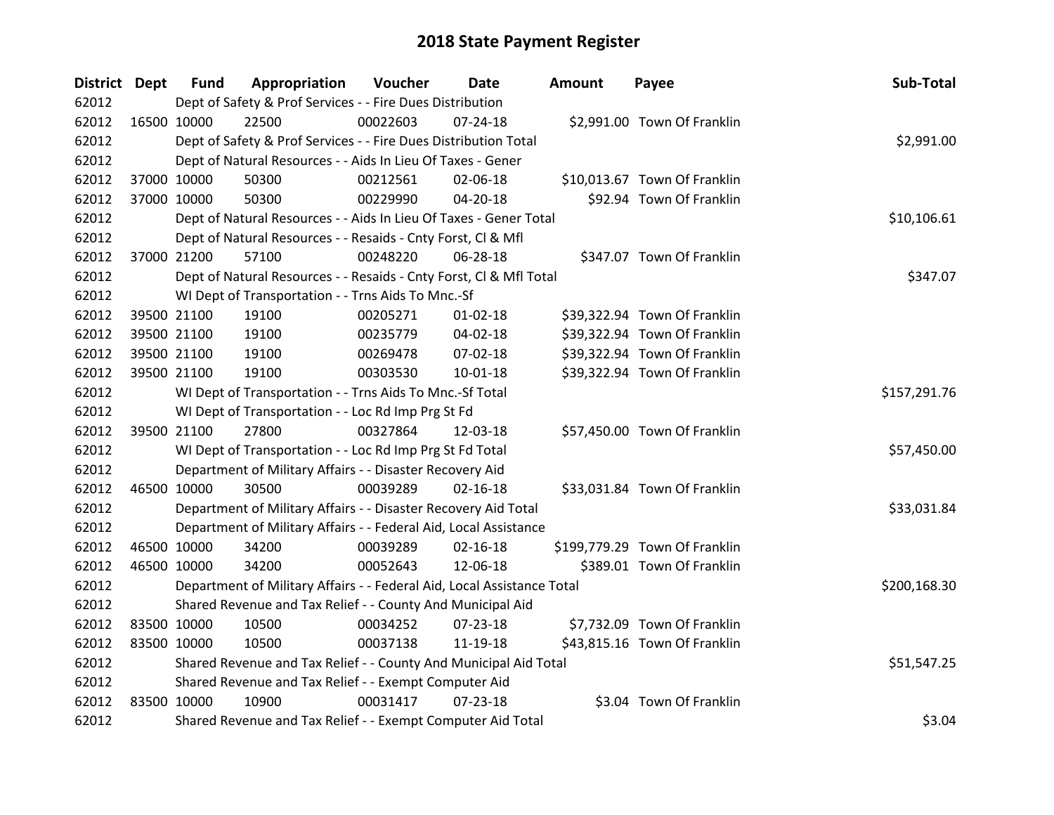# 2018 State Payment Register

| District | Dept | Fund | Appropriation | Voucher | Date | Amount | Payee | Sub-Total |
|---|---|---|---|---|---|---|---|---|
| 62012 | | Dept of Safety & Prof Services - - Fire Dues Distribution | | | | | | |
| 62012 | 16500 | 10000 | 22500 | 00022603 | 07-24-18 | $2,991.00 | Town Of Franklin | |
| 62012 | | Dept of Safety & Prof Services - - Fire Dues Distribution Total | | | | | | $2,991.00 |
| 62012 | | Dept of Natural Resources - - Aids In Lieu Of Taxes - Gener | | | | | | |
| 62012 | 37000 | 10000 | 50300 | 00212561 | 02-06-18 | $10,013.67 | Town Of Franklin | |
| 62012 | 37000 | 10000 | 50300 | 00229990 | 04-20-18 | $92.94 | Town Of Franklin | |
| 62012 | | Dept of Natural Resources - - Aids In Lieu Of Taxes - Gener Total | | | | | | $10,106.61 |
| 62012 | | Dept of Natural Resources - - Resaids - Cnty Forst, Cl & Mfl | | | | | | |
| 62012 | 37000 | 21200 | 57100 | 00248220 | 06-28-18 | $347.07 | Town Of Franklin | |
| 62012 | | Dept of Natural Resources - - Resaids - Cnty Forst, Cl & Mfl Total | | | | | | $347.07 |
| 62012 | | WI Dept of Transportation - - Trns Aids To Mnc.-Sf | | | | | | |
| 62012 | 39500 | 21100 | 19100 | 00205271 | 01-02-18 | $39,322.94 | Town Of Franklin | |
| 62012 | 39500 | 21100 | 19100 | 00235779 | 04-02-18 | $39,322.94 | Town Of Franklin | |
| 62012 | 39500 | 21100 | 19100 | 00269478 | 07-02-18 | $39,322.94 | Town Of Franklin | |
| 62012 | 39500 | 21100 | 19100 | 00303530 | 10-01-18 | $39,322.94 | Town Of Franklin | |
| 62012 | | WI Dept of Transportation - - Trns Aids To Mnc.-Sf Total | | | | | | $157,291.76 |
| 62012 | | WI Dept of Transportation - - Loc Rd Imp Prg St Fd | | | | | | |
| 62012 | 39500 | 21100 | 27800 | 00327864 | 12-03-18 | $57,450.00 | Town Of Franklin | |
| 62012 | | WI Dept of Transportation - - Loc Rd Imp Prg St Fd Total | | | | | | $57,450.00 |
| 62012 | | Department of Military Affairs - - Disaster Recovery Aid | | | | | | |
| 62012 | 46500 | 10000 | 30500 | 00039289 | 02-16-18 | $33,031.84 | Town Of Franklin | |
| 62012 | | Department of Military Affairs - - Disaster Recovery Aid Total | | | | | | $33,031.84 |
| 62012 | | Department of Military Affairs - - Federal Aid, Local Assistance | | | | | | |
| 62012 | 46500 | 10000 | 34200 | 00039289 | 02-16-18 | $199,779.29 | Town Of Franklin | |
| 62012 | 46500 | 10000 | 34200 | 00052643 | 12-06-18 | $389.01 | Town Of Franklin | |
| 62012 | | Department of Military Affairs - - Federal Aid, Local Assistance Total | | | | | | $200,168.30 |
| 62012 | | Shared Revenue and Tax Relief - - County And Municipal Aid | | | | | | |
| 62012 | 83500 | 10000 | 10500 | 00034252 | 07-23-18 | $7,732.09 | Town Of Franklin | |
| 62012 | 83500 | 10000 | 10500 | 00037138 | 11-19-18 | $43,815.16 | Town Of Franklin | |
| 62012 | | Shared Revenue and Tax Relief - - County And Municipal Aid Total | | | | | | $51,547.25 |
| 62012 | | Shared Revenue and Tax Relief - - Exempt Computer Aid | | | | | | |
| 62012 | 83500 | 10000 | 10900 | 00031417 | 07-23-18 | $3.04 | Town Of Franklin | |
| 62012 | | Shared Revenue and Tax Relief - - Exempt Computer Aid Total | | | | | | $3.04 |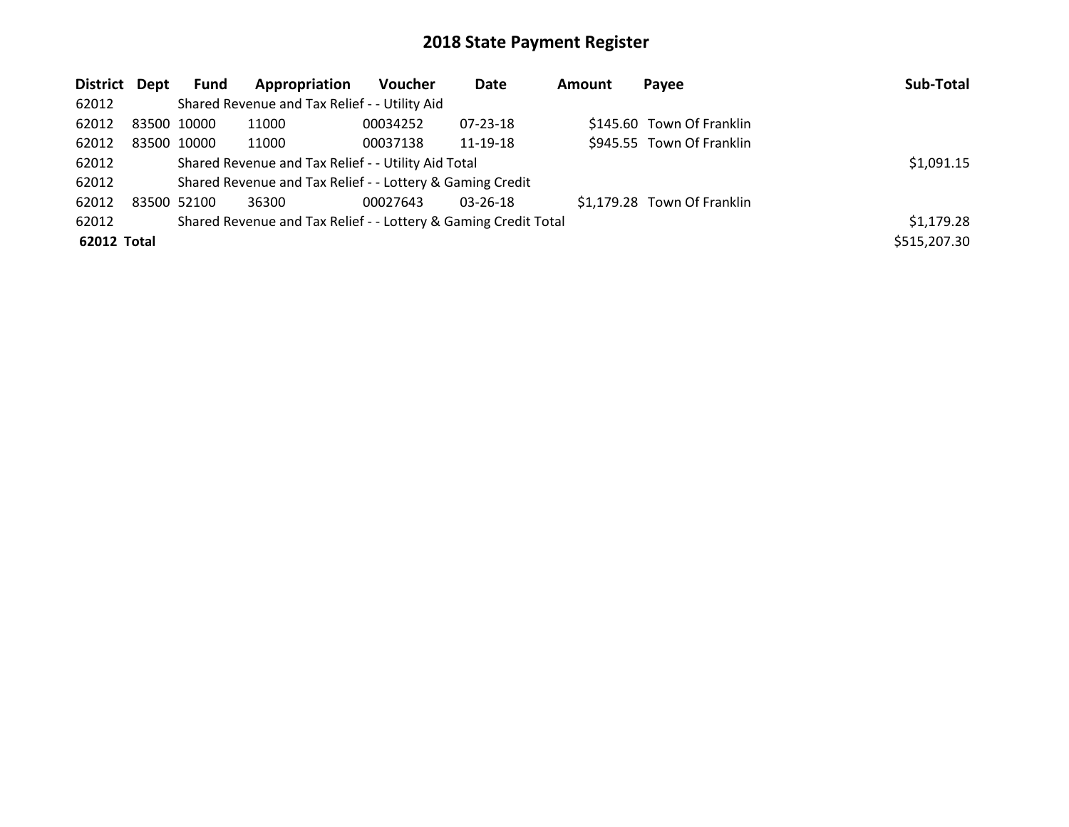# 2018 State Payment Register

| District | Dept | Fund | Appropriation | Voucher | Date | Amount | Payee | Sub-Total |
|---|---|---|---|---|---|---|---|---|
| 62012 | | Shared Revenue and Tax Relief - - Utility Aid | | | | | | |
| 62012 | 83500 | 10000 | 11000 | 00034252 | 07-23-18 | $145.60 | Town Of Franklin | |
| 62012 | 83500 | 10000 | 11000 | 00037138 | 11-19-18 | $945.55 | Town Of Franklin | |
| 62012 | | Shared Revenue and Tax Relief - - Utility Aid Total | | | | | | $1,091.15 |
| 62012 | | Shared Revenue and Tax Relief - - Lottery & Gaming Credit | | | | | | |
| 62012 | 83500 | 52100 | 36300 | 00027643 | 03-26-18 | $1,179.28 | Town Of Franklin | |
| 62012 | | Shared Revenue and Tax Relief - - Lottery & Gaming Credit Total | | | | | | $1,179.28 |
| **62012 Total** | | | | | | | | $515,207.30 |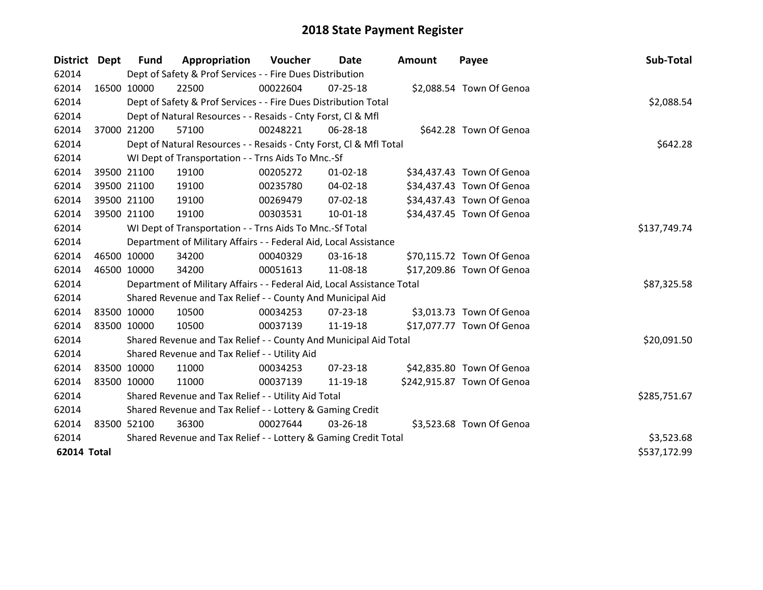# 2018 State Payment Register

| District | Dept | Fund | Appropriation | Voucher | Date | Amount | Payee | Sub-Total |
|---|---|---|---|---|---|---|---|---|
| 62014 | | Dept of Safety & Prof Services - - Fire Dues Distribution | | | | | | |
| 62014 | 16500 | 10000 | 22500 | 00022604 | 07-25-18 | $2,088.54 | Town Of Genoa | |
| 62014 | | Dept of Safety & Prof Services - - Fire Dues Distribution Total | | | | | | $2,088.54 |
| 62014 | | Dept of Natural Resources - - Resaids - Cnty Forst, Cl & Mfl | | | | | | |
| 62014 | 37000 | 21200 | 57100 | 00248221 | 06-28-18 | $642.28 | Town Of Genoa | |
| 62014 | | Dept of Natural Resources - - Resaids - Cnty Forst, Cl & Mfl Total | | | | | | $642.28 |
| 62014 | | WI Dept of Transportation - - Trns Aids To Mnc.-Sf | | | | | | |
| 62014 | 39500 | 21100 | 19100 | 00205272 | 01-02-18 | $34,437.43 | Town Of Genoa | |
| 62014 | 39500 | 21100 | 19100 | 00235780 | 04-02-18 | $34,437.43 | Town Of Genoa | |
| 62014 | 39500 | 21100 | 19100 | 00269479 | 07-02-18 | $34,437.43 | Town Of Genoa | |
| 62014 | 39500 | 21100 | 19100 | 00303531 | 10-01-18 | $34,437.45 | Town Of Genoa | |
| 62014 | | WI Dept of Transportation - - Trns Aids To Mnc.-Sf Total | | | | | | $137,749.74 |
| 62014 | | Department of Military Affairs - - Federal Aid, Local Assistance | | | | | | |
| 62014 | 46500 | 10000 | 34200 | 00040329 | 03-16-18 | $70,115.72 | Town Of Genoa | |
| 62014 | 46500 | 10000 | 34200 | 00051613 | 11-08-18 | $17,209.86 | Town Of Genoa | |
| 62014 | | Department of Military Affairs - - Federal Aid, Local Assistance Total | | | | | | $87,325.58 |
| 62014 | | Shared Revenue and Tax Relief - - County And Municipal Aid | | | | | | |
| 62014 | 83500 | 10000 | 10500 | 00034253 | 07-23-18 | $3,013.73 | Town Of Genoa | |
| 62014 | 83500 | 10000 | 10500 | 00037139 | 11-19-18 | $17,077.77 | Town Of Genoa | |
| 62014 | | Shared Revenue and Tax Relief - - County And Municipal Aid Total | | | | | | $20,091.50 |
| 62014 | | Shared Revenue and Tax Relief - - Utility Aid | | | | | | |
| 62014 | 83500 | 10000 | 11000 | 00034253 | 07-23-18 | $42,835.80 | Town Of Genoa | |
| 62014 | 83500 | 10000 | 11000 | 00037139 | 11-19-18 | $242,915.87 | Town Of Genoa | |
| 62014 | | Shared Revenue and Tax Relief - - Utility Aid Total | | | | | | $285,751.67 |
| 62014 | | Shared Revenue and Tax Relief - - Lottery & Gaming Credit | | | | | | |
| 62014 | 83500 | 52100 | 36300 | 00027644 | 03-26-18 | $3,523.68 | Town Of Genoa | |
| 62014 | | Shared Revenue and Tax Relief - - Lottery & Gaming Credit Total | | | | | | $3,523.68 |
| **62014 Total** | | | | | | | | $537,172.99 |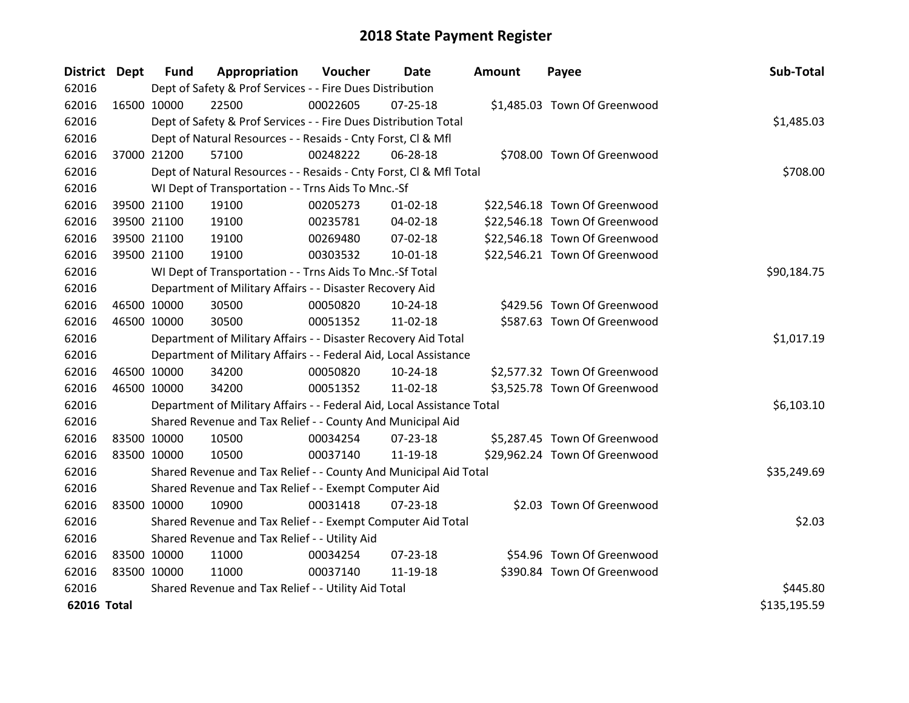# 2018 State Payment Register

| District | Dept | Fund | Appropriation | Voucher | Date | Amount | Payee | Sub-Total |
|---|---|---|---|---|---|---|---|---|
| 62016 | | Dept of Safety & Prof Services - - Fire Dues Distribution | | | | | | |
| 62016 | 16500 | 10000 | 22500 | 00022605 | 07-25-18 | $1,485.03 | Town Of Greenwood | |
| 62016 | | Dept of Safety & Prof Services - - Fire Dues Distribution Total | | | | | | $1,485.03 |
| 62016 | | Dept of Natural Resources - - Resaids - Cnty Forst, Cl & Mfl | | | | | | |
| 62016 | 37000 | 21200 | 57100 | 00248222 | 06-28-18 | $708.00 | Town Of Greenwood | |
| 62016 | | Dept of Natural Resources - - Resaids - Cnty Forst, Cl & Mfl Total | | | | | | $708.00 |
| 62016 | | WI Dept of Transportation - - Trns Aids To Mnc.-Sf | | | | | | |
| 62016 | 39500 | 21100 | 19100 | 00205273 | 01-02-18 | $22,546.18 | Town Of Greenwood | |
| 62016 | 39500 | 21100 | 19100 | 00235781 | 04-02-18 | $22,546.18 | Town Of Greenwood | |
| 62016 | 39500 | 21100 | 19100 | 00269480 | 07-02-18 | $22,546.18 | Town Of Greenwood | |
| 62016 | 39500 | 21100 | 19100 | 00303532 | 10-01-18 | $22,546.21 | Town Of Greenwood | |
| 62016 | | WI Dept of Transportation - - Trns Aids To Mnc.-Sf Total | | | | | | $90,184.75 |
| 62016 | | Department of Military Affairs - - Disaster Recovery Aid | | | | | | |
| 62016 | 46500 | 10000 | 30500 | 00050820 | 10-24-18 | $429.56 | Town Of Greenwood | |
| 62016 | 46500 | 10000 | 30500 | 00051352 | 11-02-18 | $587.63 | Town Of Greenwood | |
| 62016 | | Department of Military Affairs - - Disaster Recovery Aid Total | | | | | | $1,017.19 |
| 62016 | | Department of Military Affairs - - Federal Aid, Local Assistance | | | | | | |
| 62016 | 46500 | 10000 | 34200 | 00050820 | 10-24-18 | $2,577.32 | Town Of Greenwood | |
| 62016 | 46500 | 10000 | 34200 | 00051352 | 11-02-18 | $3,525.78 | Town Of Greenwood | |
| 62016 | | Department of Military Affairs - - Federal Aid, Local Assistance Total | | | | | | $6,103.10 |
| 62016 | | Shared Revenue and Tax Relief - - County And Municipal Aid | | | | | | |
| 62016 | 83500 | 10000 | 10500 | 00034254 | 07-23-18 | $5,287.45 | Town Of Greenwood | |
| 62016 | 83500 | 10000 | 10500 | 00037140 | 11-19-18 | $29,962.24 | Town Of Greenwood | |
| 62016 | | Shared Revenue and Tax Relief - - County And Municipal Aid Total | | | | | | $35,249.69 |
| 62016 | | Shared Revenue and Tax Relief - - Exempt Computer Aid | | | | | | |
| 62016 | 83500 | 10000 | 10900 | 00031418 | 07-23-18 | $2.03 | Town Of Greenwood | |
| 62016 | | Shared Revenue and Tax Relief - - Exempt Computer Aid Total | | | | | | $2.03 |
| 62016 | | Shared Revenue and Tax Relief - - Utility Aid | | | | | | |
| 62016 | 83500 | 10000 | 11000 | 00034254 | 07-23-18 | $54.96 | Town Of Greenwood | |
| 62016 | 83500 | 10000 | 11000 | 00037140 | 11-19-18 | $390.84 | Town Of Greenwood | |
| 62016 | | Shared Revenue and Tax Relief - - Utility Aid Total | | | | | | $445.80 |
| **62016 Total** | | | | | | | | $135,195.59 |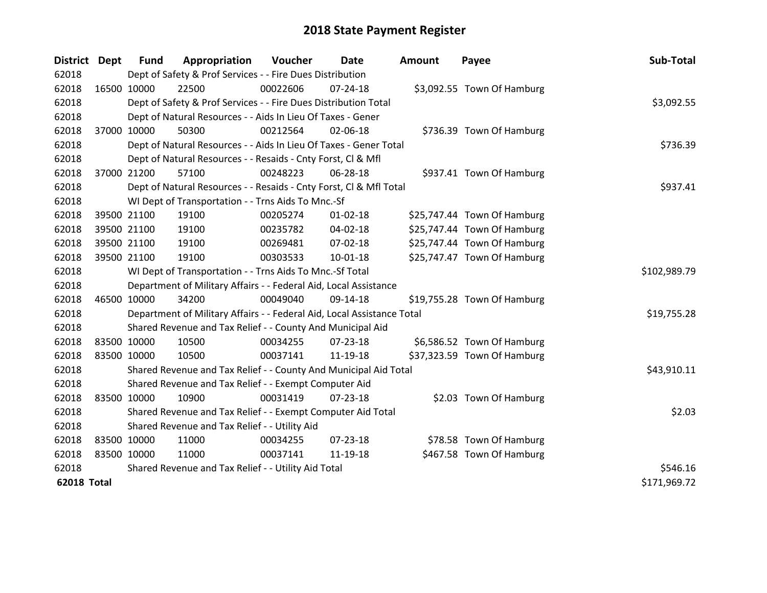# 2018 State Payment Register

| District | Dept | Fund | Appropriation | Voucher | Date | Amount | Payee | Sub-Total |
|---|---|---|---|---|---|---|---|---|
| 62018 | | Dept of Safety & Prof Services - - Fire Dues Distribution | | | | | | |
| 62018 | 16500 | 10000 | 22500 | 00022606 | 07-24-18 | $3,092.55 | Town Of Hamburg | |
| 62018 | | Dept of Safety & Prof Services - - Fire Dues Distribution Total | | | | | | $3,092.55 |
| 62018 | | Dept of Natural Resources - - Aids In Lieu Of Taxes - Gener | | | | | | |
| 62018 | 37000 | 10000 | 50300 | 00212564 | 02-06-18 | $736.39 | Town Of Hamburg | |
| 62018 | | Dept of Natural Resources - - Aids In Lieu Of Taxes - Gener Total | | | | | | $736.39 |
| 62018 | | Dept of Natural Resources - - Resaids - Cnty Forst, Cl & Mfl | | | | | | |
| 62018 | 37000 | 21200 | 57100 | 00248223 | 06-28-18 | $937.41 | Town Of Hamburg | |
| 62018 | | Dept of Natural Resources - - Resaids - Cnty Forst, Cl & Mfl Total | | | | | | $937.41 |
| 62018 | | WI Dept of Transportation - - Trns Aids To Mnc.-Sf | | | | | | |
| 62018 | 39500 | 21100 | 19100 | 00205274 | 01-02-18 | $25,747.44 | Town Of Hamburg | |
| 62018 | 39500 | 21100 | 19100 | 00235782 | 04-02-18 | $25,747.44 | Town Of Hamburg | |
| 62018 | 39500 | 21100 | 19100 | 00269481 | 07-02-18 | $25,747.44 | Town Of Hamburg | |
| 62018 | 39500 | 21100 | 19100 | 00303533 | 10-01-18 | $25,747.47 | Town Of Hamburg | |
| 62018 | | WI Dept of Transportation - - Trns Aids To Mnc.-Sf Total | | | | | | $102,989.79 |
| 62018 | | Department of Military Affairs - - Federal Aid, Local Assistance | | | | | | |
| 62018 | 46500 | 10000 | 34200 | 00049040 | 09-14-18 | $19,755.28 | Town Of Hamburg | |
| 62018 | | Department of Military Affairs - - Federal Aid, Local Assistance Total | | | | | | $19,755.28 |
| 62018 | | Shared Revenue and Tax Relief - - County And Municipal Aid | | | | | | |
| 62018 | 83500 | 10000 | 10500 | 00034255 | 07-23-18 | $6,586.52 | Town Of Hamburg | |
| 62018 | 83500 | 10000 | 10500 | 00037141 | 11-19-18 | $37,323.59 | Town Of Hamburg | |
| 62018 | | Shared Revenue and Tax Relief - - County And Municipal Aid Total | | | | | | $43,910.11 |
| 62018 | | Shared Revenue and Tax Relief - - Exempt Computer Aid | | | | | | |
| 62018 | 83500 | 10000 | 10900 | 00031419 | 07-23-18 | $2.03 | Town Of Hamburg | |
| 62018 | | Shared Revenue and Tax Relief - - Exempt Computer Aid Total | | | | | | $2.03 |
| 62018 | | Shared Revenue and Tax Relief - - Utility Aid | | | | | | |
| 62018 | 83500 | 10000 | 11000 | 00034255 | 07-23-18 | $78.58 | Town Of Hamburg | |
| 62018 | 83500 | 10000 | 11000 | 00037141 | 11-19-18 | $467.58 | Town Of Hamburg | |
| 62018 | | Shared Revenue and Tax Relief - - Utility Aid Total | | | | | | $546.16 |
| **62018 Total** | | | | | | | | $171,969.72 |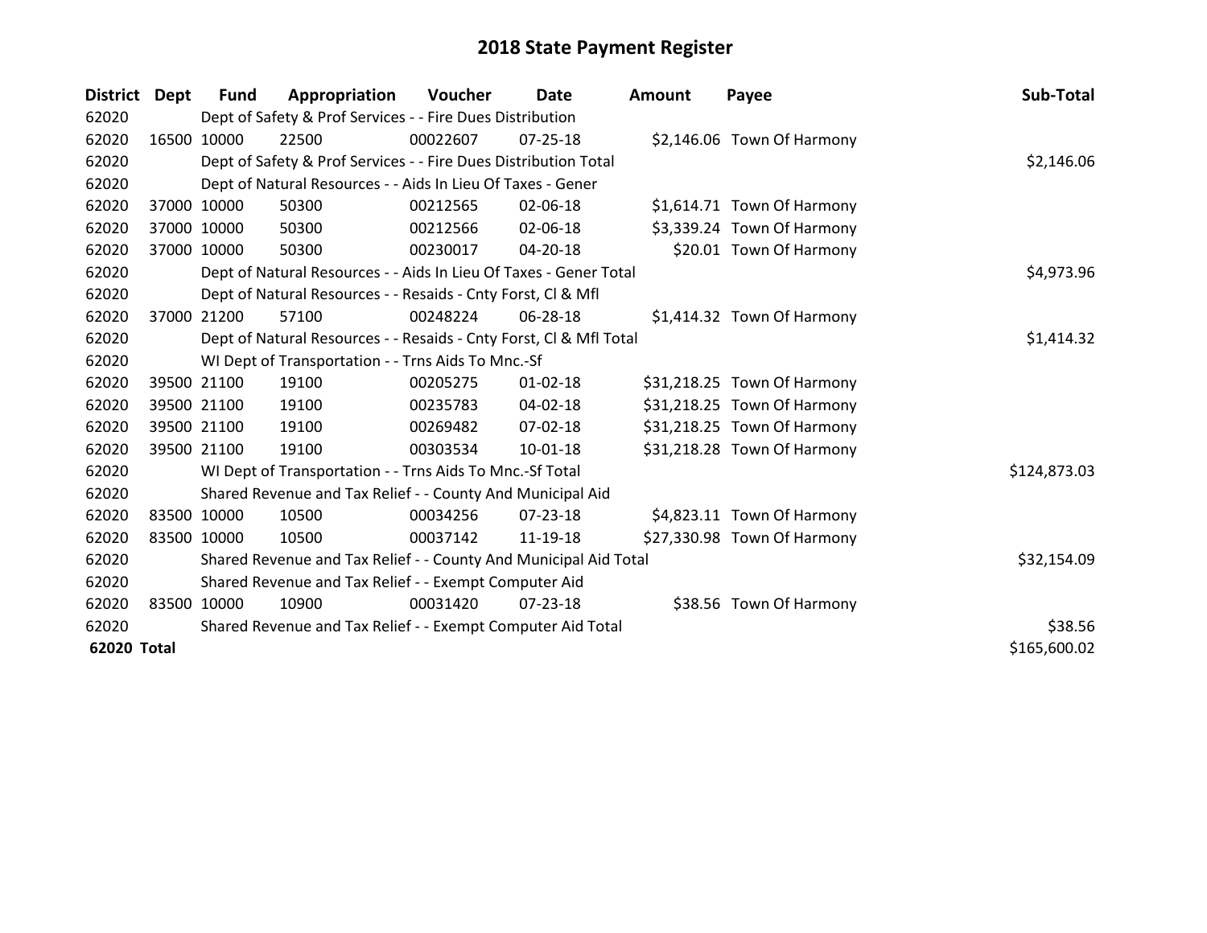# 2018 State Payment Register

| District | Dept | Fund | Appropriation | Voucher | Date | Amount | Payee | Sub-Total |
|---|---|---|---|---|---|---|---|---|
| 62020 | | Dept of Safety & Prof Services - - Fire Dues Distribution | | | | | | |
| 62020 | 16500 | 10000 | 22500 | 00022607 | 07-25-18 | $2,146.06 | Town Of Harmony | |
| 62020 | | Dept of Safety & Prof Services - - Fire Dues Distribution Total | | | | | | $2,146.06 |
| 62020 | | Dept of Natural Resources - - Aids In Lieu Of Taxes - Gener | | | | | | |
| 62020 | 37000 | 10000 | 50300 | 00212565 | 02-06-18 | $1,614.71 | Town Of Harmony | |
| 62020 | 37000 | 10000 | 50300 | 00212566 | 02-06-18 | $3,339.24 | Town Of Harmony | |
| 62020 | 37000 | 10000 | 50300 | 00230017 | 04-20-18 | $20.01 | Town Of Harmony | |
| 62020 | | Dept of Natural Resources - - Aids In Lieu Of Taxes - Gener Total | | | | | | $4,973.96 |
| 62020 | | Dept of Natural Resources - - Resaids - Cnty Forst, Cl & Mfl | | | | | | |
| 62020 | 37000 | 21200 | 57100 | 00248224 | 06-28-18 | $1,414.32 | Town Of Harmony | |
| 62020 | | Dept of Natural Resources - - Resaids - Cnty Forst, Cl & Mfl Total | | | | | | $1,414.32 |
| 62020 | | WI Dept of Transportation - - Trns Aids To Mnc.-Sf | | | | | | |
| 62020 | 39500 | 21100 | 19100 | 00205275 | 01-02-18 | $31,218.25 | Town Of Harmony | |
| 62020 | 39500 | 21100 | 19100 | 00235783 | 04-02-18 | $31,218.25 | Town Of Harmony | |
| 62020 | 39500 | 21100 | 19100 | 00269482 | 07-02-18 | $31,218.25 | Town Of Harmony | |
| 62020 | 39500 | 21100 | 19100 | 00303534 | 10-01-18 | $31,218.28 | Town Of Harmony | |
| 62020 | | WI Dept of Transportation - - Trns Aids To Mnc.-Sf Total | | | | | | $124,873.03 |
| 62020 | | Shared Revenue and Tax Relief - - County And Municipal Aid | | | | | | |
| 62020 | 83500 | 10000 | 10500 | 00034256 | 07-23-18 | $4,823.11 | Town Of Harmony | |
| 62020 | 83500 | 10000 | 10500 | 00037142 | 11-19-18 | $27,330.98 | Town Of Harmony | |
| 62020 | | Shared Revenue and Tax Relief - - County And Municipal Aid Total | | | | | | $32,154.09 |
| 62020 | | Shared Revenue and Tax Relief - - Exempt Computer Aid | | | | | | |
| 62020 | 83500 | 10000 | 10900 | 00031420 | 07-23-18 | $38.56 | Town Of Harmony | |
| 62020 | | Shared Revenue and Tax Relief - - Exempt Computer Aid Total | | | | | | $38.56 |
| **62020 Total** | | | | | | | | $165,600.02 |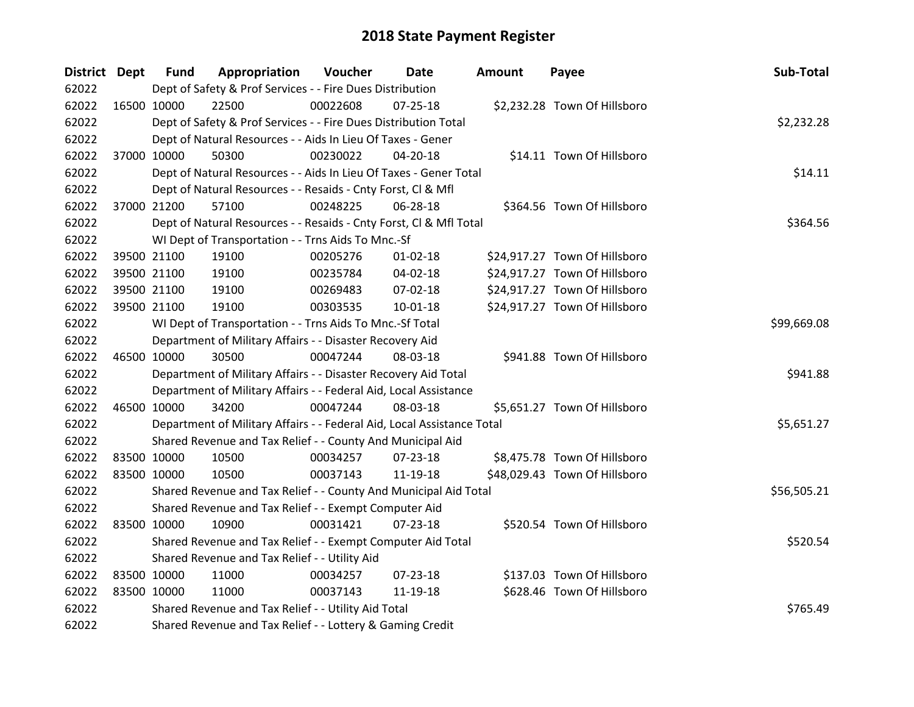# 2018 State Payment Register

| District | Dept | Fund | Appropriation | Voucher | Date | Amount | Payee | Sub-Total |
|---|---|---|---|---|---|---|---|---|
| 62022 | | Dept of Safety & Prof Services - - Fire Dues Distribution | | | | | | |
| 62022 | 16500 | 10000 | 22500 | 00022608 | 07-25-18 | $2,232.28 | Town Of Hillsboro | |
| 62022 | | Dept of Safety & Prof Services - - Fire Dues Distribution Total | | | | | | $2,232.28 |
| 62022 | | Dept of Natural Resources - - Aids In Lieu Of Taxes - Gener | | | | | | |
| 62022 | 37000 | 10000 | 50300 | 00230022 | 04-20-18 | $14.11 | Town Of Hillsboro | |
| 62022 | | Dept of Natural Resources - - Aids In Lieu Of Taxes - Gener Total | | | | | | $14.11 |
| 62022 | | Dept of Natural Resources - - Resaids - Cnty Forst, Cl & Mfl | | | | | | |
| 62022 | 37000 | 21200 | 57100 | 00248225 | 06-28-18 | $364.56 | Town Of Hillsboro | |
| 62022 | | Dept of Natural Resources - - Resaids - Cnty Forst, Cl & Mfl Total | | | | | | $364.56 |
| 62022 | | WI Dept of Transportation - - Trns Aids To Mnc.-Sf | | | | | | |
| 62022 | 39500 | 21100 | 19100 | 00205276 | 01-02-18 | $24,917.27 | Town Of Hillsboro | |
| 62022 | 39500 | 21100 | 19100 | 00235784 | 04-02-18 | $24,917.27 | Town Of Hillsboro | |
| 62022 | 39500 | 21100 | 19100 | 00269483 | 07-02-18 | $24,917.27 | Town Of Hillsboro | |
| 62022 | 39500 | 21100 | 19100 | 00303535 | 10-01-18 | $24,917.27 | Town Of Hillsboro | |
| 62022 | | WI Dept of Transportation - - Trns Aids To Mnc.-Sf Total | | | | | | $99,669.08 |
| 62022 | | Department of Military Affairs - - Disaster Recovery Aid | | | | | | |
| 62022 | 46500 | 10000 | 30500 | 00047244 | 08-03-18 | $941.88 | Town Of Hillsboro | |
| 62022 | | Department of Military Affairs - - Disaster Recovery Aid Total | | | | | | $941.88 |
| 62022 | | Department of Military Affairs - - Federal Aid, Local Assistance | | | | | | |
| 62022 | 46500 | 10000 | 34200 | 00047244 | 08-03-18 | $5,651.27 | Town Of Hillsboro | |
| 62022 | | Department of Military Affairs - - Federal Aid, Local Assistance Total | | | | | | $5,651.27 |
| 62022 | | Shared Revenue and Tax Relief - - County And Municipal Aid | | | | | | |
| 62022 | 83500 | 10000 | 10500 | 00034257 | 07-23-18 | $8,475.78 | Town Of Hillsboro | |
| 62022 | 83500 | 10000 | 10500 | 00037143 | 11-19-18 | $48,029.43 | Town Of Hillsboro | |
| 62022 | | Shared Revenue and Tax Relief - - County And Municipal Aid Total | | | | | | $56,505.21 |
| 62022 | | Shared Revenue and Tax Relief - - Exempt Computer Aid | | | | | | |
| 62022 | 83500 | 10000 | 10900 | 00031421 | 07-23-18 | $520.54 | Town Of Hillsboro | |
| 62022 | | Shared Revenue and Tax Relief - - Exempt Computer Aid Total | | | | | | $520.54 |
| 62022 | | Shared Revenue and Tax Relief - - Utility Aid | | | | | | |
| 62022 | 83500 | 10000 | 11000 | 00034257 | 07-23-18 | $137.03 | Town Of Hillsboro | |
| 62022 | 83500 | 10000 | 11000 | 00037143 | 11-19-18 | $628.46 | Town Of Hillsboro | |
| 62022 | | Shared Revenue and Tax Relief - - Utility Aid Total | | | | | | $765.49 |
| 62022 | | Shared Revenue and Tax Relief - - Lottery & Gaming Credit | | | | | | |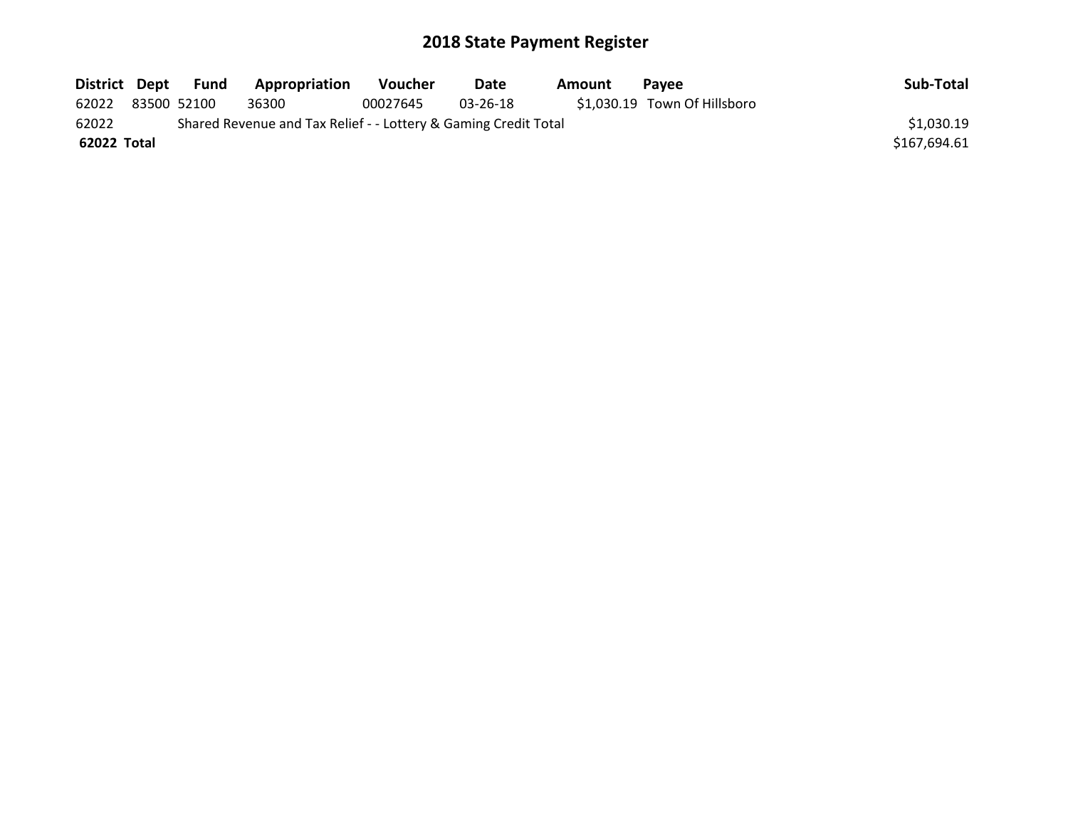# 2018 State Payment Register

| District | Dept | Fund | Appropriation | Voucher | Date | Amount | Payee | Sub-Total |
|---|---|---|---|---|---|---|---|---|
| 62022 | 83500 | 52100 | 36300 | 00027645 | 03-26-18 | $1,030.19 | Town Of Hillsboro | |
| 62022 | | Shared Revenue and Tax Relief - - Lottery & Gaming Credit Total | | | | | | $1,030.19 |
| **62022 Total** | | | | | | | | $167,694.61 |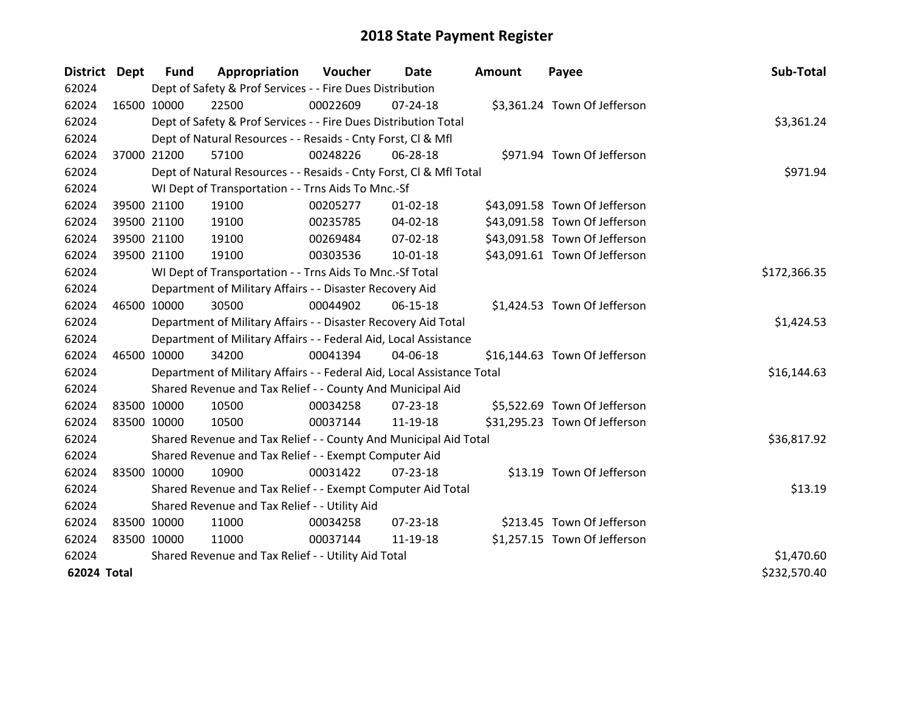# 2018 State Payment Register

| District | Dept | Fund | Appropriation | Voucher | Date | Amount | Payee | Sub-Total |
|---|---|---|---|---|---|---|---|---|
| 62024 | | Dept of Safety & Prof Services - - Fire Dues Distribution | | | | | | |
| 62024 | 16500 | 10000 | 22500 | 00022609 | 07-24-18 | $3,361.24 | Town Of Jefferson | |
| 62024 | | Dept of Safety & Prof Services - - Fire Dues Distribution Total | | | | | | $3,361.24 |
| 62024 | | Dept of Natural Resources - - Resaids - Cnty Forst, Cl & Mfl | | | | | | |
| 62024 | 37000 | 21200 | 57100 | 00248226 | 06-28-18 | $971.94 | Town Of Jefferson | |
| 62024 | | Dept of Natural Resources - - Resaids - Cnty Forst, Cl & Mfl Total | | | | | | $971.94 |
| 62024 | | WI Dept of Transportation - - Trns Aids To Mnc.-Sf | | | | | | |
| 62024 | 39500 | 21100 | 19100 | 00205277 | 01-02-18 | $43,091.58 | Town Of Jefferson | |
| 62024 | 39500 | 21100 | 19100 | 00235785 | 04-02-18 | $43,091.58 | Town Of Jefferson | |
| 62024 | 39500 | 21100 | 19100 | 00269484 | 07-02-18 | $43,091.58 | Town Of Jefferson | |
| 62024 | 39500 | 21100 | 19100 | 00303536 | 10-01-18 | $43,091.61 | Town Of Jefferson | |
| 62024 | | WI Dept of Transportation - - Trns Aids To Mnc.-Sf Total | | | | | | $172,366.35 |
| 62024 | | Department of Military Affairs - - Disaster Recovery Aid | | | | | | |
| 62024 | 46500 | 10000 | 30500 | 00044902 | 06-15-18 | $1,424.53 | Town Of Jefferson | |
| 62024 | | Department of Military Affairs - - Disaster Recovery Aid Total | | | | | | $1,424.53 |
| 62024 | | Department of Military Affairs - - Federal Aid, Local Assistance | | | | | | |
| 62024 | 46500 | 10000 | 34200 | 00041394 | 04-06-18 | $16,144.63 | Town Of Jefferson | |
| 62024 | | Department of Military Affairs - - Federal Aid, Local Assistance Total | | | | | | $16,144.63 |
| 62024 | | Shared Revenue and Tax Relief - - County And Municipal Aid | | | | | | |
| 62024 | 83500 | 10000 | 10500 | 00034258 | 07-23-18 | $5,522.69 | Town Of Jefferson | |
| 62024 | 83500 | 10000 | 10500 | 00037144 | 11-19-18 | $31,295.23 | Town Of Jefferson | |
| 62024 | | Shared Revenue and Tax Relief - - County And Municipal Aid Total | | | | | | $36,817.92 |
| 62024 | | Shared Revenue and Tax Relief - - Exempt Computer Aid | | | | | | |
| 62024 | 83500 | 10000 | 10900 | 00031422 | 07-23-18 | $13.19 | Town Of Jefferson | |
| 62024 | | Shared Revenue and Tax Relief - - Exempt Computer Aid Total | | | | | | $13.19 |
| 62024 | | Shared Revenue and Tax Relief - - Utility Aid | | | | | | |
| 62024 | 83500 | 10000 | 11000 | 00034258 | 07-23-18 | $213.45 | Town Of Jefferson | |
| 62024 | 83500 | 10000 | 11000 | 00037144 | 11-19-18 | $1,257.15 | Town Of Jefferson | |
| 62024 | | Shared Revenue and Tax Relief - - Utility Aid Total | | | | | | $1,470.60 |
| **62024 Total** | | | | | | | | $232,570.40 |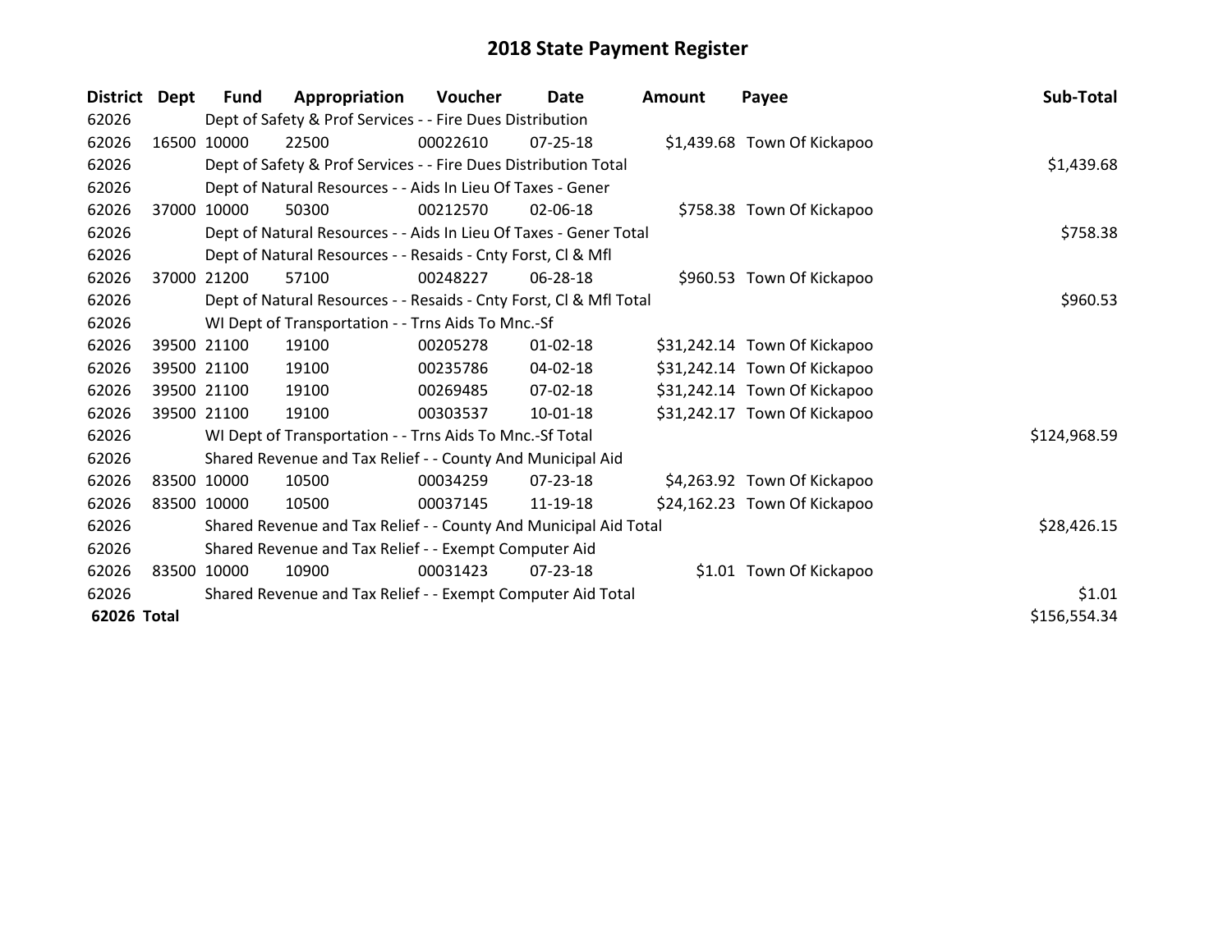# 2018 State Payment Register

| District | Dept | Fund | Appropriation | Voucher | Date | Amount | Payee | Sub-Total |
|---|---|---|---|---|---|---|---|---|
| 62026 | | Dept of Safety & Prof Services - - Fire Dues Distribution | | | | | | |
| 62026 | 16500 | 10000 | 22500 | 00022610 | 07-25-18 | $1,439.68 | Town Of Kickapoo | |
| 62026 | | Dept of Safety & Prof Services - - Fire Dues Distribution Total | | | | | | $1,439.68 |
| 62026 | | Dept of Natural Resources - - Aids In Lieu Of Taxes - Gener | | | | | | |
| 62026 | 37000 | 10000 | 50300 | 00212570 | 02-06-18 | $758.38 | Town Of Kickapoo | |
| 62026 | | Dept of Natural Resources - - Aids In Lieu Of Taxes - Gener Total | | | | | | $758.38 |
| 62026 | | Dept of Natural Resources - - Resaids - Cnty Forst, Cl & Mfl | | | | | | |
| 62026 | 37000 | 21200 | 57100 | 00248227 | 06-28-18 | $960.53 | Town Of Kickapoo | |
| 62026 | | Dept of Natural Resources - - Resaids - Cnty Forst, Cl & Mfl Total | | | | | | $960.53 |
| 62026 | | WI Dept of Transportation - - Trns Aids To Mnc.-Sf | | | | | | |
| 62026 | 39500 | 21100 | 19100 | 00205278 | 01-02-18 | $31,242.14 | Town Of Kickapoo | |
| 62026 | 39500 | 21100 | 19100 | 00235786 | 04-02-18 | $31,242.14 | Town Of Kickapoo | |
| 62026 | 39500 | 21100 | 19100 | 00269485 | 07-02-18 | $31,242.14 | Town Of Kickapoo | |
| 62026 | 39500 | 21100 | 19100 | 00303537 | 10-01-18 | $31,242.17 | Town Of Kickapoo | |
| 62026 | | WI Dept of Transportation - - Trns Aids To Mnc.-Sf Total | | | | | | $124,968.59 |
| 62026 | | Shared Revenue and Tax Relief - - County And Municipal Aid | | | | | | |
| 62026 | 83500 | 10000 | 10500 | 00034259 | 07-23-18 | $4,263.92 | Town Of Kickapoo | |
| 62026 | 83500 | 10000 | 10500 | 00037145 | 11-19-18 | $24,162.23 | Town Of Kickapoo | |
| 62026 | | Shared Revenue and Tax Relief - - County And Municipal Aid Total | | | | | | $28,426.15 |
| 62026 | | Shared Revenue and Tax Relief - - Exempt Computer Aid | | | | | | |
| 62026 | 83500 | 10000 | 10900 | 00031423 | 07-23-18 | $1.01 | Town Of Kickapoo | |
| 62026 | | Shared Revenue and Tax Relief - - Exempt Computer Aid Total | | | | | | $1.01 |
| **62026 Total** | | | | | | | | $156,554.34 |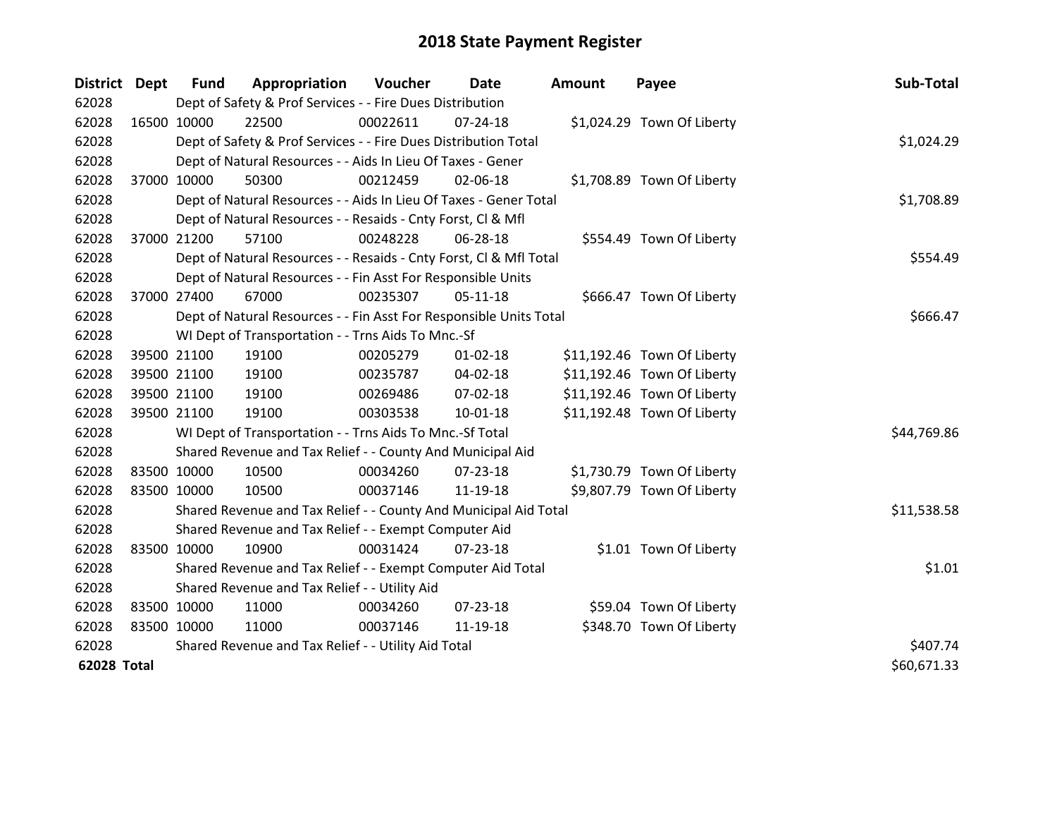# 2018 State Payment Register

| District | Dept | Fund | Appropriation | Voucher | Date | Amount | Payee | Sub-Total |
|---|---|---|---|---|---|---|---|---|
| 62028 | | Dept of Safety & Prof Services - - Fire Dues Distribution | | | | | | |
| 62028 | 16500 | 10000 | 22500 | 00022611 | 07-24-18 | $1,024.29 | Town Of Liberty | |
| 62028 | | Dept of Safety & Prof Services - - Fire Dues Distribution Total | | | | | | $1,024.29 |
| 62028 | | Dept of Natural Resources - - Aids In Lieu Of Taxes - Gener | | | | | | |
| 62028 | 37000 | 10000 | 50300 | 00212459 | 02-06-18 | $1,708.89 | Town Of Liberty | |
| 62028 | | Dept of Natural Resources - - Aids In Lieu Of Taxes - Gener Total | | | | | | $1,708.89 |
| 62028 | | Dept of Natural Resources - - Resaids - Cnty Forst, Cl & Mfl | | | | | | |
| 62028 | 37000 | 21200 | 57100 | 00248228 | 06-28-18 | $554.49 | Town Of Liberty | |
| 62028 | | Dept of Natural Resources - - Resaids - Cnty Forst, Cl & Mfl Total | | | | | | $554.49 |
| 62028 | | Dept of Natural Resources - - Fin Asst For Responsible Units | | | | | | |
| 62028 | 37000 | 27400 | 67000 | 00235307 | 05-11-18 | $666.47 | Town Of Liberty | |
| 62028 | | Dept of Natural Resources - - Fin Asst For Responsible Units Total | | | | | | $666.47 |
| 62028 | | WI Dept of Transportation - - Trns Aids To Mnc.-Sf | | | | | | |
| 62028 | 39500 | 21100 | 19100 | 00205279 | 01-02-18 | $11,192.46 | Town Of Liberty | |
| 62028 | 39500 | 21100 | 19100 | 00235787 | 04-02-18 | $11,192.46 | Town Of Liberty | |
| 62028 | 39500 | 21100 | 19100 | 00269486 | 07-02-18 | $11,192.46 | Town Of Liberty | |
| 62028 | 39500 | 21100 | 19100 | 00303538 | 10-01-18 | $11,192.48 | Town Of Liberty | |
| 62028 | | WI Dept of Transportation - - Trns Aids To Mnc.-Sf Total | | | | | | $44,769.86 |
| 62028 | | Shared Revenue and Tax Relief - - County And Municipal Aid | | | | | | |
| 62028 | 83500 | 10000 | 10500 | 00034260 | 07-23-18 | $1,730.79 | Town Of Liberty | |
| 62028 | 83500 | 10000 | 10500 | 00037146 | 11-19-18 | $9,807.79 | Town Of Liberty | |
| 62028 | | Shared Revenue and Tax Relief - - County And Municipal Aid Total | | | | | | $11,538.58 |
| 62028 | | Shared Revenue and Tax Relief - - Exempt Computer Aid | | | | | | |
| 62028 | 83500 | 10000 | 10900 | 00031424 | 07-23-18 | $1.01 | Town Of Liberty | |
| 62028 | | Shared Revenue and Tax Relief - - Exempt Computer Aid Total | | | | | | $1.01 |
| 62028 | | Shared Revenue and Tax Relief - - Utility Aid | | | | | | |
| 62028 | 83500 | 10000 | 11000 | 00034260 | 07-23-18 | $59.04 | Town Of Liberty | |
| 62028 | 83500 | 10000 | 11000 | 00037146 | 11-19-18 | $348.70 | Town Of Liberty | |
| 62028 | | Shared Revenue and Tax Relief - - Utility Aid Total | | | | | | $407.74 |
| **62028 Total** | | | | | | | | $60,671.33 |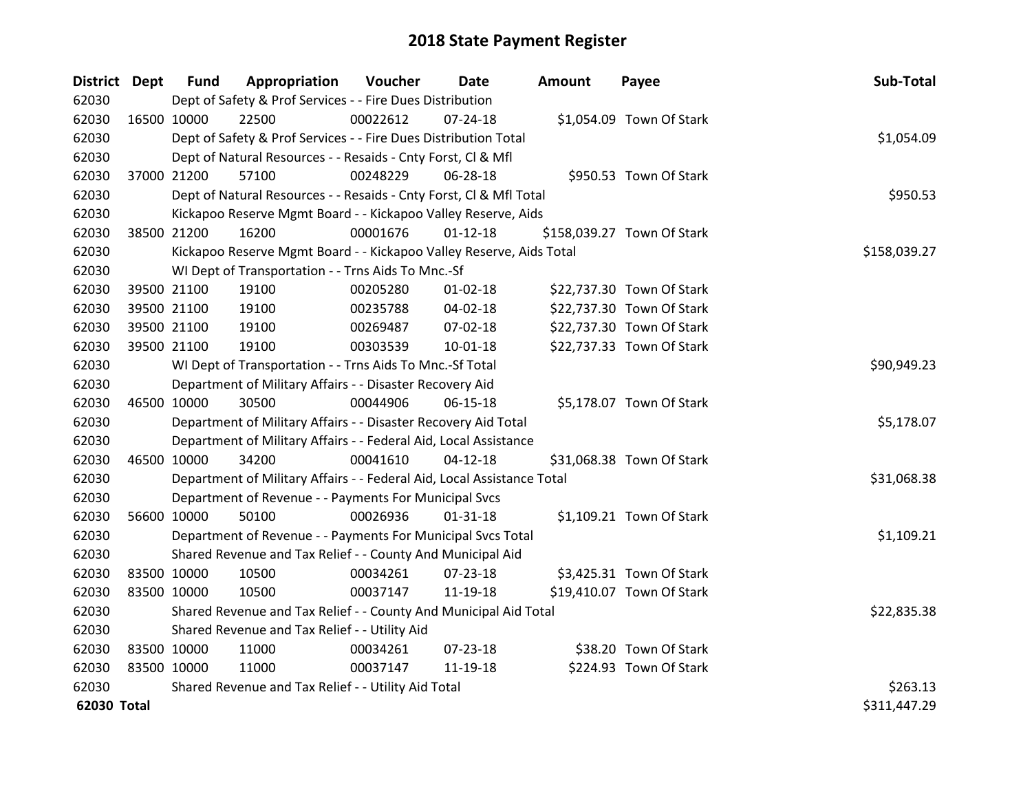# 2018 State Payment Register

| District | Dept | Fund | Appropriation | Voucher | Date | Amount | Payee | Sub-Total |
|---|---|---|---|---|---|---|---|---|
| 62030 | | Dept of Safety & Prof Services - - Fire Dues Distribution | | | | | | |
| 62030 | 16500 | 10000 | 22500 | 00022612 | 07-24-18 | $1,054.09 | Town Of Stark | |
| 62030 | | Dept of Safety & Prof Services - - Fire Dues Distribution Total | | | | | | $1,054.09 |
| 62030 | | Dept of Natural Resources - - Resaids - Cnty Forst, Cl & Mfl | | | | | | |
| 62030 | 37000 | 21200 | 57100 | 00248229 | 06-28-18 | $950.53 | Town Of Stark | |
| 62030 | | Dept of Natural Resources - - Resaids - Cnty Forst, Cl & Mfl Total | | | | | | $950.53 |
| 62030 | | Kickapoo Reserve Mgmt Board - - Kickapoo Valley Reserve, Aids | | | | | | |
| 62030 | 38500 | 21200 | 16200 | 00001676 | 01-12-18 | $158,039.27 | Town Of Stark | |
| 62030 | | Kickapoo Reserve Mgmt Board - - Kickapoo Valley Reserve, Aids Total | | | | | | $158,039.27 |
| 62030 | | WI Dept of Transportation - - Trns Aids To Mnc.-Sf | | | | | | |
| 62030 | 39500 | 21100 | 19100 | 00205280 | 01-02-18 | $22,737.30 | Town Of Stark | |
| 62030 | 39500 | 21100 | 19100 | 00235788 | 04-02-18 | $22,737.30 | Town Of Stark | |
| 62030 | 39500 | 21100 | 19100 | 00269487 | 07-02-18 | $22,737.30 | Town Of Stark | |
| 62030 | 39500 | 21100 | 19100 | 00303539 | 10-01-18 | $22,737.33 | Town Of Stark | |
| 62030 | | WI Dept of Transportation - - Trns Aids To Mnc.-Sf Total | | | | | | $90,949.23 |
| 62030 | | Department of Military Affairs - - Disaster Recovery Aid | | | | | | |
| 62030 | 46500 | 10000 | 30500 | 00044906 | 06-15-18 | $5,178.07 | Town Of Stark | |
| 62030 | | Department of Military Affairs - - Disaster Recovery Aid Total | | | | | | $5,178.07 |
| 62030 | | Department of Military Affairs - - Federal Aid, Local Assistance | | | | | | |
| 62030 | 46500 | 10000 | 34200 | 00041610 | 04-12-18 | $31,068.38 | Town Of Stark | |
| 62030 | | Department of Military Affairs - - Federal Aid, Local Assistance Total | | | | | | $31,068.38 |
| 62030 | | Department of Revenue - - Payments For Municipal Svcs | | | | | | |
| 62030 | 56600 | 10000 | 50100 | 00026936 | 01-31-18 | $1,109.21 | Town Of Stark | |
| 62030 | | Department of Revenue - - Payments For Municipal Svcs Total | | | | | | $1,109.21 |
| 62030 | | Shared Revenue and Tax Relief - - County And Municipal Aid | | | | | | |
| 62030 | 83500 | 10000 | 10500 | 00034261 | 07-23-18 | $3,425.31 | Town Of Stark | |
| 62030 | 83500 | 10000 | 10500 | 00037147 | 11-19-18 | $19,410.07 | Town Of Stark | |
| 62030 | | Shared Revenue and Tax Relief - - County And Municipal Aid Total | | | | | | $22,835.38 |
| 62030 | | Shared Revenue and Tax Relief - - Utility Aid | | | | | | |
| 62030 | 83500 | 10000 | 11000 | 00034261 | 07-23-18 | $38.20 | Town Of Stark | |
| 62030 | 83500 | 10000 | 11000 | 00037147 | 11-19-18 | $224.93 | Town Of Stark | |
| 62030 | | Shared Revenue and Tax Relief - - Utility Aid Total | | | | | | $263.13 |
| **62030 Total** | | | | | | | | $311,447.29 |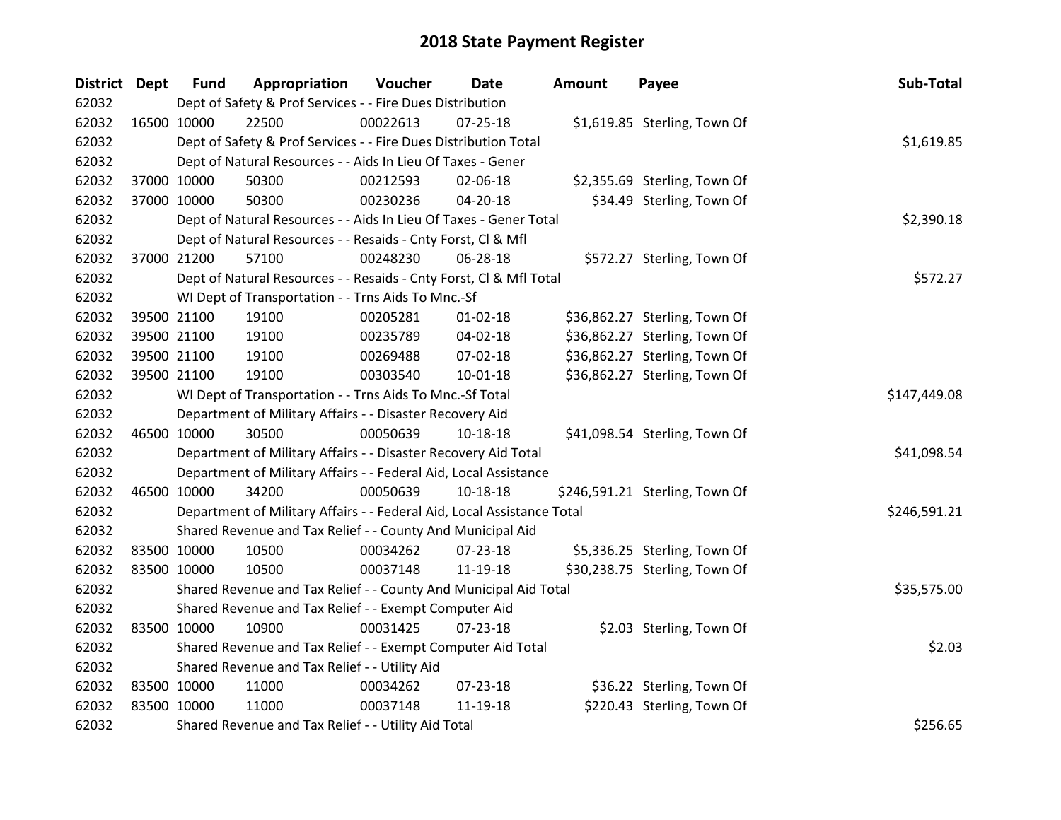# 2018 State Payment Register

| District | Dept | Fund | Appropriation | Voucher | Date | Amount | Payee | Sub-Total |
|---|---|---|---|---|---|---|---|---|
| 62032 | | Dept of Safety & Prof Services - - Fire Dues Distribution | | | | | | |
| 62032 | 16500 | 10000 | 22500 | 00022613 | 07-25-18 | $1,619.85 | Sterling, Town Of | |
| 62032 | | Dept of Safety & Prof Services - - Fire Dues Distribution Total | | | | | | $1,619.85 |
| 62032 | | Dept of Natural Resources - - Aids In Lieu Of Taxes - Gener | | | | | | |
| 62032 | 37000 | 10000 | 50300 | 00212593 | 02-06-18 | $2,355.69 | Sterling, Town Of | |
| 62032 | 37000 | 10000 | 50300 | 00230236 | 04-20-18 | $34.49 | Sterling, Town Of | |
| 62032 | | Dept of Natural Resources - - Aids In Lieu Of Taxes - Gener Total | | | | | | $2,390.18 |
| 62032 | | Dept of Natural Resources - - Resaids - Cnty Forst, Cl & Mfl | | | | | | |
| 62032 | 37000 | 21200 | 57100 | 00248230 | 06-28-18 | $572.27 | Sterling, Town Of | |
| 62032 | | Dept of Natural Resources - - Resaids - Cnty Forst, Cl & Mfl Total | | | | | | $572.27 |
| 62032 | | WI Dept of Transportation - - Trns Aids To Mnc.-Sf | | | | | | |
| 62032 | 39500 | 21100 | 19100 | 00205281 | 01-02-18 | $36,862.27 | Sterling, Town Of | |
| 62032 | 39500 | 21100 | 19100 | 00235789 | 04-02-18 | $36,862.27 | Sterling, Town Of | |
| 62032 | 39500 | 21100 | 19100 | 00269488 | 07-02-18 | $36,862.27 | Sterling, Town Of | |
| 62032 | 39500 | 21100 | 19100 | 00303540 | 10-01-18 | $36,862.27 | Sterling, Town Of | |
| 62032 | | WI Dept of Transportation - - Trns Aids To Mnc.-Sf Total | | | | | | $147,449.08 |
| 62032 | | Department of Military Affairs - - Disaster Recovery Aid | | | | | | |
| 62032 | 46500 | 10000 | 30500 | 00050639 | 10-18-18 | $41,098.54 | Sterling, Town Of | |
| 62032 | | Department of Military Affairs - - Disaster Recovery Aid Total | | | | | | $41,098.54 |
| 62032 | | Department of Military Affairs - - Federal Aid, Local Assistance | | | | | | |
| 62032 | 46500 | 10000 | 34200 | 00050639 | 10-18-18 | $246,591.21 | Sterling, Town Of | |
| 62032 | | Department of Military Affairs - - Federal Aid, Local Assistance Total | | | | | | $246,591.21 |
| 62032 | | Shared Revenue and Tax Relief - - County And Municipal Aid | | | | | | |
| 62032 | 83500 | 10000 | 10500 | 00034262 | 07-23-18 | $5,336.25 | Sterling, Town Of | |
| 62032 | 83500 | 10000 | 10500 | 00037148 | 11-19-18 | $30,238.75 | Sterling, Town Of | |
| 62032 | | Shared Revenue and Tax Relief - - County And Municipal Aid Total | | | | | | $35,575.00 |
| 62032 | | Shared Revenue and Tax Relief - - Exempt Computer Aid | | | | | | |
| 62032 | 83500 | 10000 | 10900 | 00031425 | 07-23-18 | $2.03 | Sterling, Town Of | |
| 62032 | | Shared Revenue and Tax Relief - - Exempt Computer Aid Total | | | | | | $2.03 |
| 62032 | | Shared Revenue and Tax Relief - - Utility Aid | | | | | | |
| 62032 | 83500 | 10000 | 11000 | 00034262 | 07-23-18 | $36.22 | Sterling, Town Of | |
| 62032 | 83500 | 10000 | 11000 | 00037148 | 11-19-18 | $220.43 | Sterling, Town Of | |
| 62032 | | Shared Revenue and Tax Relief - - Utility Aid Total | | | | | | $256.65 |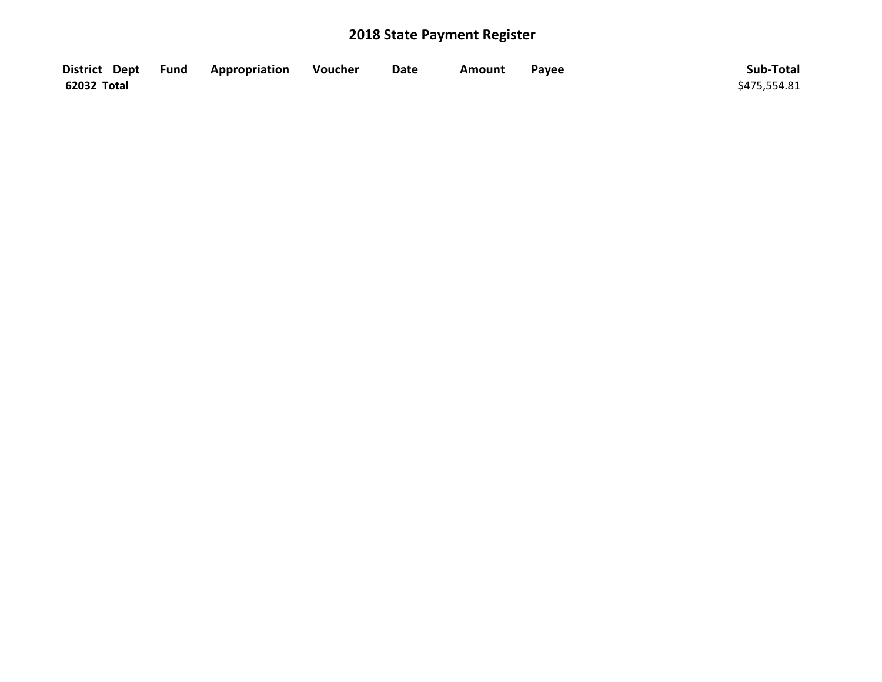# 2018 State Payment Register

| District | Dept | Fund | Appropriation | Voucher | Date | Amount | Payee | Sub-Total |
|---|---|---|---|---|---|---|---|---|
| **62032 Total** | | | | | | | | $475,554.81 |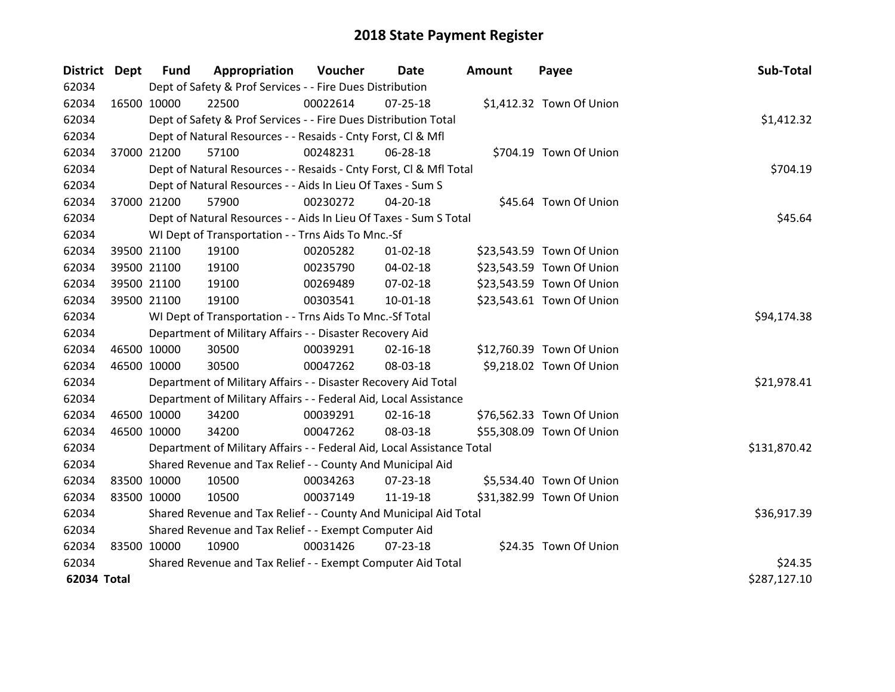# 2018 State Payment Register

| District | Dept | Fund | Appropriation | Voucher | Date | Amount | Payee | Sub-Total |
|---|---|---|---|---|---|---|---|---|
| 62034 | | Dept of Safety & Prof Services - - Fire Dues Distribution | | | | | | |
| 62034 | 16500 | 10000 | 22500 | 00022614 | 07-25-18 | $1,412.32 | Town Of Union | |
| 62034 | | Dept of Safety & Prof Services - - Fire Dues Distribution Total | | | | | | $1,412.32 |
| 62034 | | Dept of Natural Resources - - Resaids - Cnty Forst, Cl & Mfl | | | | | | |
| 62034 | 37000 | 21200 | 57100 | 00248231 | 06-28-18 | $704.19 | Town Of Union | |
| 62034 | | Dept of Natural Resources - - Resaids - Cnty Forst, Cl & Mfl Total | | | | | | $704.19 |
| 62034 | | Dept of Natural Resources - - Aids In Lieu Of Taxes - Sum S | | | | | | |
| 62034 | 37000 | 21200 | 57900 | 00230272 | 04-20-18 | $45.64 | Town Of Union | |
| 62034 | | Dept of Natural Resources - - Aids In Lieu Of Taxes - Sum S Total | | | | | | $45.64 |
| 62034 | | WI Dept of Transportation - - Trns Aids To Mnc.-Sf | | | | | | |
| 62034 | 39500 | 21100 | 19100 | 00205282 | 01-02-18 | $23,543.59 | Town Of Union | |
| 62034 | 39500 | 21100 | 19100 | 00235790 | 04-02-18 | $23,543.59 | Town Of Union | |
| 62034 | 39500 | 21100 | 19100 | 00269489 | 07-02-18 | $23,543.59 | Town Of Union | |
| 62034 | 39500 | 21100 | 19100 | 00303541 | 10-01-18 | $23,543.61 | Town Of Union | |
| 62034 | | WI Dept of Transportation - - Trns Aids To Mnc.-Sf Total | | | | | | $94,174.38 |
| 62034 | | Department of Military Affairs - - Disaster Recovery Aid | | | | | | |
| 62034 | 46500 | 10000 | 30500 | 00039291 | 02-16-18 | $12,760.39 | Town Of Union | |
| 62034 | 46500 | 10000 | 30500 | 00047262 | 08-03-18 | $9,218.02 | Town Of Union | |
| 62034 | | Department of Military Affairs - - Disaster Recovery Aid Total | | | | | | $21,978.41 |
| 62034 | | Department of Military Affairs - - Federal Aid, Local Assistance | | | | | | |
| 62034 | 46500 | 10000 | 34200 | 00039291 | 02-16-18 | $76,562.33 | Town Of Union | |
| 62034 | 46500 | 10000 | 34200 | 00047262 | 08-03-18 | $55,308.09 | Town Of Union | |
| 62034 | | Department of Military Affairs - - Federal Aid, Local Assistance Total | | | | | | $131,870.42 |
| 62034 | | Shared Revenue and Tax Relief - - County And Municipal Aid | | | | | | |
| 62034 | 83500 | 10000 | 10500 | 00034263 | 07-23-18 | $5,534.40 | Town Of Union | |
| 62034 | 83500 | 10000 | 10500 | 00037149 | 11-19-18 | $31,382.99 | Town Of Union | |
| 62034 | | Shared Revenue and Tax Relief - - County And Municipal Aid Total | | | | | | $36,917.39 |
| 62034 | | Shared Revenue and Tax Relief - - Exempt Computer Aid | | | | | | |
| 62034 | 83500 | 10000 | 10900 | 00031426 | 07-23-18 | $24.35 | Town Of Union | |
| 62034 | | Shared Revenue and Tax Relief - - Exempt Computer Aid Total | | | | | | $24.35 |
| **62034 Total** | | | | | | | | $287,127.10 |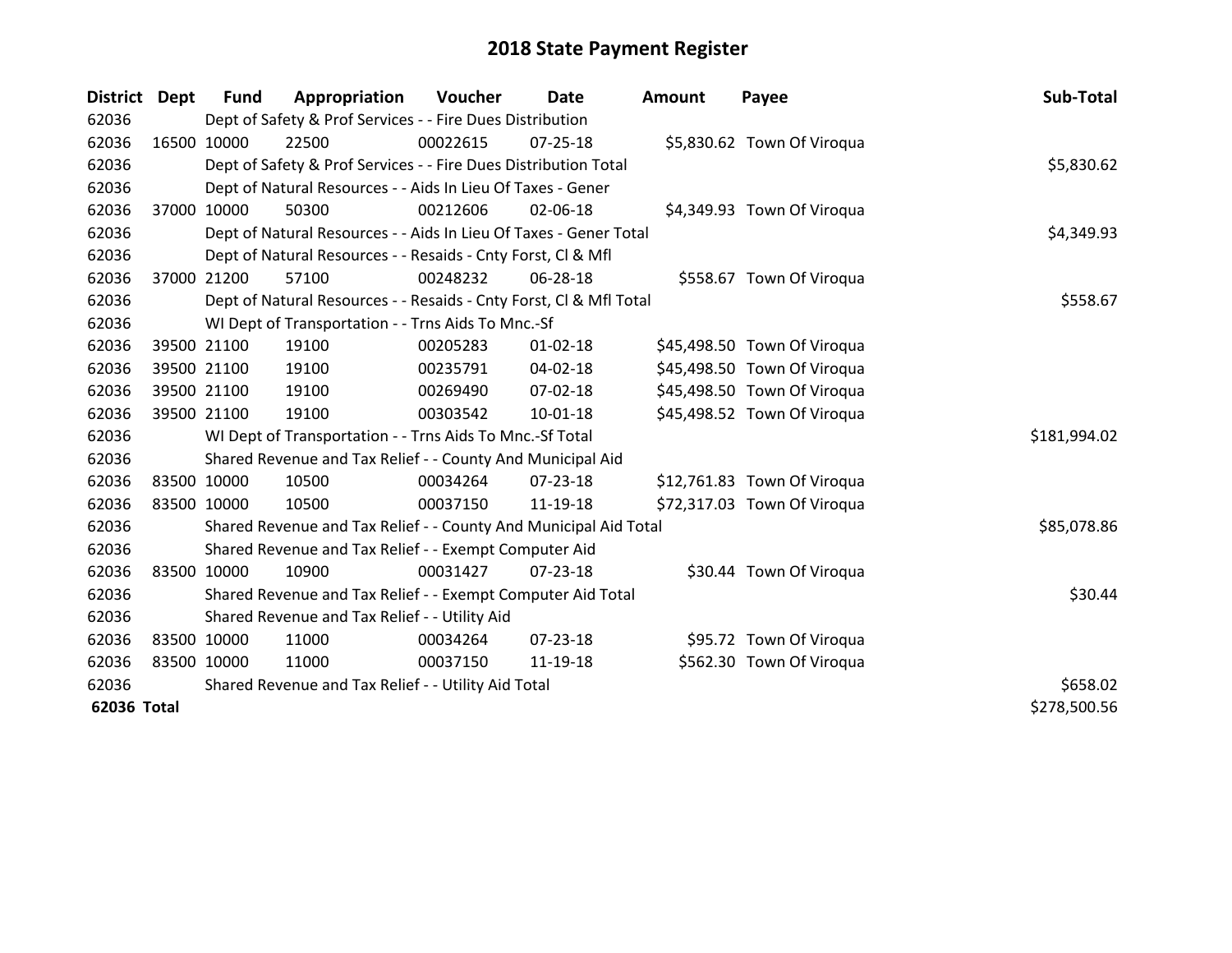# 2018 State Payment Register

| District | Dept | Fund | Appropriation | Voucher | Date | Amount | Payee | Sub-Total |
|---|---|---|---|---|---|---|---|---|
| 62036 | | Dept of Safety & Prof Services - - Fire Dues Distribution | | | | | | |
| 62036 | 16500 | 10000 | 22500 | 00022615 | 07-25-18 | $5,830.62 | Town Of Viroqua | |
| 62036 | | Dept of Safety & Prof Services - - Fire Dues Distribution Total | | | | | | $5,830.62 |
| 62036 | | Dept of Natural Resources - - Aids In Lieu Of Taxes - Gener | | | | | | |
| 62036 | 37000 | 10000 | 50300 | 00212606 | 02-06-18 | $4,349.93 | Town Of Viroqua | |
| 62036 | | Dept of Natural Resources - - Aids In Lieu Of Taxes - Gener Total | | | | | | $4,349.93 |
| 62036 | | Dept of Natural Resources - - Resaids - Cnty Forst, Cl & Mfl | | | | | | |
| 62036 | 37000 | 21200 | 57100 | 00248232 | 06-28-18 | $558.67 | Town Of Viroqua | |
| 62036 | | Dept of Natural Resources - - Resaids - Cnty Forst, Cl & Mfl Total | | | | | | $558.67 |
| 62036 | | WI Dept of Transportation - - Trns Aids To Mnc.-Sf | | | | | | |
| 62036 | 39500 | 21100 | 19100 | 00205283 | 01-02-18 | $45,498.50 | Town Of Viroqua | |
| 62036 | 39500 | 21100 | 19100 | 00235791 | 04-02-18 | $45,498.50 | Town Of Viroqua | |
| 62036 | 39500 | 21100 | 19100 | 00269490 | 07-02-18 | $45,498.50 | Town Of Viroqua | |
| 62036 | 39500 | 21100 | 19100 | 00303542 | 10-01-18 | $45,498.52 | Town Of Viroqua | |
| 62036 | | WI Dept of Transportation - - Trns Aids To Mnc.-Sf Total | | | | | | $181,994.02 |
| 62036 | | Shared Revenue and Tax Relief - - County And Municipal Aid | | | | | | |
| 62036 | 83500 | 10000 | 10500 | 00034264 | 07-23-18 | $12,761.83 | Town Of Viroqua | |
| 62036 | 83500 | 10000 | 10500 | 00037150 | 11-19-18 | $72,317.03 | Town Of Viroqua | |
| 62036 | | Shared Revenue and Tax Relief - - County And Municipal Aid Total | | | | | | $85,078.86 |
| 62036 | | Shared Revenue and Tax Relief - - Exempt Computer Aid | | | | | | |
| 62036 | 83500 | 10000 | 10900 | 00031427 | 07-23-18 | $30.44 | Town Of Viroqua | |
| 62036 | | Shared Revenue and Tax Relief - - Exempt Computer Aid Total | | | | | | $30.44 |
| 62036 | | Shared Revenue and Tax Relief - - Utility Aid | | | | | | |
| 62036 | 83500 | 10000 | 11000 | 00034264 | 07-23-18 | $95.72 | Town Of Viroqua | |
| 62036 | 83500 | 10000 | 11000 | 00037150 | 11-19-18 | $562.30 | Town Of Viroqua | |
| 62036 | | Shared Revenue and Tax Relief - - Utility Aid Total | | | | | | $658.02 |
| **62036 Total** | | | | | | | | $278,500.56 |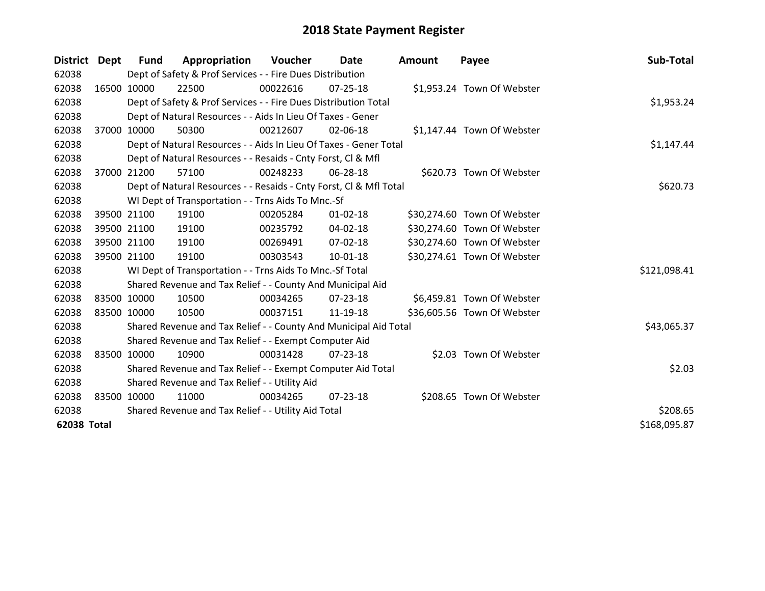# 2018 State Payment Register

| District | Dept | Fund | Appropriation | Voucher | Date | Amount | Payee | Sub-Total |
|---|---|---|---|---|---|---|---|---|
| 62038 | | Dept of Safety & Prof Services - - Fire Dues Distribution | | | | | | |
| 62038 | 16500 | 10000 | 22500 | 00022616 | 07-25-18 | $1,953.24 | Town Of Webster | |
| 62038 | | Dept of Safety & Prof Services - - Fire Dues Distribution Total | | | | | | $1,953.24 |
| 62038 | | Dept of Natural Resources - - Aids In Lieu Of Taxes - Gener | | | | | | |
| 62038 | 37000 | 10000 | 50300 | 00212607 | 02-06-18 | $1,147.44 | Town Of Webster | |
| 62038 | | Dept of Natural Resources - - Aids In Lieu Of Taxes - Gener Total | | | | | | $1,147.44 |
| 62038 | | Dept of Natural Resources - - Resaids - Cnty Forst, Cl & Mfl | | | | | | |
| 62038 | 37000 | 21200 | 57100 | 00248233 | 06-28-18 | $620.73 | Town Of Webster | |
| 62038 | | Dept of Natural Resources - - Resaids - Cnty Forst, Cl & Mfl Total | | | | | | $620.73 |
| 62038 | | WI Dept of Transportation - - Trns Aids To Mnc.-Sf | | | | | | |
| 62038 | 39500 | 21100 | 19100 | 00205284 | 01-02-18 | $30,274.60 | Town Of Webster | |
| 62038 | 39500 | 21100 | 19100 | 00235792 | 04-02-18 | $30,274.60 | Town Of Webster | |
| 62038 | 39500 | 21100 | 19100 | 00269491 | 07-02-18 | $30,274.60 | Town Of Webster | |
| 62038 | 39500 | 21100 | 19100 | 00303543 | 10-01-18 | $30,274.61 | Town Of Webster | |
| 62038 | | WI Dept of Transportation - - Trns Aids To Mnc.-Sf Total | | | | | | $121,098.41 |
| 62038 | | Shared Revenue and Tax Relief - - County And Municipal Aid | | | | | | |
| 62038 | 83500 | 10000 | 10500 | 00034265 | 07-23-18 | $6,459.81 | Town Of Webster | |
| 62038 | 83500 | 10000 | 10500 | 00037151 | 11-19-18 | $36,605.56 | Town Of Webster | |
| 62038 | | Shared Revenue and Tax Relief - - County And Municipal Aid Total | | | | | | $43,065.37 |
| 62038 | | Shared Revenue and Tax Relief - - Exempt Computer Aid | | | | | | |
| 62038 | 83500 | 10000 | 10900 | 00031428 | 07-23-18 | $2.03 | Town Of Webster | |
| 62038 | | Shared Revenue and Tax Relief - - Exempt Computer Aid Total | | | | | | $2.03 |
| 62038 | | Shared Revenue and Tax Relief - - Utility Aid | | | | | | |
| 62038 | 83500 | 10000 | 11000 | 00034265 | 07-23-18 | $208.65 | Town Of Webster | |
| 62038 | | Shared Revenue and Tax Relief - - Utility Aid Total | | | | | | $208.65 |
| **62038 Total** | | | | | | | | $168,095.87 |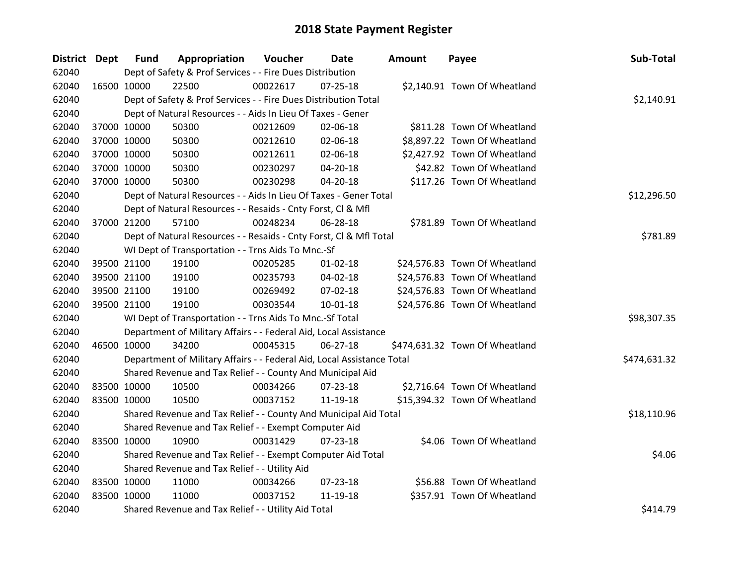# 2018 State Payment Register

| District | Dept | Fund | Appropriation | Voucher | Date | Amount | Payee | Sub-Total |
|---|---|---|---|---|---|---|---|---|
| 62040 | | Dept of Safety & Prof Services - - Fire Dues Distribution | | | | | | |
| 62040 | 16500 | 10000 | 22500 | 00022617 | 07-25-18 | $2,140.91 | Town Of Wheatland | |
| 62040 | | Dept of Safety & Prof Services - - Fire Dues Distribution Total | | | | | | $2,140.91 |
| 62040 | | Dept of Natural Resources - - Aids In Lieu Of Taxes - Gener | | | | | | |
| 62040 | 37000 | 10000 | 50300 | 00212609 | 02-06-18 | $811.28 | Town Of Wheatland | |
| 62040 | 37000 | 10000 | 50300 | 00212610 | 02-06-18 | $8,897.22 | Town Of Wheatland | |
| 62040 | 37000 | 10000 | 50300 | 00212611 | 02-06-18 | $2,427.92 | Town Of Wheatland | |
| 62040 | 37000 | 10000 | 50300 | 00230297 | 04-20-18 | $42.82 | Town Of Wheatland | |
| 62040 | 37000 | 10000 | 50300 | 00230298 | 04-20-18 | $117.26 | Town Of Wheatland | |
| 62040 | | Dept of Natural Resources - - Aids In Lieu Of Taxes - Gener Total | | | | | | $12,296.50 |
| 62040 | | Dept of Natural Resources - - Resaids - Cnty Forst, Cl & Mfl | | | | | | |
| 62040 | 37000 | 21200 | 57100 | 00248234 | 06-28-18 | $781.89 | Town Of Wheatland | |
| 62040 | | Dept of Natural Resources - - Resaids - Cnty Forst, Cl & Mfl Total | | | | | | $781.89 |
| 62040 | | WI Dept of Transportation - - Trns Aids To Mnc.-Sf | | | | | | |
| 62040 | 39500 | 21100 | 19100 | 00205285 | 01-02-18 | $24,576.83 | Town Of Wheatland | |
| 62040 | 39500 | 21100 | 19100 | 00235793 | 04-02-18 | $24,576.83 | Town Of Wheatland | |
| 62040 | 39500 | 21100 | 19100 | 00269492 | 07-02-18 | $24,576.83 | Town Of Wheatland | |
| 62040 | 39500 | 21100 | 19100 | 00303544 | 10-01-18 | $24,576.86 | Town Of Wheatland | |
| 62040 | | WI Dept of Transportation - - Trns Aids To Mnc.-Sf Total | | | | | | $98,307.35 |
| 62040 | | Department of Military Affairs - - Federal Aid, Local Assistance | | | | | | |
| 62040 | 46500 | 10000 | 34200 | 00045315 | 06-27-18 | $474,631.32 | Town Of Wheatland | |
| 62040 | | Department of Military Affairs - - Federal Aid, Local Assistance Total | | | | | | $474,631.32 |
| 62040 | | Shared Revenue and Tax Relief - - County And Municipal Aid | | | | | | |
| 62040 | 83500 | 10000 | 10500 | 00034266 | 07-23-18 | $2,716.64 | Town Of Wheatland | |
| 62040 | 83500 | 10000 | 10500 | 00037152 | 11-19-18 | $15,394.32 | Town Of Wheatland | |
| 62040 | | Shared Revenue and Tax Relief - - County And Municipal Aid Total | | | | | | $18,110.96 |
| 62040 | | Shared Revenue and Tax Relief - - Exempt Computer Aid | | | | | | |
| 62040 | 83500 | 10000 | 10900 | 00031429 | 07-23-18 | $4.06 | Town Of Wheatland | |
| 62040 | | Shared Revenue and Tax Relief - - Exempt Computer Aid Total | | | | | | $4.06 |
| 62040 | | Shared Revenue and Tax Relief - - Utility Aid | | | | | | |
| 62040 | 83500 | 10000 | 11000 | 00034266 | 07-23-18 | $56.88 | Town Of Wheatland | |
| 62040 | 83500 | 10000 | 11000 | 00037152 | 11-19-18 | $357.91 | Town Of Wheatland | |
| 62040 | | Shared Revenue and Tax Relief - - Utility Aid Total | | | | | | $414.79 |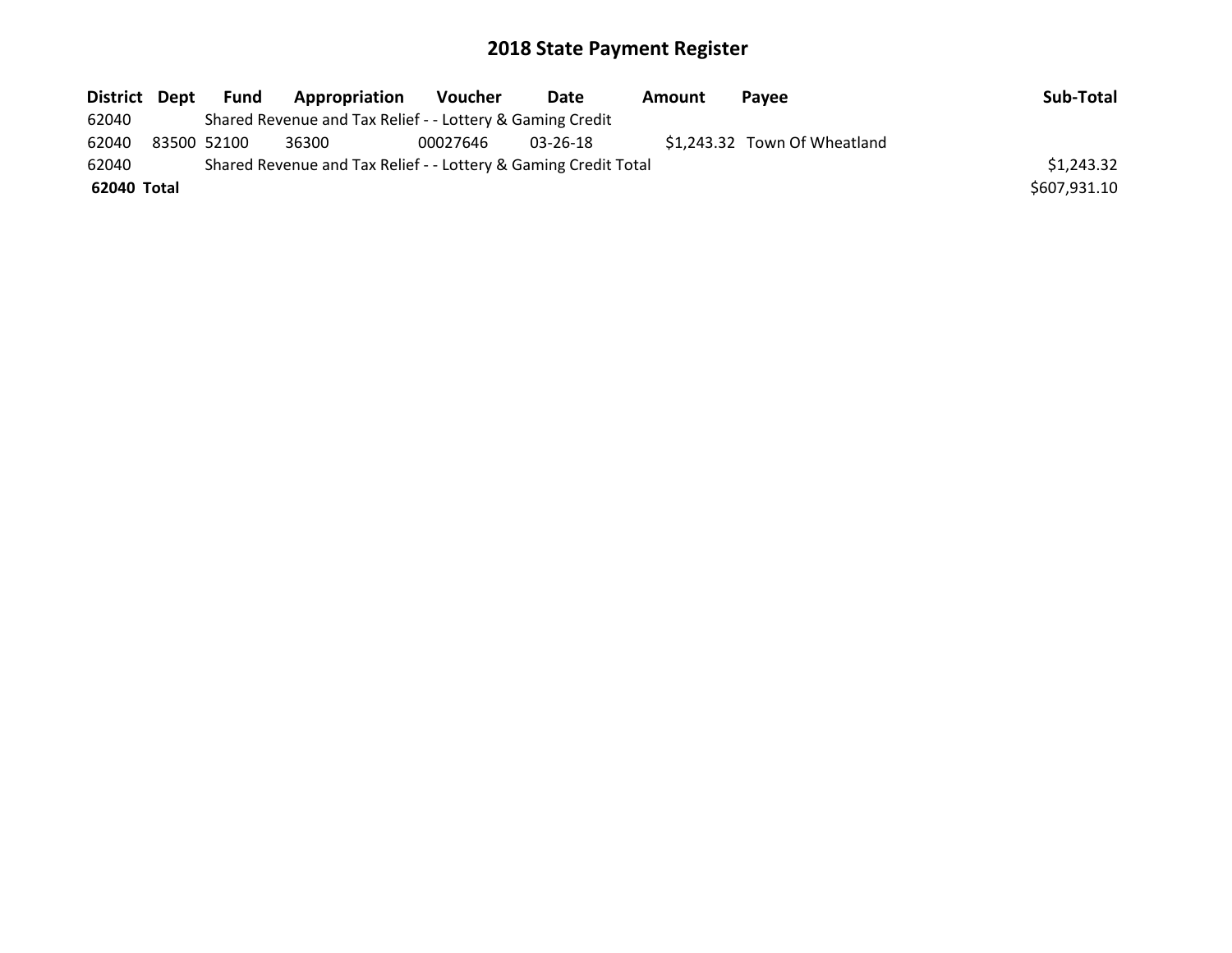# 2018 State Payment Register

| District | Dept | Fund | Appropriation | Voucher | Date | Amount | Payee | Sub-Total |
|---|---|---|---|---|---|---|---|---|
| 62040 | | Shared Revenue and Tax Relief - - Lottery & Gaming Credit | | | | | | |
| 62040 | 83500 | 52100 | 36300 | 00027646 | 03-26-18 | $1,243.32 | Town Of Wheatland | |
| 62040 | | Shared Revenue and Tax Relief - - Lottery & Gaming Credit Total | | | | | | $1,243.32 |
| **62040** | **Total** | | | | | | | $607,931.10 |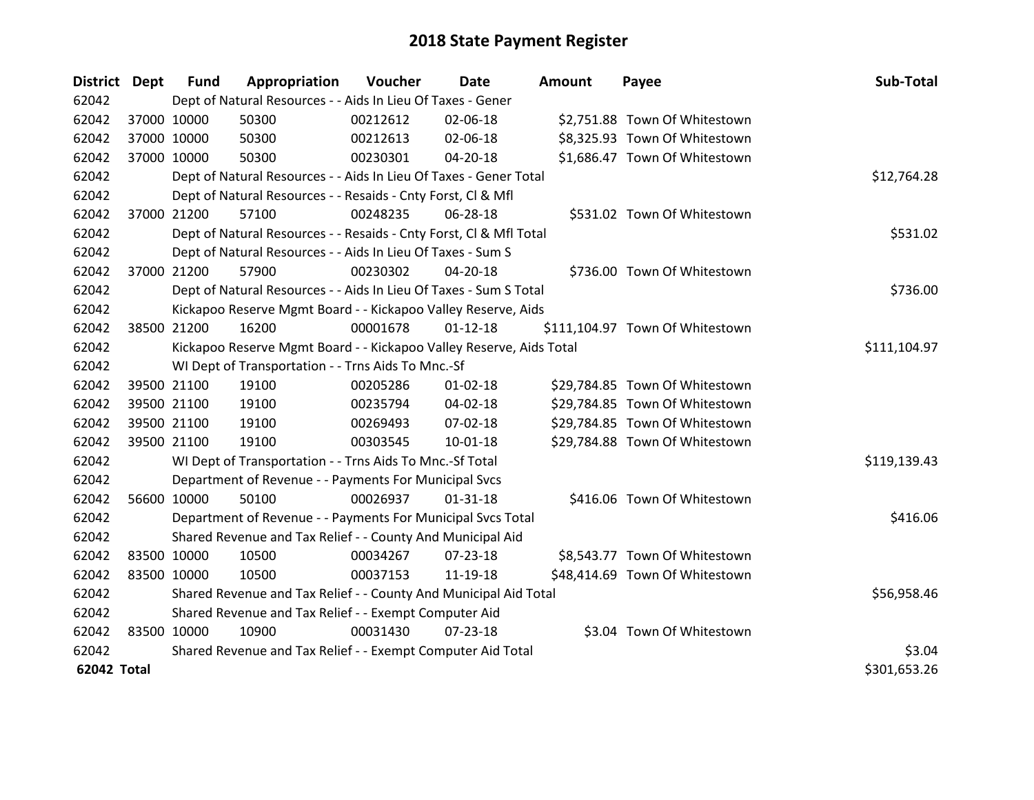# 2018 State Payment Register

| District | Dept | Fund | Appropriation | Voucher | Date | Amount | Payee | Sub-Total |
|---|---|---|---|---|---|---|---|---|
| 62042 | Dept of Natural Resources - - Aids In Lieu Of Taxes - Gener | | | | | | | |
| 62042 | 37000 | 10000 | 50300 | 00212612 | 02-06-18 | $2,751.88 | Town Of Whitestown | |
| 62042 | 37000 | 10000 | 50300 | 00212613 | 02-06-18 | $8,325.93 | Town Of Whitestown | |
| 62042 | 37000 | 10000 | 50300 | 00230301 | 04-20-18 | $1,686.47 | Town Of Whitestown | |
| 62042 | Dept of Natural Resources - - Aids In Lieu Of Taxes - Gener Total | | | | | | | $12,764.28 |
| 62042 | Dept of Natural Resources - - Resaids - Cnty Forst, Cl & Mfl | | | | | | | |
| 62042 | 37000 | 21200 | 57100 | 00248235 | 06-28-18 | $531.02 | Town Of Whitestown | |
| 62042 | Dept of Natural Resources - - Resaids - Cnty Forst, Cl & Mfl Total | | | | | | | $531.02 |
| 62042 | Dept of Natural Resources - - Aids In Lieu Of Taxes - Sum S | | | | | | | |
| 62042 | 37000 | 21200 | 57900 | 00230302 | 04-20-18 | $736.00 | Town Of Whitestown | |
| 62042 | Dept of Natural Resources - - Aids In Lieu Of Taxes - Sum S Total | | | | | | | $736.00 |
| 62042 | Kickapoo Reserve Mgmt Board - - Kickapoo Valley Reserve, Aids | | | | | | | |
| 62042 | 38500 | 21200 | 16200 | 00001678 | 01-12-18 | $111,104.97 | Town Of Whitestown | |
| 62042 | Kickapoo Reserve Mgmt Board - - Kickapoo Valley Reserve, Aids Total | | | | | | | $111,104.97 |
| 62042 | WI Dept of Transportation - - Trns Aids To Mnc.-Sf | | | | | | | |
| 62042 | 39500 | 21100 | 19100 | 00205286 | 01-02-18 | $29,784.85 | Town Of Whitestown | |
| 62042 | 39500 | 21100 | 19100 | 00235794 | 04-02-18 | $29,784.85 | Town Of Whitestown | |
| 62042 | 39500 | 21100 | 19100 | 00269493 | 07-02-18 | $29,784.85 | Town Of Whitestown | |
| 62042 | 39500 | 21100 | 19100 | 00303545 | 10-01-18 | $29,784.88 | Town Of Whitestown | |
| 62042 | WI Dept of Transportation - - Trns Aids To Mnc.-Sf Total | | | | | | | $119,139.43 |
| 62042 | Department of Revenue - - Payments For Municipal Svcs | | | | | | | |
| 62042 | 56600 | 10000 | 50100 | 00026937 | 01-31-18 | $416.06 | Town Of Whitestown | |
| 62042 | Department of Revenue - - Payments For Municipal Svcs Total | | | | | | | $416.06 |
| 62042 | Shared Revenue and Tax Relief - - County And Municipal Aid | | | | | | | |
| 62042 | 83500 | 10000 | 10500 | 00034267 | 07-23-18 | $8,543.77 | Town Of Whitestown | |
| 62042 | 83500 | 10000 | 10500 | 00037153 | 11-19-18 | $48,414.69 | Town Of Whitestown | |
| 62042 | Shared Revenue and Tax Relief - - County And Municipal Aid Total | | | | | | | $56,958.46 |
| 62042 | Shared Revenue and Tax Relief - - Exempt Computer Aid | | | | | | | |
| 62042 | 83500 | 10000 | 10900 | 00031430 | 07-23-18 | $3.04 | Town Of Whitestown | |
| 62042 | Shared Revenue and Tax Relief - - Exempt Computer Aid Total | | | | | | | $3.04 |
| **62042 Total** | | | | | | | | $301,653.26 |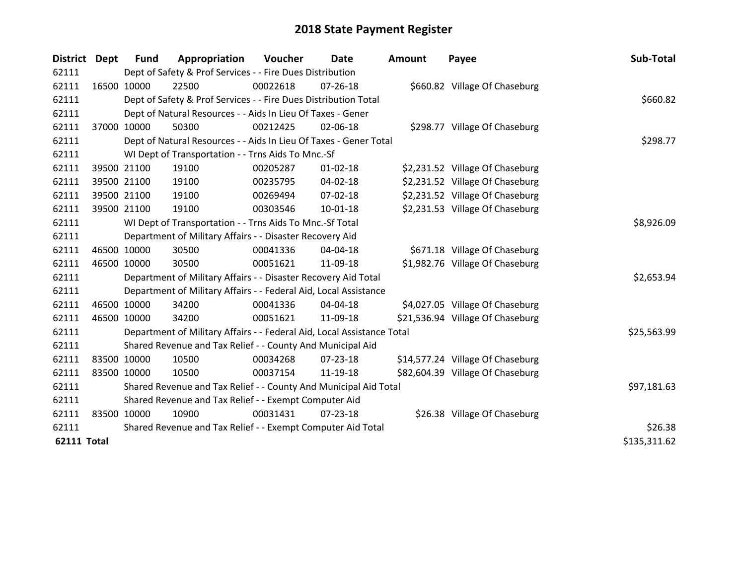# 2018 State Payment Register

| District | Dept | Fund | Appropriation | Voucher | Date | Amount | Payee | Sub-Total |
|---|---|---|---|---|---|---|---|---|
| 62111 | | Dept of Safety & Prof Services - - Fire Dues Distribution | | | | | | |
| 62111 | 16500 | 10000 | 22500 | 00022618 | 07-26-18 | $660.82 | Village Of Chaseburg | |
| 62111 | | Dept of Safety & Prof Services - - Fire Dues Distribution Total | | | | | | $660.82 |
| 62111 | | Dept of Natural Resources - - Aids In Lieu Of Taxes - Gener | | | | | | |
| 62111 | 37000 | 10000 | 50300 | 00212425 | 02-06-18 | $298.77 | Village Of Chaseburg | |
| 62111 | | Dept of Natural Resources - - Aids In Lieu Of Taxes - Gener Total | | | | | | $298.77 |
| 62111 | | WI Dept of Transportation - - Trns Aids To Mnc.-Sf | | | | | | |
| 62111 | 39500 | 21100 | 19100 | 00205287 | 01-02-18 | $2,231.52 | Village Of Chaseburg | |
| 62111 | 39500 | 21100 | 19100 | 00235795 | 04-02-18 | $2,231.52 | Village Of Chaseburg | |
| 62111 | 39500 | 21100 | 19100 | 00269494 | 07-02-18 | $2,231.52 | Village Of Chaseburg | |
| 62111 | 39500 | 21100 | 19100 | 00303546 | 10-01-18 | $2,231.53 | Village Of Chaseburg | |
| 62111 | | WI Dept of Transportation - - Trns Aids To Mnc.-Sf Total | | | | | | $8,926.09 |
| 62111 | | Department of Military Affairs - - Disaster Recovery Aid | | | | | | |
| 62111 | 46500 | 10000 | 30500 | 00041336 | 04-04-18 | $671.18 | Village Of Chaseburg | |
| 62111 | 46500 | 10000 | 30500 | 00051621 | 11-09-18 | $1,982.76 | Village Of Chaseburg | |
| 62111 | | Department of Military Affairs - - Disaster Recovery Aid Total | | | | | | $2,653.94 |
| 62111 | | Department of Military Affairs - - Federal Aid, Local Assistance | | | | | | |
| 62111 | 46500 | 10000 | 34200 | 00041336 | 04-04-18 | $4,027.05 | Village Of Chaseburg | |
| 62111 | 46500 | 10000 | 34200 | 00051621 | 11-09-18 | $21,536.94 | Village Of Chaseburg | |
| 62111 | | Department of Military Affairs - - Federal Aid, Local Assistance Total | | | | | | $25,563.99 |
| 62111 | | Shared Revenue and Tax Relief - - County And Municipal Aid | | | | | | |
| 62111 | 83500 | 10000 | 10500 | 00034268 | 07-23-18 | $14,577.24 | Village Of Chaseburg | |
| 62111 | 83500 | 10000 | 10500 | 00037154 | 11-19-18 | $82,604.39 | Village Of Chaseburg | |
| 62111 | | Shared Revenue and Tax Relief - - County And Municipal Aid Total | | | | | | $97,181.63 |
| 62111 | | Shared Revenue and Tax Relief - - Exempt Computer Aid | | | | | | |
| 62111 | 83500 | 10000 | 10900 | 00031431 | 07-23-18 | $26.38 | Village Of Chaseburg | |
| 62111 | | Shared Revenue and Tax Relief - - Exempt Computer Aid Total | | | | | | $26.38 |
| **62111 Total** | | | | | | | | $135,311.62 |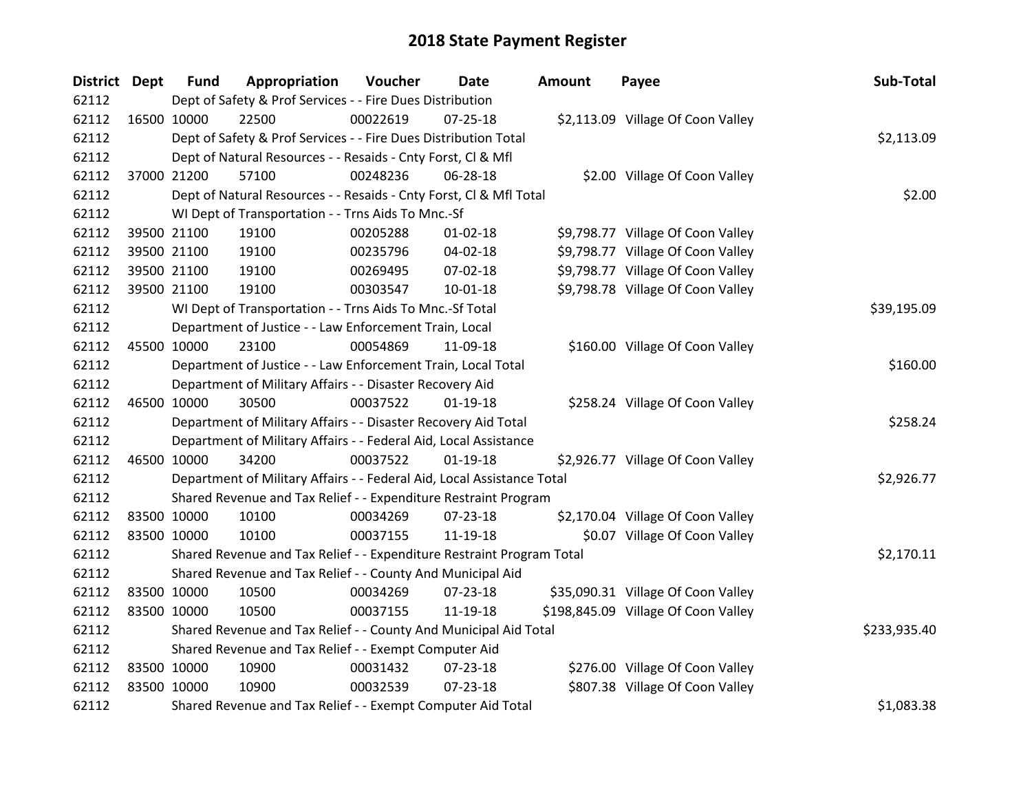# 2018 State Payment Register

| District | Dept | Fund | Appropriation | Voucher | Date | Amount | Payee | Sub-Total |
|---|---|---|---|---|---|---|---|---|
| 62112 | | Dept of Safety & Prof Services - - Fire Dues Distribution | | | | | | |
| 62112 | 16500 | 10000 | 22500 | 00022619 | 07-25-18 | $2,113.09 | Village Of Coon Valley | |
| 62112 | | Dept of Safety & Prof Services - - Fire Dues Distribution Total | | | | | | $2,113.09 |
| 62112 | | Dept of Natural Resources - - Resaids - Cnty Forst, Cl & Mfl | | | | | | |
| 62112 | 37000 | 21200 | 57100 | 00248236 | 06-28-18 | $2.00 | Village Of Coon Valley | |
| 62112 | | Dept of Natural Resources - - Resaids - Cnty Forst, Cl & Mfl Total | | | | | | $2.00 |
| 62112 | | WI Dept of Transportation - - Trns Aids To Mnc.-Sf | | | | | | |
| 62112 | 39500 | 21100 | 19100 | 00205288 | 01-02-18 | $9,798.77 | Village Of Coon Valley | |
| 62112 | 39500 | 21100 | 19100 | 00235796 | 04-02-18 | $9,798.77 | Village Of Coon Valley | |
| 62112 | 39500 | 21100 | 19100 | 00269495 | 07-02-18 | $9,798.77 | Village Of Coon Valley | |
| 62112 | 39500 | 21100 | 19100 | 00303547 | 10-01-18 | $9,798.78 | Village Of Coon Valley | |
| 62112 | | WI Dept of Transportation - - Trns Aids To Mnc.-Sf Total | | | | | | $39,195.09 |
| 62112 | | Department of Justice - - Law Enforcement Train, Local | | | | | | |
| 62112 | 45500 | 10000 | 23100 | 00054869 | 11-09-18 | $160.00 | Village Of Coon Valley | |
| 62112 | | Department of Justice - - Law Enforcement Train, Local Total | | | | | | $160.00 |
| 62112 | | Department of Military Affairs - - Disaster Recovery Aid | | | | | | |
| 62112 | 46500 | 10000 | 30500 | 00037522 | 01-19-18 | $258.24 | Village Of Coon Valley | |
| 62112 | | Department of Military Affairs - - Disaster Recovery Aid Total | | | | | | $258.24 |
| 62112 | | Department of Military Affairs - - Federal Aid, Local Assistance | | | | | | |
| 62112 | 46500 | 10000 | 34200 | 00037522 | 01-19-18 | $2,926.77 | Village Of Coon Valley | |
| 62112 | | Department of Military Affairs - - Federal Aid, Local Assistance Total | | | | | | $2,926.77 |
| 62112 | | Shared Revenue and Tax Relief - - Expenditure Restraint Program | | | | | | |
| 62112 | 83500 | 10000 | 10100 | 00034269 | 07-23-18 | $2,170.04 | Village Of Coon Valley | |
| 62112 | 83500 | 10000 | 10100 | 00037155 | 11-19-18 | $0.07 | Village Of Coon Valley | |
| 62112 | | Shared Revenue and Tax Relief - - Expenditure Restraint Program Total | | | | | | $2,170.11 |
| 62112 | | Shared Revenue and Tax Relief - - County And Municipal Aid | | | | | | |
| 62112 | 83500 | 10000 | 10500 | 00034269 | 07-23-18 | $35,090.31 | Village Of Coon Valley | |
| 62112 | 83500 | 10000 | 10500 | 00037155 | 11-19-18 | $198,845.09 | Village Of Coon Valley | |
| 62112 | | Shared Revenue and Tax Relief - - County And Municipal Aid Total | | | | | | $233,935.40 |
| 62112 | | Shared Revenue and Tax Relief - - Exempt Computer Aid | | | | | | |
| 62112 | 83500 | 10000 | 10900 | 00031432 | 07-23-18 | $276.00 | Village Of Coon Valley | |
| 62112 | 83500 | 10000 | 10900 | 00032539 | 07-23-18 | $807.38 | Village Of Coon Valley | |
| 62112 | | Shared Revenue and Tax Relief - - Exempt Computer Aid Total | | | | | | $1,083.38 |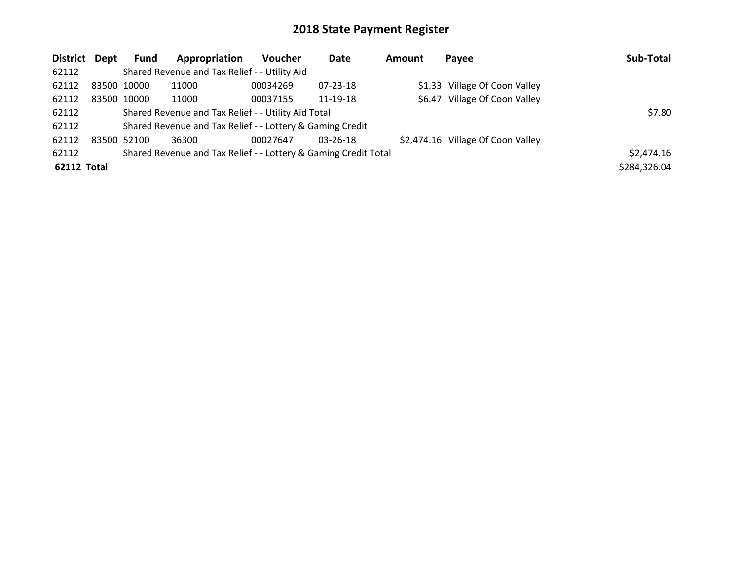# 2018 State Payment Register

| District | Dept | Fund | Appropriation | Voucher | Date | Amount | Payee | Sub-Total |
|---|---|---|---|---|---|---|---|---|
| 62112 | | Shared Revenue and Tax Relief - - Utility Aid | | | | | | |
| 62112 | 83500 | 10000 | 11000 | 00034269 | 07-23-18 | $1.33 | Village Of Coon Valley | |
| 62112 | 83500 | 10000 | 11000 | 00037155 | 11-19-18 | $6.47 | Village Of Coon Valley | |
| 62112 | | Shared Revenue and Tax Relief - - Utility Aid Total | | | | | | $7.80 |
| 62112 | | Shared Revenue and Tax Relief - - Lottery & Gaming Credit | | | | | | |
| 62112 | 83500 | 52100 | 36300 | 00027647 | 03-26-18 | $2,474.16 | Village Of Coon Valley | |
| 62112 | | Shared Revenue and Tax Relief - - Lottery & Gaming Credit Total | | | | | | $2,474.16 |
| **62112 Total** | | | | | | | | $284,326.04 |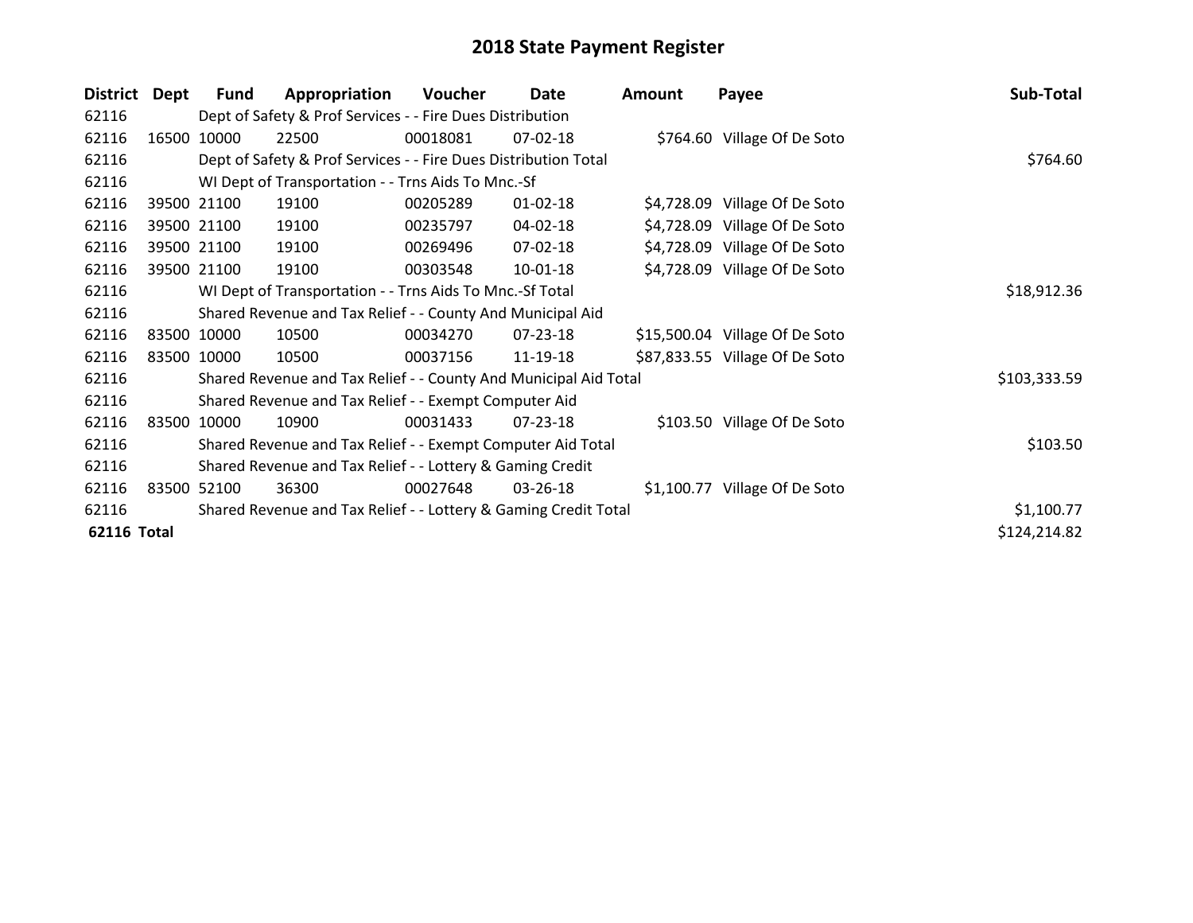# 2018 State Payment Register

| District | Dept | Fund | Appropriation | Voucher | Date | Amount | Payee | Sub-Total |
|---|---|---|---|---|---|---|---|---|
| 62116 | | Dept of Safety & Prof Services - - Fire Dues Distribution | | | | | | |
| 62116 | 16500 | 10000 | 22500 | 00018081 | 07-02-18 | $764.60 | Village Of De Soto | |
| 62116 | | Dept of Safety & Prof Services - - Fire Dues Distribution Total | | | | | | $764.60 |
| 62116 | | WI Dept of Transportation - - Trns Aids To Mnc.-Sf | | | | | | |
| 62116 | 39500 | 21100 | 19100 | 00205289 | 01-02-18 | $4,728.09 | Village Of De Soto | |
| 62116 | 39500 | 21100 | 19100 | 00235797 | 04-02-18 | $4,728.09 | Village Of De Soto | |
| 62116 | 39500 | 21100 | 19100 | 00269496 | 07-02-18 | $4,728.09 | Village Of De Soto | |
| 62116 | 39500 | 21100 | 19100 | 00303548 | 10-01-18 | $4,728.09 | Village Of De Soto | |
| 62116 | | WI Dept of Transportation - - Trns Aids To Mnc.-Sf Total | | | | | | $18,912.36 |
| 62116 | | Shared Revenue and Tax Relief - - County And Municipal Aid | | | | | | |
| 62116 | 83500 | 10000 | 10500 | 00034270 | 07-23-18 | $15,500.04 | Village Of De Soto | |
| 62116 | 83500 | 10000 | 10500 | 00037156 | 11-19-18 | $87,833.55 | Village Of De Soto | |
| 62116 | | Shared Revenue and Tax Relief - - County And Municipal Aid Total | | | | | | $103,333.59 |
| 62116 | | Shared Revenue and Tax Relief - - Exempt Computer Aid | | | | | | |
| 62116 | 83500 | 10000 | 10900 | 00031433 | 07-23-18 | $103.50 | Village Of De Soto | |
| 62116 | | Shared Revenue and Tax Relief - - Exempt Computer Aid Total | | | | | | $103.50 |
| 62116 | | Shared Revenue and Tax Relief - - Lottery & Gaming Credit | | | | | | |
| 62116 | 83500 | 52100 | 36300 | 00027648 | 03-26-18 | $1,100.77 | Village Of De Soto | |
| 62116 | | Shared Revenue and Tax Relief - - Lottery & Gaming Credit Total | | | | | | $1,100.77 |
| **62116 Total** | | | | | | | | $124,214.82 |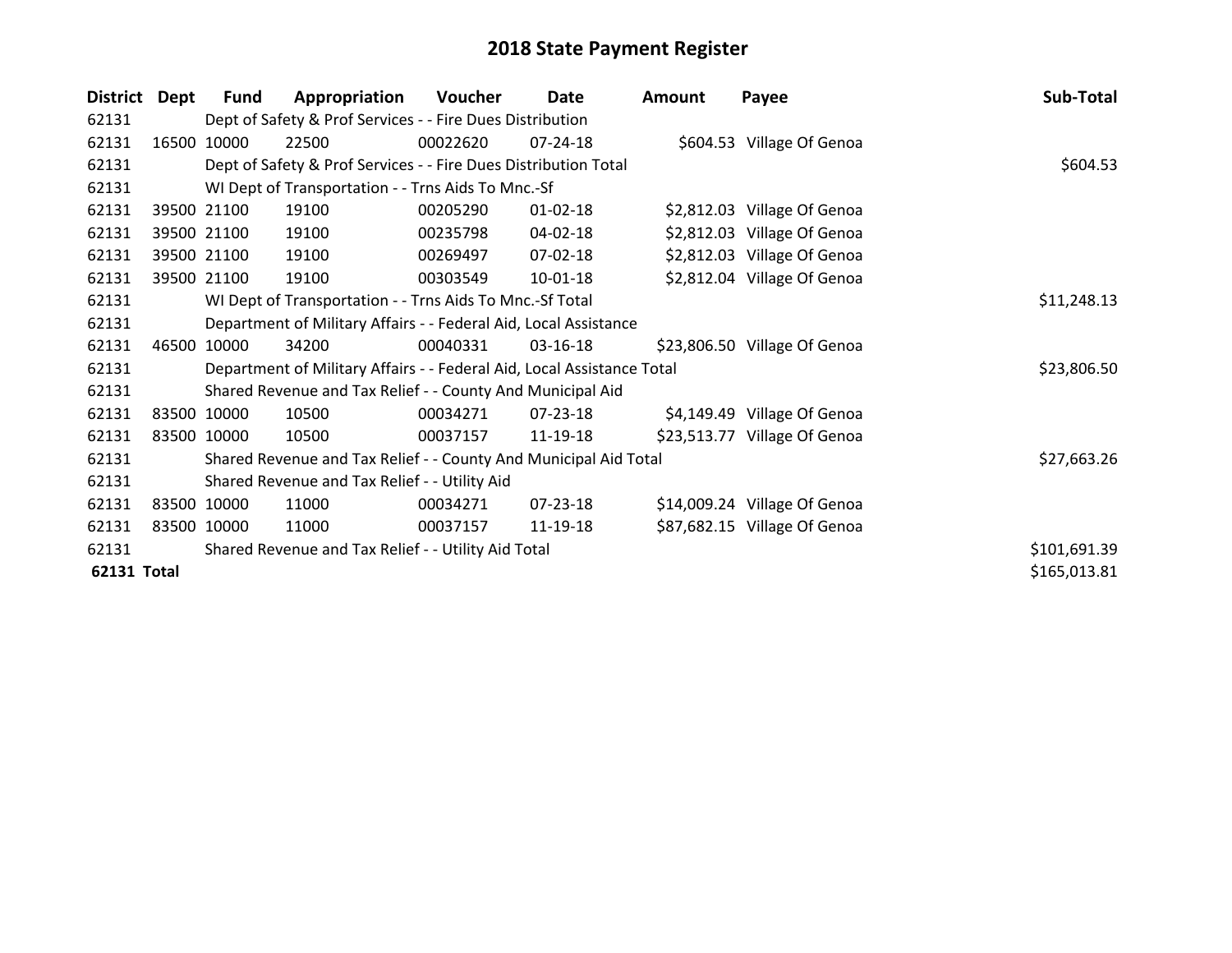# 2018 State Payment Register

| District | Dept | Fund | Appropriation | Voucher | Date | Amount | Payee | Sub-Total |
|---|---|---|---|---|---|---|---|---|
| 62131 | | Dept of Safety & Prof Services - - Fire Dues Distribution | | | | | | |
| 62131 | 16500 | 10000 | 22500 | 00022620 | 07-24-18 | $604.53 | Village Of Genoa | |
| 62131 | | Dept of Safety & Prof Services - - Fire Dues Distribution Total | | | | | | $604.53 |
| 62131 | | WI Dept of Transportation - - Trns Aids To Mnc.-Sf | | | | | | |
| 62131 | 39500 | 21100 | 19100 | 00205290 | 01-02-18 | $2,812.03 | Village Of Genoa | |
| 62131 | 39500 | 21100 | 19100 | 00235798 | 04-02-18 | $2,812.03 | Village Of Genoa | |
| 62131 | 39500 | 21100 | 19100 | 00269497 | 07-02-18 | $2,812.03 | Village Of Genoa | |
| 62131 | 39500 | 21100 | 19100 | 00303549 | 10-01-18 | $2,812.04 | Village Of Genoa | |
| 62131 | | WI Dept of Transportation - - Trns Aids To Mnc.-Sf Total | | | | | | $11,248.13 |
| 62131 | | Department of Military Affairs - - Federal Aid, Local Assistance | | | | | | |
| 62131 | 46500 | 10000 | 34200 | 00040331 | 03-16-18 | $23,806.50 | Village Of Genoa | |
| 62131 | | Department of Military Affairs - - Federal Aid, Local Assistance Total | | | | | | $23,806.50 |
| 62131 | | Shared Revenue and Tax Relief - - County And Municipal Aid | | | | | | |
| 62131 | 83500 | 10000 | 10500 | 00034271 | 07-23-18 | $4,149.49 | Village Of Genoa | |
| 62131 | 83500 | 10000 | 10500 | 00037157 | 11-19-18 | $23,513.77 | Village Of Genoa | |
| 62131 | | Shared Revenue and Tax Relief - - County And Municipal Aid Total | | | | | | $27,663.26 |
| 62131 | | Shared Revenue and Tax Relief - - Utility Aid | | | | | | |
| 62131 | 83500 | 10000 | 11000 | 00034271 | 07-23-18 | $14,009.24 | Village Of Genoa | |
| 62131 | 83500 | 10000 | 11000 | 00037157 | 11-19-18 | $87,682.15 | Village Of Genoa | |
| 62131 | | Shared Revenue and Tax Relief - - Utility Aid Total | | | | | | $101,691.39 |
| **62131 Total** | | | | | | | | $165,013.81 |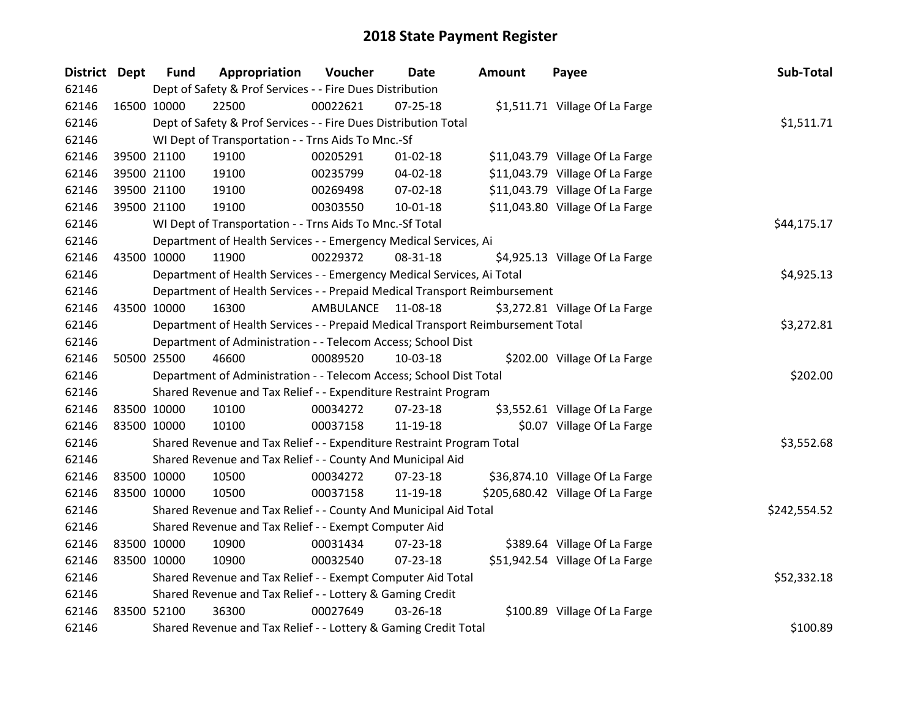# 2018 State Payment Register

| District | Dept | Fund | Appropriation | Voucher | Date | Amount | Payee | Sub-Total |
|---|---|---|---|---|---|---|---|---|
| 62146 | | Dept of Safety & Prof Services - - Fire Dues Distribution | | | | | | |
| 62146 | 16500 | 10000 | 22500 | 00022621 | 07-25-18 | $1,511.71 | Village Of La Farge | |
| 62146 | | Dept of Safety & Prof Services - - Fire Dues Distribution Total | | | | | | $1,511.71 |
| 62146 | | WI Dept of Transportation - - Trns Aids To Mnc.-Sf | | | | | | |
| 62146 | 39500 | 21100 | 19100 | 00205291 | 01-02-18 | $11,043.79 | Village Of La Farge | |
| 62146 | 39500 | 21100 | 19100 | 00235799 | 04-02-18 | $11,043.79 | Village Of La Farge | |
| 62146 | 39500 | 21100 | 19100 | 00269498 | 07-02-18 | $11,043.79 | Village Of La Farge | |
| 62146 | 39500 | 21100 | 19100 | 00303550 | 10-01-18 | $11,043.80 | Village Of La Farge | |
| 62146 | | WI Dept of Transportation - - Trns Aids To Mnc.-Sf Total | | | | | | $44,175.17 |
| 62146 | | Department of Health Services - - Emergency Medical Services, Ai | | | | | | |
| 62146 | 43500 | 10000 | 11900 | 00229372 | 08-31-18 | $4,925.13 | Village Of La Farge | |
| 62146 | | Department of Health Services - - Emergency Medical Services, Ai Total | | | | | | $4,925.13 |
| 62146 | | Department of Health Services - - Prepaid Medical Transport Reimbursement | | | | | | |
| 62146 | 43500 | 10000 | 16300 | AMBULANCE | 11-08-18 | $3,272.81 | Village Of La Farge | |
| 62146 | | Department of Health Services - - Prepaid Medical Transport Reimbursement Total | | | | | | $3,272.81 |
| 62146 | | Department of Administration - - Telecom Access; School Dist | | | | | | |
| 62146 | 50500 | 25500 | 46600 | 00089520 | 10-03-18 | $202.00 | Village Of La Farge | |
| 62146 | | Department of Administration - - Telecom Access; School Dist Total | | | | | | $202.00 |
| 62146 | | Shared Revenue and Tax Relief - - Expenditure Restraint Program | | | | | | |
| 62146 | 83500 | 10000 | 10100 | 00034272 | 07-23-18 | $3,552.61 | Village Of La Farge | |
| 62146 | 83500 | 10000 | 10100 | 00037158 | 11-19-18 | $0.07 | Village Of La Farge | |
| 62146 | | Shared Revenue and Tax Relief - - Expenditure Restraint Program Total | | | | | | $3,552.68 |
| 62146 | | Shared Revenue and Tax Relief - - County And Municipal Aid | | | | | | |
| 62146 | 83500 | 10000 | 10500 | 00034272 | 07-23-18 | $36,874.10 | Village Of La Farge | |
| 62146 | 83500 | 10000 | 10500 | 00037158 | 11-19-18 | $205,680.42 | Village Of La Farge | |
| 62146 | | Shared Revenue and Tax Relief - - County And Municipal Aid Total | | | | | | $242,554.52 |
| 62146 | | Shared Revenue and Tax Relief - - Exempt Computer Aid | | | | | | |
| 62146 | 83500 | 10000 | 10900 | 00031434 | 07-23-18 | $389.64 | Village Of La Farge | |
| 62146 | 83500 | 10000 | 10900 | 00032540 | 07-23-18 | $51,942.54 | Village Of La Farge | |
| 62146 | | Shared Revenue and Tax Relief - - Exempt Computer Aid Total | | | | | | $52,332.18 |
| 62146 | | Shared Revenue and Tax Relief - - Lottery & Gaming Credit | | | | | | |
| 62146 | 83500 | 52100 | 36300 | 00027649 | 03-26-18 | $100.89 | Village Of La Farge | |
| 62146 | | Shared Revenue and Tax Relief - - Lottery & Gaming Credit Total | | | | | | $100.89 |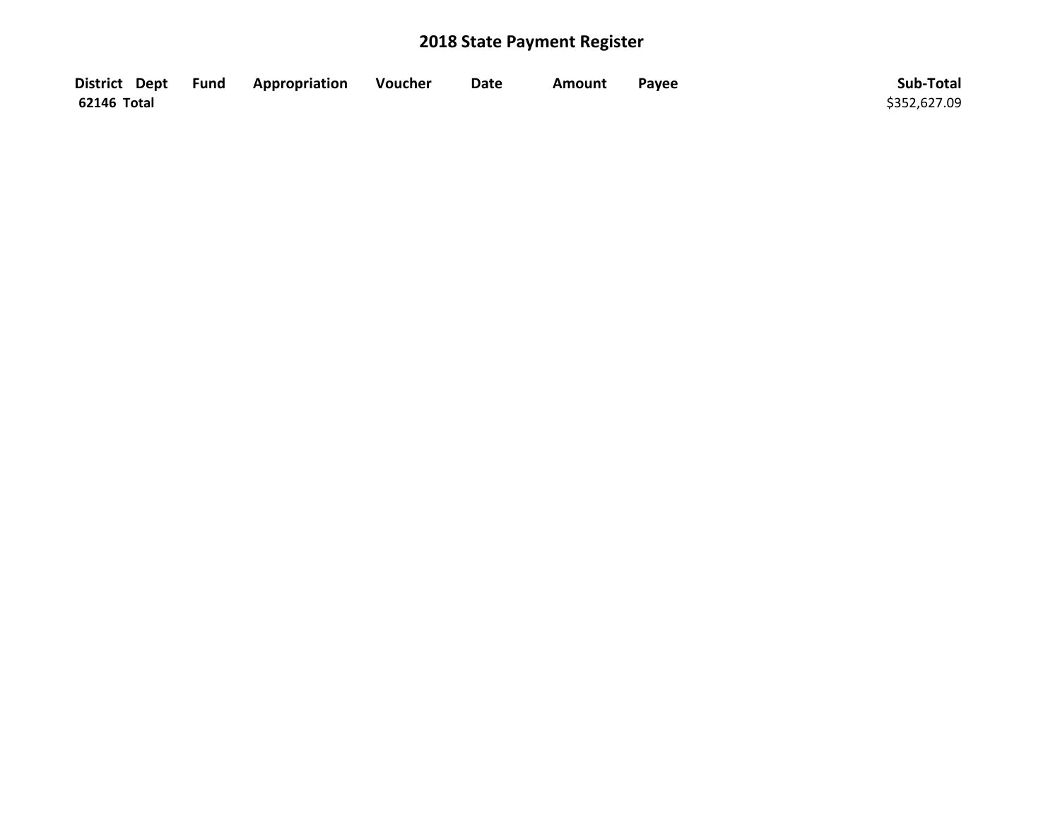# 2018 State Payment Register

| District | Dept | Fund | Appropriation | Voucher | Date | Amount | Payee | Sub-Total |
|---|---|---|---|---|---|---|---|---|
| **62146 Total** | | | | | | | | $352,627.09 |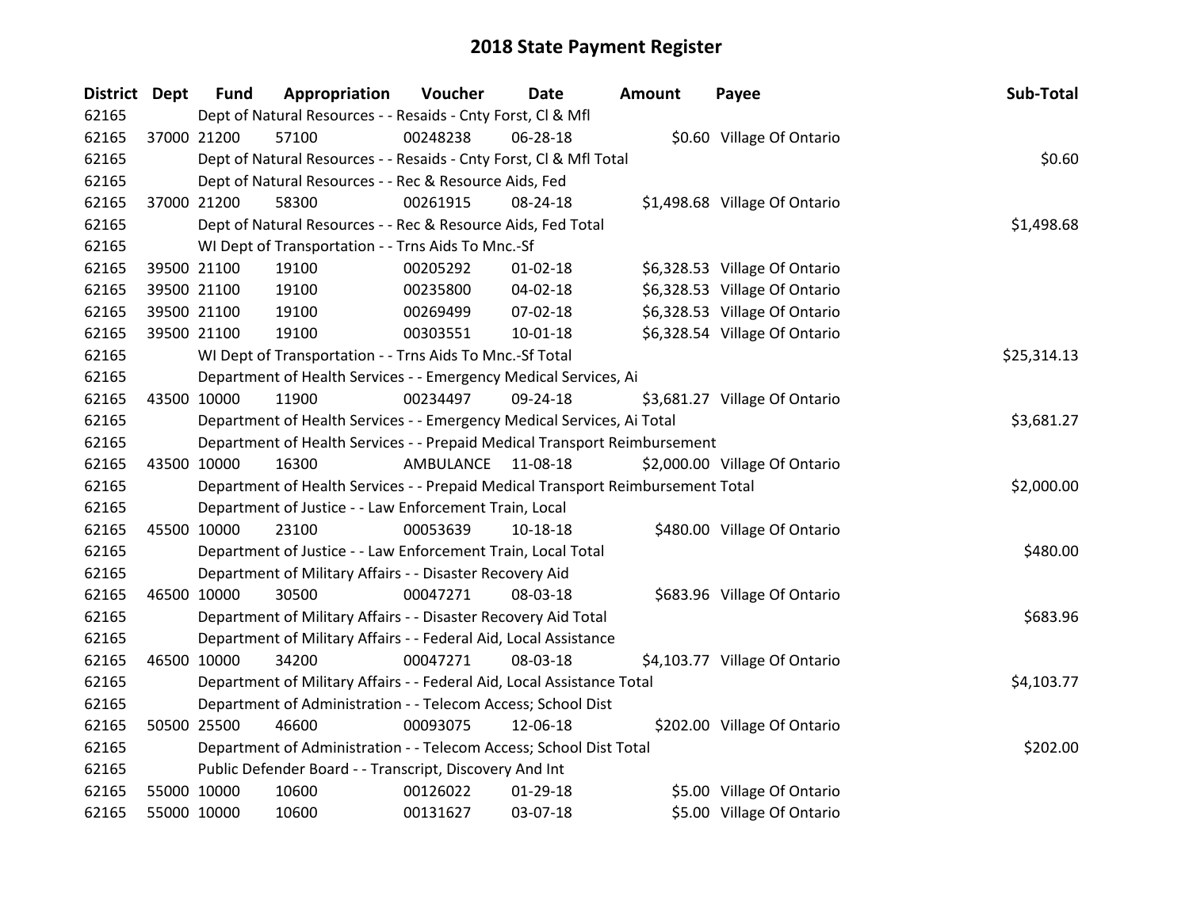# 2018 State Payment Register

| District | Dept | Fund | Appropriation | Voucher | Date | Amount | Payee | Sub-Total |
|---|---|---|---|---|---|---|---|---|
| 62165 | | | Dept of Natural Resources - - Resaids - Cnty Forst, Cl & Mfl | | | | | |
| 62165 | 37000 | 21200 | 57100 | 00248238 | 06-28-18 | $0.60 | Village Of Ontario | |
| 62165 | | | Dept of Natural Resources - - Resaids - Cnty Forst, Cl & Mfl Total | | | | | $0.60 |
| 62165 | | | Dept of Natural Resources - - Rec & Resource Aids, Fed | | | | | |
| 62165 | 37000 | 21200 | 58300 | 00261915 | 08-24-18 | $1,498.68 | Village Of Ontario | |
| 62165 | | | Dept of Natural Resources - - Rec & Resource Aids, Fed Total | | | | | $1,498.68 |
| 62165 | | | WI Dept of Transportation - - Trns Aids To Mnc.-Sf | | | | | |
| 62165 | 39500 | 21100 | 19100 | 00205292 | 01-02-18 | $6,328.53 | Village Of Ontario | |
| 62165 | 39500 | 21100 | 19100 | 00235800 | 04-02-18 | $6,328.53 | Village Of Ontario | |
| 62165 | 39500 | 21100 | 19100 | 00269499 | 07-02-18 | $6,328.53 | Village Of Ontario | |
| 62165 | 39500 | 21100 | 19100 | 00303551 | 10-01-18 | $6,328.54 | Village Of Ontario | |
| 62165 | | | WI Dept of Transportation - - Trns Aids To Mnc.-Sf Total | | | | | $25,314.13 |
| 62165 | | | Department of Health Services - - Emergency Medical Services, Ai | | | | | |
| 62165 | 43500 | 10000 | 11900 | 00234497 | 09-24-18 | $3,681.27 | Village Of Ontario | |
| 62165 | | | Department of Health Services - - Emergency Medical Services, Ai Total | | | | | $3,681.27 |
| 62165 | | | Department of Health Services - - Prepaid Medical Transport Reimbursement | | | | | |
| 62165 | 43500 | 10000 | 16300 | AMBULANCE | 11-08-18 | $2,000.00 | Village Of Ontario | |
| 62165 | | | Department of Health Services - - Prepaid Medical Transport Reimbursement Total | | | | | $2,000.00 |
| 62165 | | | Department of Justice - - Law Enforcement Train, Local | | | | | |
| 62165 | 45500 | 10000 | 23100 | 00053639 | 10-18-18 | $480.00 | Village Of Ontario | |
| 62165 | | | Department of Justice - - Law Enforcement Train, Local Total | | | | | $480.00 |
| 62165 | | | Department of Military Affairs - - Disaster Recovery Aid | | | | | |
| 62165 | 46500 | 10000 | 30500 | 00047271 | 08-03-18 | $683.96 | Village Of Ontario | |
| 62165 | | | Department of Military Affairs - - Disaster Recovery Aid Total | | | | | $683.96 |
| 62165 | | | Department of Military Affairs - - Federal Aid, Local Assistance | | | | | |
| 62165 | 46500 | 10000 | 34200 | 00047271 | 08-03-18 | $4,103.77 | Village Of Ontario | |
| 62165 | | | Department of Military Affairs - - Federal Aid, Local Assistance Total | | | | | $4,103.77 |
| 62165 | | | Department of Administration - - Telecom Access; School Dist | | | | | |
| 62165 | 50500 | 25500 | 46600 | 00093075 | 12-06-18 | $202.00 | Village Of Ontario | |
| 62165 | | | Department of Administration - - Telecom Access; School Dist Total | | | | | $202.00 |
| 62165 | | | Public Defender Board - - Transcript, Discovery And Int | | | | | |
| 62165 | 55000 | 10000 | 10600 | 00126022 | 01-29-18 | $5.00 | Village Of Ontario | |
| 62165 | 55000 | 10000 | 10600 | 00131627 | 03-07-18 | $5.00 | Village Of Ontario | |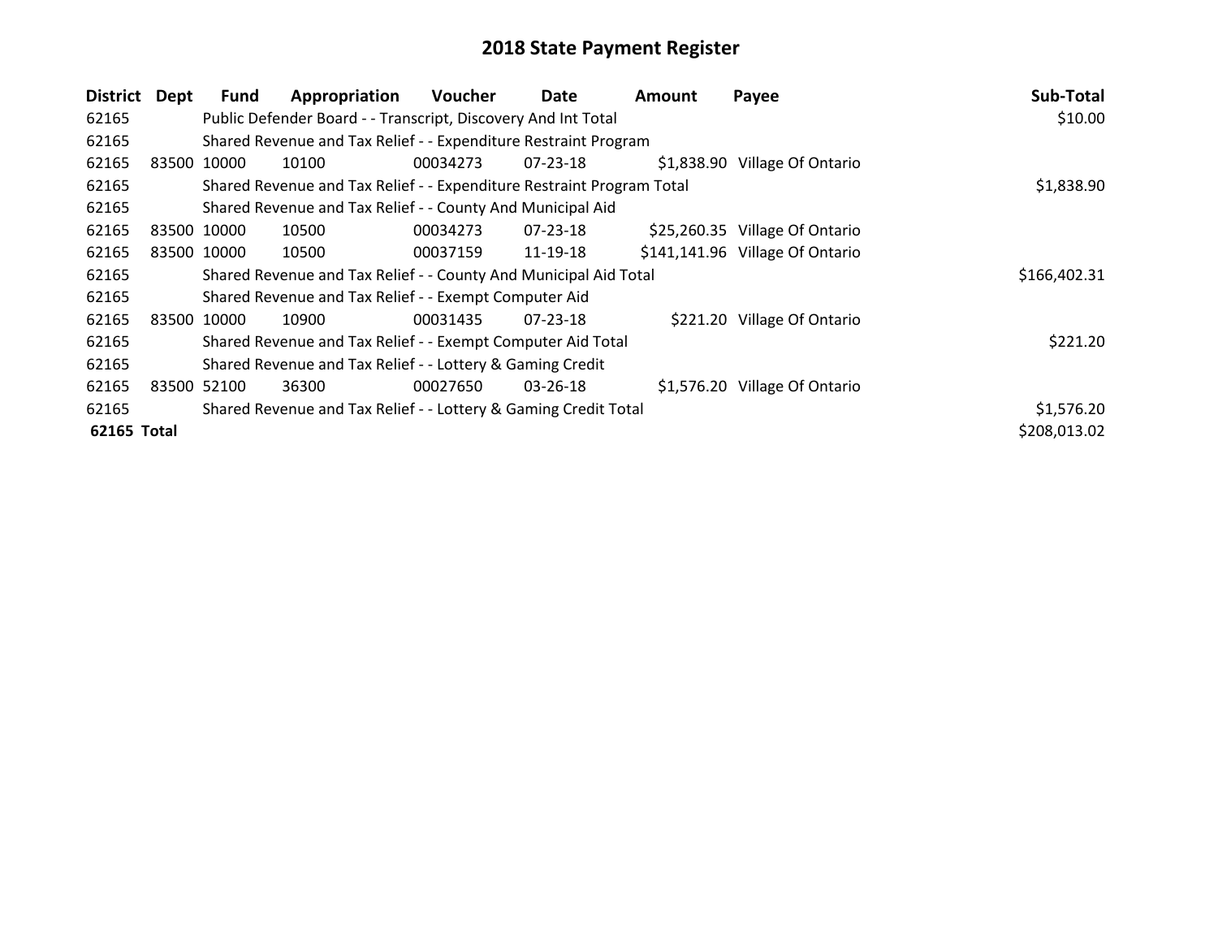# 2018 State Payment Register

| District | Dept | Fund | Appropriation | Voucher | Date | Amount | Payee | Sub-Total |
|---|---|---|---|---|---|---|---|---|
| 62165 | | Public Defender Board - - Transcript, Discovery And Int Total | | | | | | $10.00 |
| 62165 | | Shared Revenue and Tax Relief - - Expenditure Restraint Program | | | | | | |
| 62165 | 83500 | 10000 | 10100 | 00034273 | 07-23-18 | $1,838.90 | Village Of Ontario | |
| 62165 | | Shared Revenue and Tax Relief - - Expenditure Restraint Program Total | | | | | | $1,838.90 |
| 62165 | | Shared Revenue and Tax Relief - - County And Municipal Aid | | | | | | |
| 62165 | 83500 | 10000 | 10500 | 00034273 | 07-23-18 | $25,260.35 | Village Of Ontario | |
| 62165 | 83500 | 10000 | 10500 | 00037159 | 11-19-18 | $141,141.96 | Village Of Ontario | |
| 62165 | | Shared Revenue and Tax Relief - - County And Municipal Aid Total | | | | | | $166,402.31 |
| 62165 | | Shared Revenue and Tax Relief - - Exempt Computer Aid | | | | | | |
| 62165 | 83500 | 10000 | 10900 | 00031435 | 07-23-18 | $221.20 | Village Of Ontario | |
| 62165 | | Shared Revenue and Tax Relief - - Exempt Computer Aid Total | | | | | | $221.20 |
| 62165 | | Shared Revenue and Tax Relief - - Lottery & Gaming Credit | | | | | | |
| 62165 | 83500 | 52100 | 36300 | 00027650 | 03-26-18 | $1,576.20 | Village Of Ontario | |
| 62165 | | Shared Revenue and Tax Relief - - Lottery & Gaming Credit Total | | | | | | $1,576.20 |
| **62165 Total** | | | | | | | | $208,013.02 |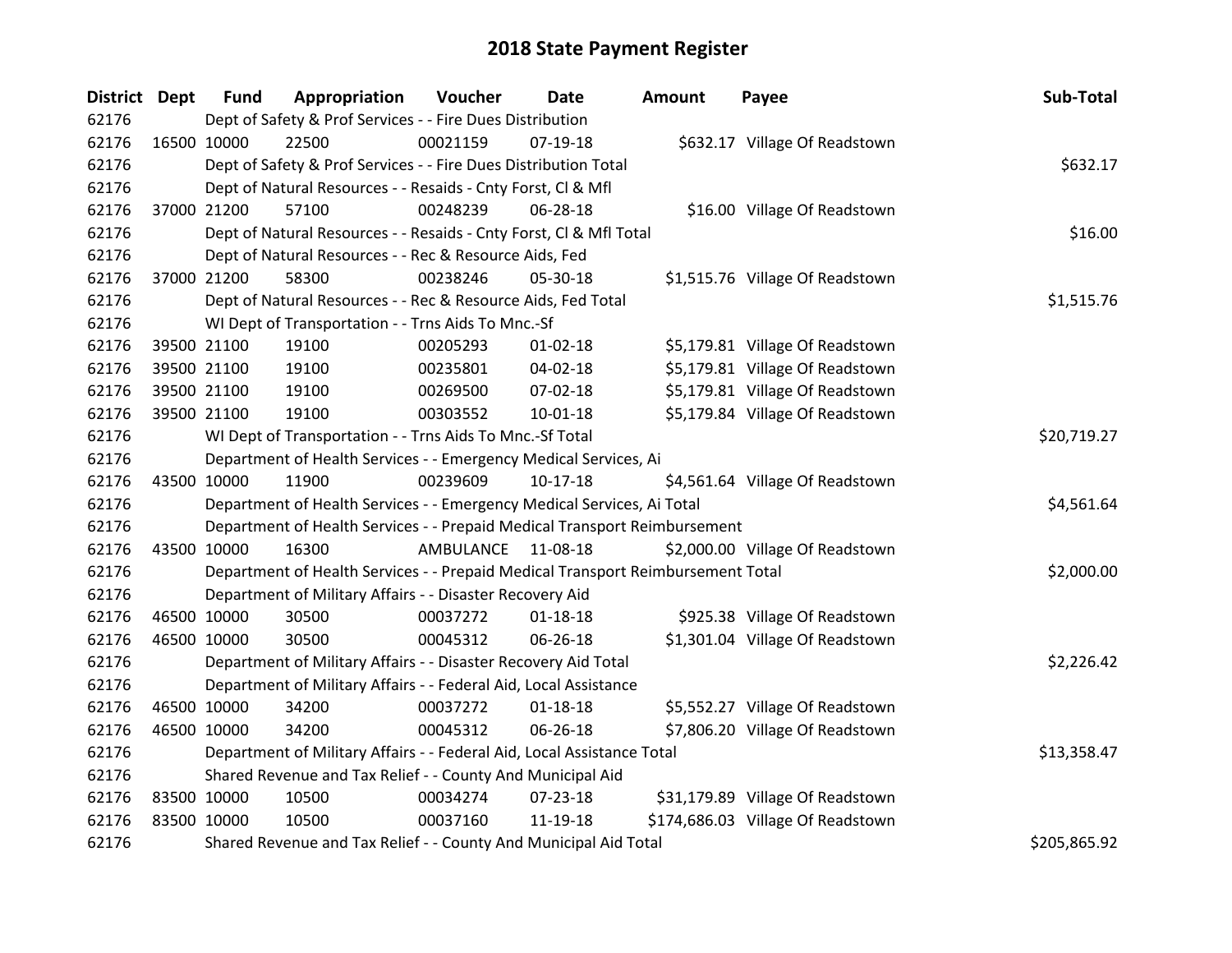# 2018 State Payment Register

| District | Dept | Fund | Appropriation | Voucher | Date | Amount | Payee | Sub-Total |
|---|---|---|---|---|---|---|---|---|
| 62176 | | Dept of Safety & Prof Services - - Fire Dues Distribution | | | | | | |
| 62176 | 16500 | 10000 | 22500 | 00021159 | 07-19-18 | $632.17 | Village Of Readstown | |
| 62176 | | Dept of Safety & Prof Services - - Fire Dues Distribution Total | | | | | | $632.17 |
| 62176 | | Dept of Natural Resources - - Resaids - Cnty Forst, Cl & Mfl | | | | | | |
| 62176 | 37000 | 21200 | 57100 | 00248239 | 06-28-18 | $16.00 | Village Of Readstown | |
| 62176 | | Dept of Natural Resources - - Resaids - Cnty Forst, Cl & Mfl Total | | | | | | $16.00 |
| 62176 | | Dept of Natural Resources - - Rec & Resource Aids, Fed | | | | | | |
| 62176 | 37000 | 21200 | 58300 | 00238246 | 05-30-18 | $1,515.76 | Village Of Readstown | |
| 62176 | | Dept of Natural Resources - - Rec & Resource Aids, Fed Total | | | | | | $1,515.76 |
| 62176 | | WI Dept of Transportation - - Trns Aids To Mnc.-Sf | | | | | | |
| 62176 | 39500 | 21100 | 19100 | 00205293 | 01-02-18 | $5,179.81 | Village Of Readstown | |
| 62176 | 39500 | 21100 | 19100 | 00235801 | 04-02-18 | $5,179.81 | Village Of Readstown | |
| 62176 | 39500 | 21100 | 19100 | 00269500 | 07-02-18 | $5,179.81 | Village Of Readstown | |
| 62176 | 39500 | 21100 | 19100 | 00303552 | 10-01-18 | $5,179.84 | Village Of Readstown | |
| 62176 | | WI Dept of Transportation - - Trns Aids To Mnc.-Sf Total | | | | | | $20,719.27 |
| 62176 | | Department of Health Services - - Emergency Medical Services, Ai | | | | | | |
| 62176 | 43500 | 10000 | 11900 | 00239609 | 10-17-18 | $4,561.64 | Village Of Readstown | |
| 62176 | | Department of Health Services - - Emergency Medical Services, Ai Total | | | | | | $4,561.64 |
| 62176 | | Department of Health Services - - Prepaid Medical Transport Reimbursement | | | | | | |
| 62176 | 43500 | 10000 | 16300 | AMBULANCE | 11-08-18 | $2,000.00 | Village Of Readstown | |
| 62176 | | Department of Health Services - - Prepaid Medical Transport Reimbursement Total | | | | | | $2,000.00 |
| 62176 | | Department of Military Affairs - - Disaster Recovery Aid | | | | | | |
| 62176 | 46500 | 10000 | 30500 | 00037272 | 01-18-18 | $925.38 | Village Of Readstown | |
| 62176 | 46500 | 10000 | 30500 | 00045312 | 06-26-18 | $1,301.04 | Village Of Readstown | |
| 62176 | | Department of Military Affairs - - Disaster Recovery Aid Total | | | | | | $2,226.42 |
| 62176 | | Department of Military Affairs - - Federal Aid, Local Assistance | | | | | | |
| 62176 | 46500 | 10000 | 34200 | 00037272 | 01-18-18 | $5,552.27 | Village Of Readstown | |
| 62176 | 46500 | 10000 | 34200 | 00045312 | 06-26-18 | $7,806.20 | Village Of Readstown | |
| 62176 | | Department of Military Affairs - - Federal Aid, Local Assistance Total | | | | | | $13,358.47 |
| 62176 | | Shared Revenue and Tax Relief - - County And Municipal Aid | | | | | | |
| 62176 | 83500 | 10000 | 10500 | 00034274 | 07-23-18 | $31,179.89 | Village Of Readstown | |
| 62176 | 83500 | 10000 | 10500 | 00037160 | 11-19-18 | $174,686.03 | Village Of Readstown | |
| 62176 | | Shared Revenue and Tax Relief - - County And Municipal Aid Total | | | | | | $205,865.92 |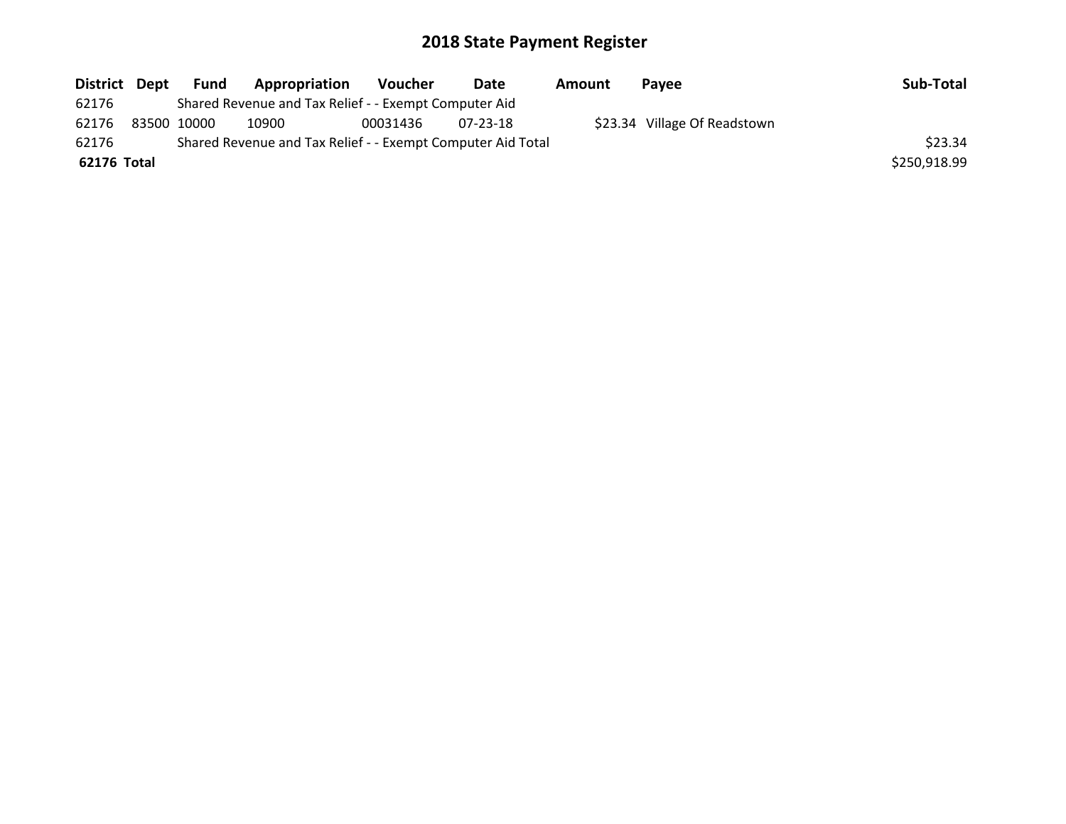# 2018 State Payment Register

| District | Dept | Fund | Appropriation | Voucher | Date | Amount | Payee | Sub-Total |
|---|---|---|---|---|---|---|---|---|
| 62176 | | Shared Revenue and Tax Relief - - Exempt Computer Aid | | | | | | |
| 62176 | 83500 | 10000 | 10900 | 00031436 | 07-23-18 | $23.34 | Village Of Readstown | |
| 62176 | | Shared Revenue and Tax Relief - - Exempt Computer Aid Total | | | | | | $23.34 |
| **62176** | **Total** | | | | | | | $250,918.99 |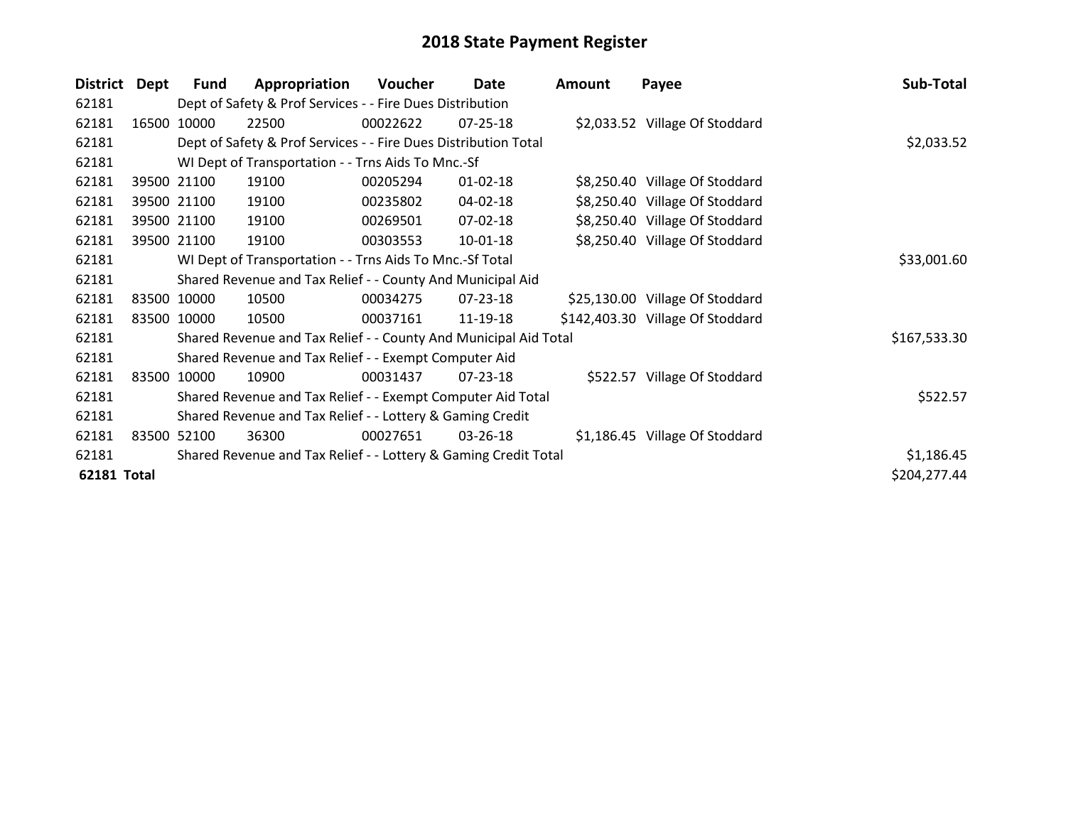# 2018 State Payment Register

| District | Dept | Fund | Appropriation | Voucher | Date | Amount | Payee | Sub-Total |
|---|---|---|---|---|---|---|---|---|
| 62181 | | Dept of Safety & Prof Services - - Fire Dues Distribution | | | | | | |
| 62181 | 16500 | 10000 | 22500 | 00022622 | 07-25-18 | $2,033.52 | Village Of Stoddard | |
| 62181 | | Dept of Safety & Prof Services - - Fire Dues Distribution Total | | | | | | $2,033.52 |
| 62181 | | WI Dept of Transportation - - Trns Aids To Mnc.-Sf | | | | | | |
| 62181 | 39500 | 21100 | 19100 | 00205294 | 01-02-18 | $8,250.40 | Village Of Stoddard | |
| 62181 | 39500 | 21100 | 19100 | 00235802 | 04-02-18 | $8,250.40 | Village Of Stoddard | |
| 62181 | 39500 | 21100 | 19100 | 00269501 | 07-02-18 | $8,250.40 | Village Of Stoddard | |
| 62181 | 39500 | 21100 | 19100 | 00303553 | 10-01-18 | $8,250.40 | Village Of Stoddard | |
| 62181 | | WI Dept of Transportation - - Trns Aids To Mnc.-Sf Total | | | | | | $33,001.60 |
| 62181 | | Shared Revenue and Tax Relief - - County And Municipal Aid | | | | | | |
| 62181 | 83500 | 10000 | 10500 | 00034275 | 07-23-18 | $25,130.00 | Village Of Stoddard | |
| 62181 | 83500 | 10000 | 10500 | 00037161 | 11-19-18 | $142,403.30 | Village Of Stoddard | |
| 62181 | | Shared Revenue and Tax Relief - - County And Municipal Aid Total | | | | | | $167,533.30 |
| 62181 | | Shared Revenue and Tax Relief - - Exempt Computer Aid | | | | | | |
| 62181 | 83500 | 10000 | 10900 | 00031437 | 07-23-18 | $522.57 | Village Of Stoddard | |
| 62181 | | Shared Revenue and Tax Relief - - Exempt Computer Aid Total | | | | | | $522.57 |
| 62181 | | Shared Revenue and Tax Relief - - Lottery & Gaming Credit | | | | | | |
| 62181 | 83500 | 52100 | 36300 | 00027651 | 03-26-18 | $1,186.45 | Village Of Stoddard | |
| 62181 | | Shared Revenue and Tax Relief - - Lottery & Gaming Credit Total | | | | | | $1,186.45 |
| **62181 Total** | | | | | | | | $204,277.44 |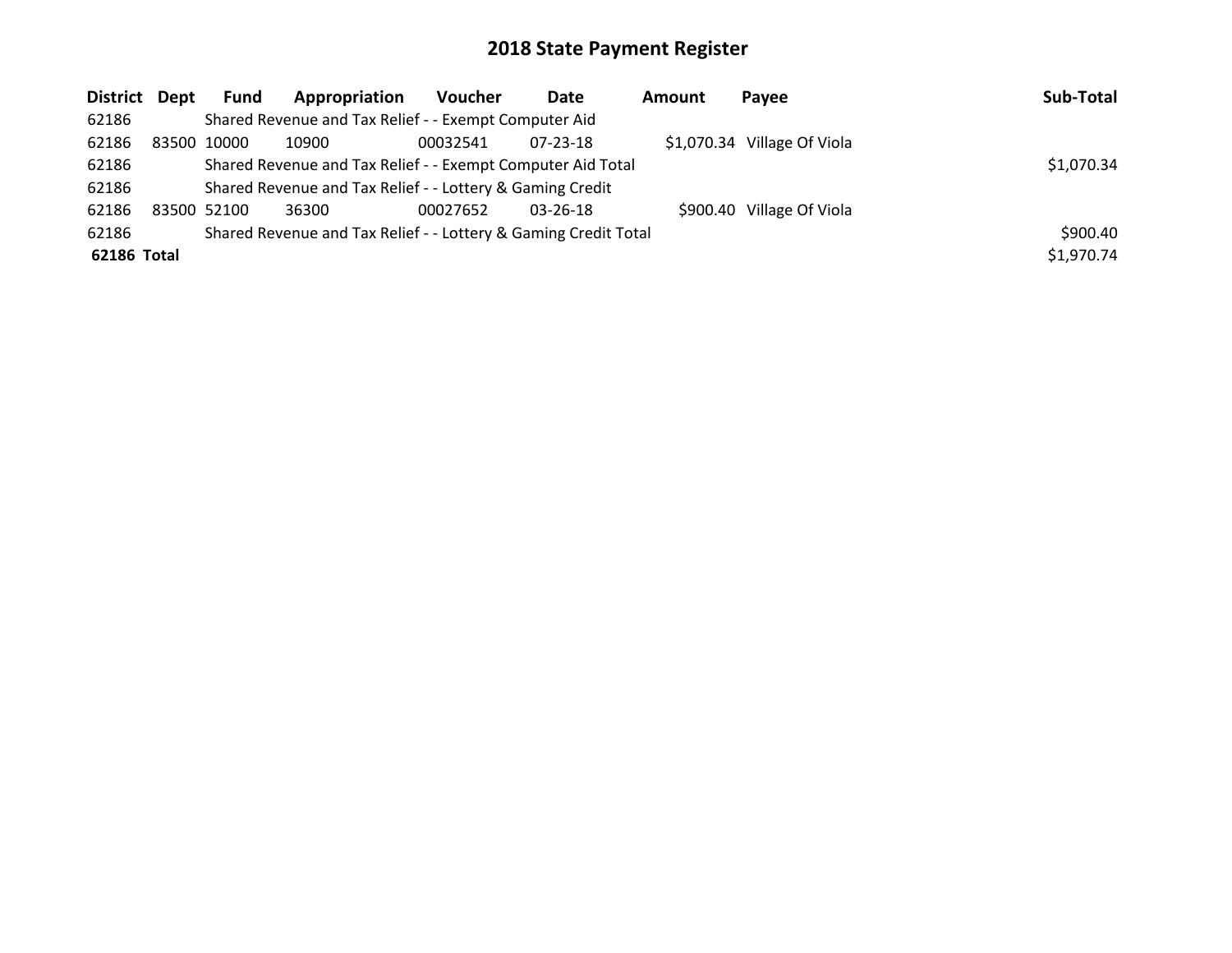# 2018 State Payment Register

| District | Dept | Fund | Appropriation | Voucher | Date | Amount | Payee | Sub-Total |
|---|---|---|---|---|---|---|---|---|
| 62186 | | Shared Revenue and Tax Relief - - Exempt Computer Aid | | | | | | |
| 62186 | 83500 | 10000 | 10900 | 00032541 | 07-23-18 | $1,070.34 | Village Of Viola | |
| 62186 | | Shared Revenue and Tax Relief - - Exempt Computer Aid Total | | | | | | $1,070.34 |
| 62186 | | Shared Revenue and Tax Relief - - Lottery & Gaming Credit | | | | | | |
| 62186 | 83500 | 52100 | 36300 | 00027652 | 03-26-18 | $900.40 | Village Of Viola | |
| 62186 | | Shared Revenue and Tax Relief - - Lottery & Gaming Credit Total | | | | | | $900.40 |
| **62186** | **Total** | | | | | | | $1,970.74 |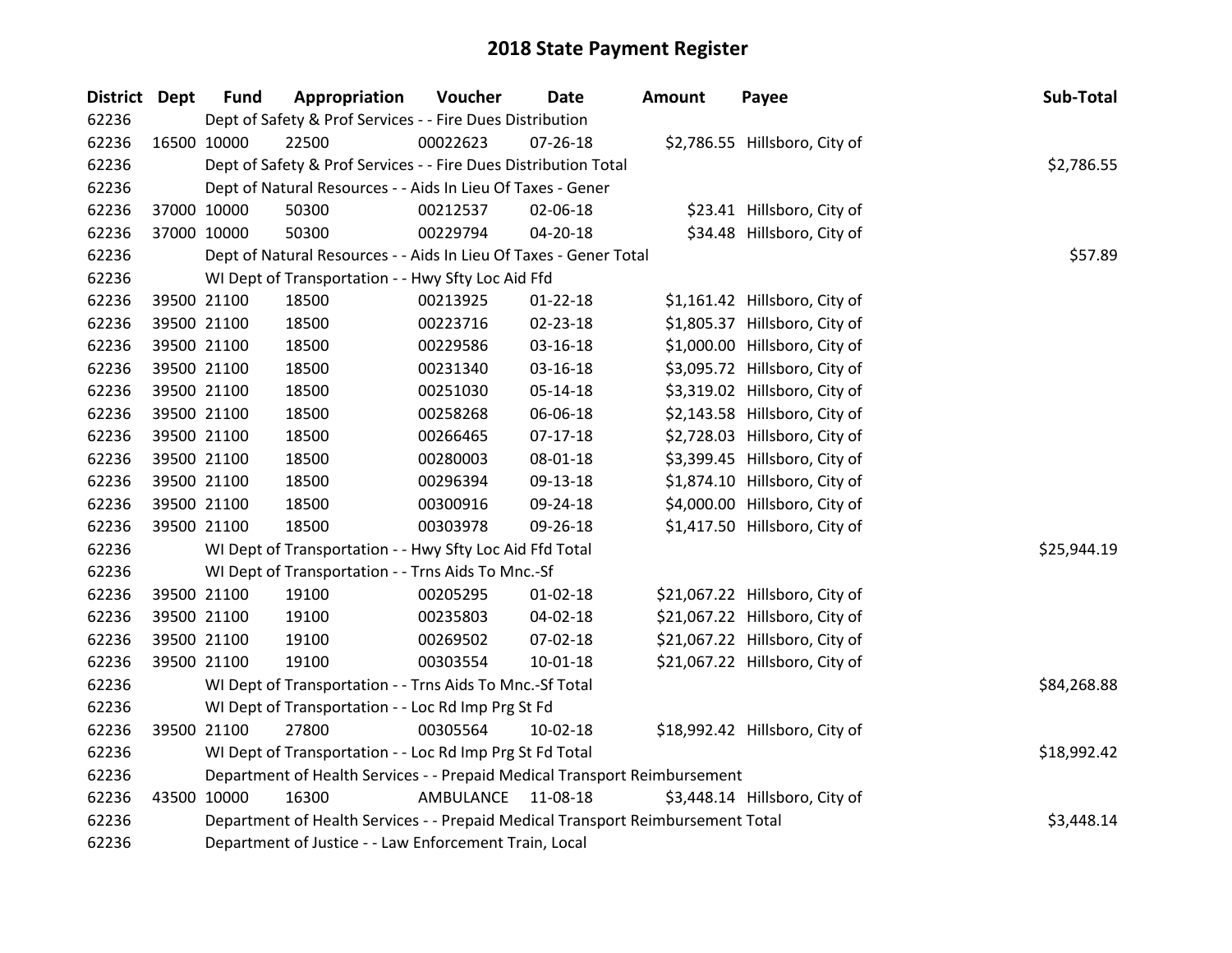# 2018 State Payment Register

| District | Dept | Fund | Appropriation | Voucher | Date | Amount | Payee | Sub-Total |
|---|---|---|---|---|---|---|---|---|
| 62236 | | Dept of Safety & Prof Services - - Fire Dues Distribution | | | | | | |
| 62236 | 16500 | 10000 | 22500 | 00022623 | 07-26-18 | $2,786.55 | Hillsboro, City of | |
| 62236 | | Dept of Safety & Prof Services - - Fire Dues Distribution Total | | | | | | $2,786.55 |
| 62236 | | Dept of Natural Resources - - Aids In Lieu Of Taxes - Gener | | | | | | |
| 62236 | 37000 | 10000 | 50300 | 00212537 | 02-06-18 | $23.41 | Hillsboro, City of | |
| 62236 | 37000 | 10000 | 50300 | 00229794 | 04-20-18 | $34.48 | Hillsboro, City of | |
| 62236 | | Dept of Natural Resources - - Aids In Lieu Of Taxes - Gener Total | | | | | | $57.89 |
| 62236 | | WI Dept of Transportation - - Hwy Sfty Loc Aid Ffd | | | | | | |
| 62236 | 39500 | 21100 | 18500 | 00213925 | 01-22-18 | $1,161.42 | Hillsboro, City of | |
| 62236 | 39500 | 21100 | 18500 | 00223716 | 02-23-18 | $1,805.37 | Hillsboro, City of | |
| 62236 | 39500 | 21100 | 18500 | 00229586 | 03-16-18 | $1,000.00 | Hillsboro, City of | |
| 62236 | 39500 | 21100 | 18500 | 00231340 | 03-16-18 | $3,095.72 | Hillsboro, City of | |
| 62236 | 39500 | 21100 | 18500 | 00251030 | 05-14-18 | $3,319.02 | Hillsboro, City of | |
| 62236 | 39500 | 21100 | 18500 | 00258268 | 06-06-18 | $2,143.58 | Hillsboro, City of | |
| 62236 | 39500 | 21100 | 18500 | 00266465 | 07-17-18 | $2,728.03 | Hillsboro, City of | |
| 62236 | 39500 | 21100 | 18500 | 00280003 | 08-01-18 | $3,399.45 | Hillsboro, City of | |
| 62236 | 39500 | 21100 | 18500 | 00296394 | 09-13-18 | $1,874.10 | Hillsboro, City of | |
| 62236 | 39500 | 21100 | 18500 | 00300916 | 09-24-18 | $4,000.00 | Hillsboro, City of | |
| 62236 | 39500 | 21100 | 18500 | 00303978 | 09-26-18 | $1,417.50 | Hillsboro, City of | |
| 62236 | | WI Dept of Transportation - - Hwy Sfty Loc Aid Ffd Total | | | | | | $25,944.19 |
| 62236 | | WI Dept of Transportation - - Trns Aids To Mnc.-Sf | | | | | | |
| 62236 | 39500 | 21100 | 19100 | 00205295 | 01-02-18 | $21,067.22 | Hillsboro, City of | |
| 62236 | 39500 | 21100 | 19100 | 00235803 | 04-02-18 | $21,067.22 | Hillsboro, City of | |
| 62236 | 39500 | 21100 | 19100 | 00269502 | 07-02-18 | $21,067.22 | Hillsboro, City of | |
| 62236 | 39500 | 21100 | 19100 | 00303554 | 10-01-18 | $21,067.22 | Hillsboro, City of | |
| 62236 | | WI Dept of Transportation - - Trns Aids To Mnc.-Sf Total | | | | | | $84,268.88 |
| 62236 | | WI Dept of Transportation - - Loc Rd Imp Prg St Fd | | | | | | |
| 62236 | 39500 | 21100 | 27800 | 00305564 | 10-02-18 | $18,992.42 | Hillsboro, City of | |
| 62236 | | WI Dept of Transportation - - Loc Rd Imp Prg St Fd Total | | | | | | $18,992.42 |
| 62236 | | Department of Health Services - - Prepaid Medical Transport Reimbursement | | | | | | |
| 62236 | 43500 | 10000 | 16300 | AMBULANCE | 11-08-18 | $3,448.14 | Hillsboro, City of | |
| 62236 | | Department of Health Services - - Prepaid Medical Transport Reimbursement Total | | | | | | $3,448.14 |
| 62236 | | Department of Justice - - Law Enforcement Train, Local | | | | | | |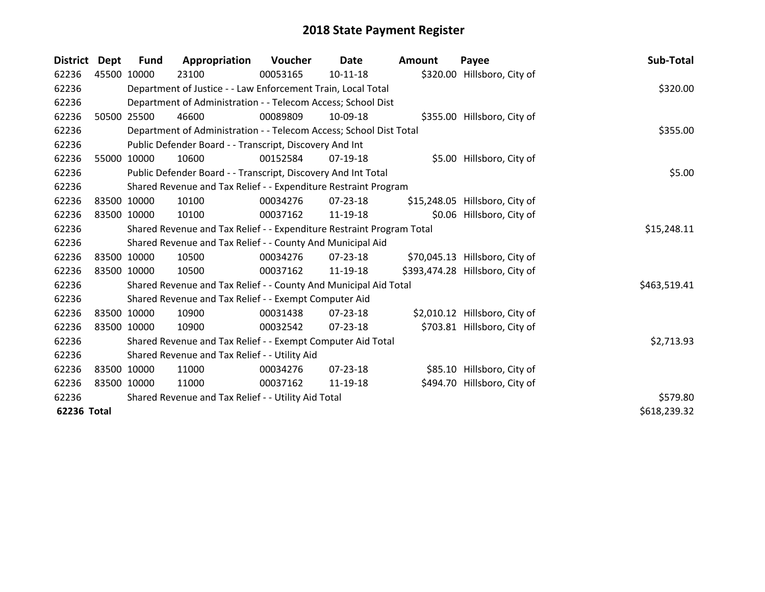# 2018 State Payment Register

| District | Dept | Fund | Appropriation | Voucher | Date | Amount | Payee | Sub-Total |
|---|---|---|---|---|---|---|---|---|
| 62236 | 45500 | 10000 | 23100 | 00053165 | 10-11-18 | $320.00 | Hillsboro, City of | |
| 62236 | | Department of Justice - - Law Enforcement Train, Local Total | | | | | | $320.00 |
| 62236 | | Department of Administration - - Telecom Access; School Dist | | | | | | |
| 62236 | 50500 | 25500 | 46600 | 00089809 | 10-09-18 | $355.00 | Hillsboro, City of | |
| 62236 | | Department of Administration - - Telecom Access; School Dist Total | | | | | | $355.00 |
| 62236 | | Public Defender Board - - Transcript, Discovery And Int | | | | | | |
| 62236 | 55000 | 10000 | 10600 | 00152584 | 07-19-18 | $5.00 | Hillsboro, City of | |
| 62236 | | Public Defender Board - - Transcript, Discovery And Int Total | | | | | | $5.00 |
| 62236 | | Shared Revenue and Tax Relief - - Expenditure Restraint Program | | | | | | |
| 62236 | 83500 | 10000 | 10100 | 00034276 | 07-23-18 | $15,248.05 | Hillsboro, City of | |
| 62236 | 83500 | 10000 | 10100 | 00037162 | 11-19-18 | $0.06 | Hillsboro, City of | |
| 62236 | | Shared Revenue and Tax Relief - - Expenditure Restraint Program Total | | | | | | $15,248.11 |
| 62236 | | Shared Revenue and Tax Relief - - County And Municipal Aid | | | | | | |
| 62236 | 83500 | 10000 | 10500 | 00034276 | 07-23-18 | $70,045.13 | Hillsboro, City of | |
| 62236 | 83500 | 10000 | 10500 | 00037162 | 11-19-18 | $393,474.28 | Hillsboro, City of | |
| 62236 | | Shared Revenue and Tax Relief - - County And Municipal Aid Total | | | | | | $463,519.41 |
| 62236 | | Shared Revenue and Tax Relief - - Exempt Computer Aid | | | | | | |
| 62236 | 83500 | 10000 | 10900 | 00031438 | 07-23-18 | $2,010.12 | Hillsboro, City of | |
| 62236 | 83500 | 10000 | 10900 | 00032542 | 07-23-18 | $703.81 | Hillsboro, City of | |
| 62236 | | Shared Revenue and Tax Relief - - Exempt Computer Aid Total | | | | | | $2,713.93 |
| 62236 | | Shared Revenue and Tax Relief - - Utility Aid | | | | | | |
| 62236 | 83500 | 10000 | 11000 | 00034276 | 07-23-18 | $85.10 | Hillsboro, City of | |
| 62236 | 83500 | 10000 | 11000 | 00037162 | 11-19-18 | $494.70 | Hillsboro, City of | |
| 62236 | | Shared Revenue and Tax Relief - - Utility Aid Total | | | | | | $579.80 |
| **62236 Total** | | | | | | | | $618,239.32 |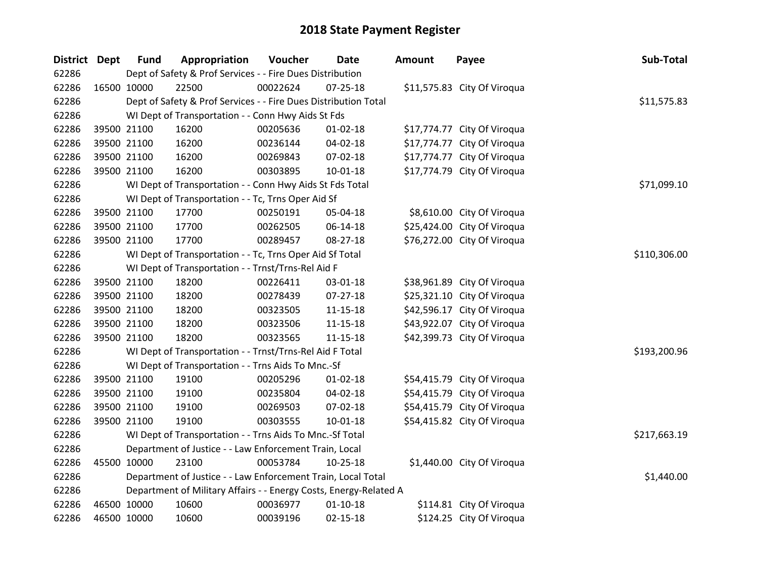# 2018 State Payment Register

| District | Dept | Fund | Appropriation | Voucher | Date | Amount | Payee | Sub-Total |
|---|---|---|---|---|---|---|---|---|
| 62286 | | Dept of Safety & Prof Services - - Fire Dues Distribution | | | | | | |
| 62286 | 16500 | 10000 | 22500 | 00022624 | 07-25-18 | $11,575.83 | City Of Viroqua | |
| 62286 | | Dept of Safety & Prof Services - - Fire Dues Distribution Total | | | | | | $11,575.83 |
| 62286 | | WI Dept of Transportation - - Conn Hwy Aids St Fds | | | | | | |
| 62286 | 39500 | 21100 | 16200 | 00205636 | 01-02-18 | $17,774.77 | City Of Viroqua | |
| 62286 | 39500 | 21100 | 16200 | 00236144 | 04-02-18 | $17,774.77 | City Of Viroqua | |
| 62286 | 39500 | 21100 | 16200 | 00269843 | 07-02-18 | $17,774.77 | City Of Viroqua | |
| 62286 | 39500 | 21100 | 16200 | 00303895 | 10-01-18 | $17,774.79 | City Of Viroqua | |
| 62286 | | WI Dept of Transportation - - Conn Hwy Aids St Fds Total | | | | | | $71,099.10 |
| 62286 | | WI Dept of Transportation - - Tc, Trns Oper Aid Sf | | | | | | |
| 62286 | 39500 | 21100 | 17700 | 00250191 | 05-04-18 | $8,610.00 | City Of Viroqua | |
| 62286 | 39500 | 21100 | 17700 | 00262505 | 06-14-18 | $25,424.00 | City Of Viroqua | |
| 62286 | 39500 | 21100 | 17700 | 00289457 | 08-27-18 | $76,272.00 | City Of Viroqua | |
| 62286 | | WI Dept of Transportation - - Tc, Trns Oper Aid Sf Total | | | | | | $110,306.00 |
| 62286 | | WI Dept of Transportation - - Trnst/Trns-Rel Aid F | | | | | | |
| 62286 | 39500 | 21100 | 18200 | 00226411 | 03-01-18 | $38,961.89 | City Of Viroqua | |
| 62286 | 39500 | 21100 | 18200 | 00278439 | 07-27-18 | $25,321.10 | City Of Viroqua | |
| 62286 | 39500 | 21100 | 18200 | 00323505 | 11-15-18 | $42,596.17 | City Of Viroqua | |
| 62286 | 39500 | 21100 | 18200 | 00323506 | 11-15-18 | $43,922.07 | City Of Viroqua | |
| 62286 | 39500 | 21100 | 18200 | 00323565 | 11-15-18 | $42,399.73 | City Of Viroqua | |
| 62286 | | WI Dept of Transportation - - Trnst/Trns-Rel Aid F Total | | | | | | $193,200.96 |
| 62286 | | WI Dept of Transportation - - Trns Aids To Mnc.-Sf | | | | | | |
| 62286 | 39500 | 21100 | 19100 | 00205296 | 01-02-18 | $54,415.79 | City Of Viroqua | |
| 62286 | 39500 | 21100 | 19100 | 00235804 | 04-02-18 | $54,415.79 | City Of Viroqua | |
| 62286 | 39500 | 21100 | 19100 | 00269503 | 07-02-18 | $54,415.79 | City Of Viroqua | |
| 62286 | 39500 | 21100 | 19100 | 00303555 | 10-01-18 | $54,415.82 | City Of Viroqua | |
| 62286 | | WI Dept of Transportation - - Trns Aids To Mnc.-Sf Total | | | | | | $217,663.19 |
| 62286 | | Department of Justice - - Law Enforcement Train, Local | | | | | | |
| 62286 | 45500 | 10000 | 23100 | 00053784 | 10-25-18 | $1,440.00 | City Of Viroqua | |
| 62286 | | Department of Justice - - Law Enforcement Train, Local Total | | | | | | $1,440.00 |
| 62286 | | Department of Military Affairs - - Energy Costs, Energy-Related A | | | | | | |
| 62286 | 46500 | 10000 | 10600 | 00036977 | 01-10-18 | $114.81 | City Of Viroqua | |
| 62286 | 46500 | 10000 | 10600 | 00039196 | 02-15-18 | $124.25 | City Of Viroqua | |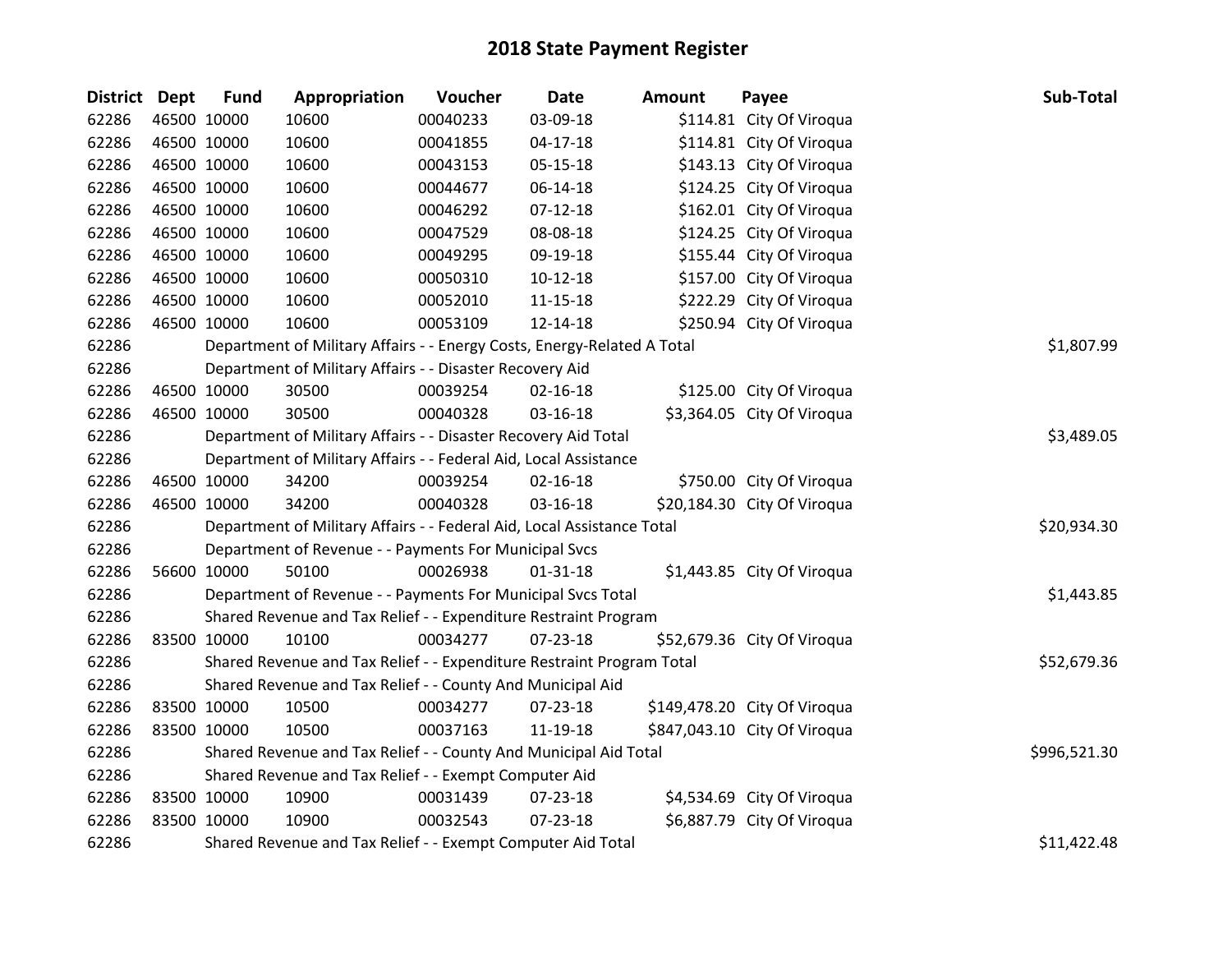# 2018 State Payment Register

| District | Dept | Fund | Appropriation | Voucher | Date | Amount | Payee | Sub-Total |
|---|---|---|---|---|---|---|---|---|
| 62286 | 46500 | 10000 | 10600 | 00040233 | 03-09-18 | $114.81 | City Of Viroqua | |
| 62286 | 46500 | 10000 | 10600 | 00041855 | 04-17-18 | $114.81 | City Of Viroqua | |
| 62286 | 46500 | 10000 | 10600 | 00043153 | 05-15-18 | $143.13 | City Of Viroqua | |
| 62286 | 46500 | 10000 | 10600 | 00044677 | 06-14-18 | $124.25 | City Of Viroqua | |
| 62286 | 46500 | 10000 | 10600 | 00046292 | 07-12-18 | $162.01 | City Of Viroqua | |
| 62286 | 46500 | 10000 | 10600 | 00047529 | 08-08-18 | $124.25 | City Of Viroqua | |
| 62286 | 46500 | 10000 | 10600 | 00049295 | 09-19-18 | $155.44 | City Of Viroqua | |
| 62286 | 46500 | 10000 | 10600 | 00050310 | 10-12-18 | $157.00 | City Of Viroqua | |
| 62286 | 46500 | 10000 | 10600 | 00052010 | 11-15-18 | $222.29 | City Of Viroqua | |
| 62286 | 46500 | 10000 | 10600 | 00053109 | 12-14-18 | $250.94 | City Of Viroqua | |
| 62286 | | Department of Military Affairs - - Energy Costs, Energy-Related A Total | | | | | | $1,807.99 |
| 62286 | | Department of Military Affairs - - Disaster Recovery Aid | | | | | | |
| 62286 | 46500 | 10000 | 30500 | 00039254 | 02-16-18 | $125.00 | City Of Viroqua | |
| 62286 | 46500 | 10000 | 30500 | 00040328 | 03-16-18 | $3,364.05 | City Of Viroqua | |
| 62286 | | Department of Military Affairs - - Disaster Recovery Aid Total | | | | | | $3,489.05 |
| 62286 | | Department of Military Affairs - - Federal Aid, Local Assistance | | | | | | |
| 62286 | 46500 | 10000 | 34200 | 00039254 | 02-16-18 | $750.00 | City Of Viroqua | |
| 62286 | 46500 | 10000 | 34200 | 00040328 | 03-16-18 | $20,184.30 | City Of Viroqua | |
| 62286 | | Department of Military Affairs - - Federal Aid, Local Assistance Total | | | | | | $20,934.30 |
| 62286 | | Department of Revenue - - Payments For Municipal Svcs | | | | | | |
| 62286 | 56600 | 10000 | 50100 | 00026938 | 01-31-18 | $1,443.85 | City Of Viroqua | |
| 62286 | | Department of Revenue - - Payments For Municipal Svcs Total | | | | | | $1,443.85 |
| 62286 | | Shared Revenue and Tax Relief - - Expenditure Restraint Program | | | | | | |
| 62286 | 83500 | 10000 | 10100 | 00034277 | 07-23-18 | $52,679.36 | City Of Viroqua | |
| 62286 | | Shared Revenue and Tax Relief - - Expenditure Restraint Program Total | | | | | | $52,679.36 |
| 62286 | | Shared Revenue and Tax Relief - - County And Municipal Aid | | | | | | |
| 62286 | 83500 | 10000 | 10500 | 00034277 | 07-23-18 | $149,478.20 | City Of Viroqua | |
| 62286 | 83500 | 10000 | 10500 | 00037163 | 11-19-18 | $847,043.10 | City Of Viroqua | |
| 62286 | | Shared Revenue and Tax Relief - - County And Municipal Aid Total | | | | | | $996,521.30 |
| 62286 | | Shared Revenue and Tax Relief - - Exempt Computer Aid | | | | | | |
| 62286 | 83500 | 10000 | 10900 | 00031439 | 07-23-18 | $4,534.69 | City Of Viroqua | |
| 62286 | 83500 | 10000 | 10900 | 00032543 | 07-23-18 | $6,887.79 | City Of Viroqua | |
| 62286 | | Shared Revenue and Tax Relief - - Exempt Computer Aid Total | | | | | | $11,422.48 |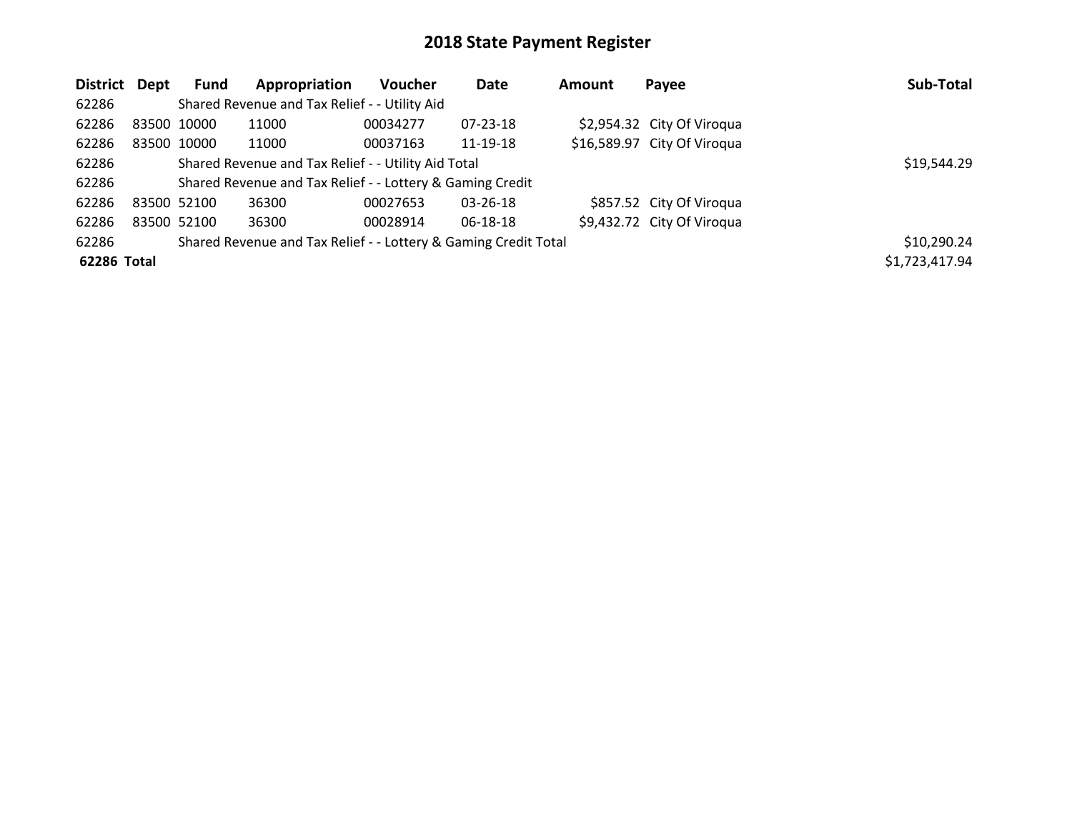# 2018 State Payment Register

| District | Dept | Fund | Appropriation | Voucher | Date | Amount | Payee | Sub-Total |
|---|---|---|---|---|---|---|---|---|
| 62286 | | Shared Revenue and Tax Relief - - Utility Aid | | | | | | |
| 62286 | 83500 | 10000 | 11000 | 00034277 | 07-23-18 | $2,954.32 | City Of Viroqua | |
| 62286 | 83500 | 10000 | 11000 | 00037163 | 11-19-18 | $16,589.97 | City Of Viroqua | |
| 62286 | | Shared Revenue and Tax Relief - - Utility Aid Total | | | | | | $19,544.29 |
| 62286 | | Shared Revenue and Tax Relief - - Lottery & Gaming Credit | | | | | | |
| 62286 | 83500 | 52100 | 36300 | 00027653 | 03-26-18 | $857.52 | City Of Viroqua | |
| 62286 | 83500 | 52100 | 36300 | 00028914 | 06-18-18 | $9,432.72 | City Of Viroqua | |
| 62286 | | Shared Revenue and Tax Relief - - Lottery & Gaming Credit Total | | | | | | $10,290.24 |
| **62286** | **Total** | | | | | | | $1,723,417.94 |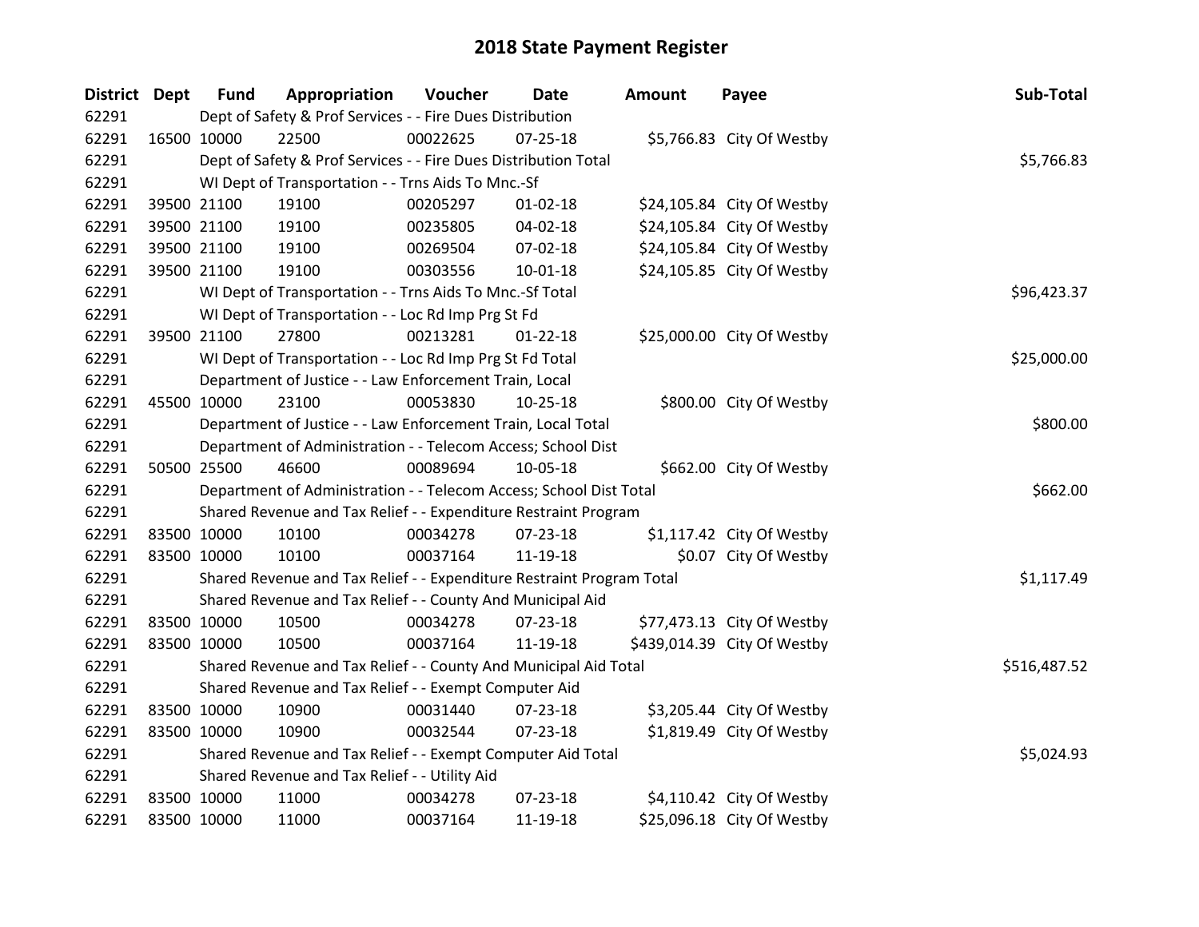# 2018 State Payment Register

| District | Dept | Fund | Appropriation | Voucher | Date | Amount | Payee | Sub-Total |
|---|---|---|---|---|---|---|---|---|
| 62291 | Dept of Safety & Prof Services - - Fire Dues Distribution | | | | | | | |
| 62291 | 16500 | 10000 | 22500 | 00022625 | 07-25-18 | $5,766.83 | City Of Westby | |
| 62291 | Dept of Safety & Prof Services - - Fire Dues Distribution Total | | | | | | | $5,766.83 |
| 62291 | WI Dept of Transportation - - Trns Aids To Mnc.-Sf | | | | | | | |
| 62291 | 39500 | 21100 | 19100 | 00205297 | 01-02-18 | $24,105.84 | City Of Westby | |
| 62291 | 39500 | 21100 | 19100 | 00235805 | 04-02-18 | $24,105.84 | City Of Westby | |
| 62291 | 39500 | 21100 | 19100 | 00269504 | 07-02-18 | $24,105.84 | City Of Westby | |
| 62291 | 39500 | 21100 | 19100 | 00303556 | 10-01-18 | $24,105.85 | City Of Westby | |
| 62291 | WI Dept of Transportation - - Trns Aids To Mnc.-Sf Total | | | | | | | $96,423.37 |
| 62291 | WI Dept of Transportation - - Loc Rd Imp Prg St Fd | | | | | | | |
| 62291 | 39500 | 21100 | 27800 | 00213281 | 01-22-18 | $25,000.00 | City Of Westby | |
| 62291 | WI Dept of Transportation - - Loc Rd Imp Prg St Fd Total | | | | | | | $25,000.00 |
| 62291 | Department of Justice - - Law Enforcement Train, Local | | | | | | | |
| 62291 | 45500 | 10000 | 23100 | 00053830 | 10-25-18 | $800.00 | City Of Westby | |
| 62291 | Department of Justice - - Law Enforcement Train, Local Total | | | | | | | $800.00 |
| 62291 | Department of Administration - - Telecom Access; School Dist | | | | | | | |
| 62291 | 50500 | 25500 | 46600 | 00089694 | 10-05-18 | $662.00 | City Of Westby | |
| 62291 | Department of Administration - - Telecom Access; School Dist Total | | | | | | | $662.00 |
| 62291 | Shared Revenue and Tax Relief - - Expenditure Restraint Program | | | | | | | |
| 62291 | 83500 | 10000 | 10100 | 00034278 | 07-23-18 | $1,117.42 | City Of Westby | |
| 62291 | 83500 | 10000 | 10100 | 00037164 | 11-19-18 | $0.07 | City Of Westby | |
| 62291 | Shared Revenue and Tax Relief - - Expenditure Restraint Program Total | | | | | | | $1,117.49 |
| 62291 | Shared Revenue and Tax Relief - - County And Municipal Aid | | | | | | | |
| 62291 | 83500 | 10000 | 10500 | 00034278 | 07-23-18 | $77,473.13 | City Of Westby | |
| 62291 | 83500 | 10000 | 10500 | 00037164 | 11-19-18 | $439,014.39 | City Of Westby | |
| 62291 | Shared Revenue and Tax Relief - - County And Municipal Aid Total | | | | | | | $516,487.52 |
| 62291 | Shared Revenue and Tax Relief - - Exempt Computer Aid | | | | | | | |
| 62291 | 83500 | 10000 | 10900 | 00031440 | 07-23-18 | $3,205.44 | City Of Westby | |
| 62291 | 83500 | 10000 | 10900 | 00032544 | 07-23-18 | $1,819.49 | City Of Westby | |
| 62291 | Shared Revenue and Tax Relief - - Exempt Computer Aid Total | | | | | | | $5,024.93 |
| 62291 | Shared Revenue and Tax Relief - - Utility Aid | | | | | | | |
| 62291 | 83500 | 10000 | 11000 | 00034278 | 07-23-18 | $4,110.42 | City Of Westby | |
| 62291 | 83500 | 10000 | 11000 | 00037164 | 11-19-18 | $25,096.18 | City Of Westby | |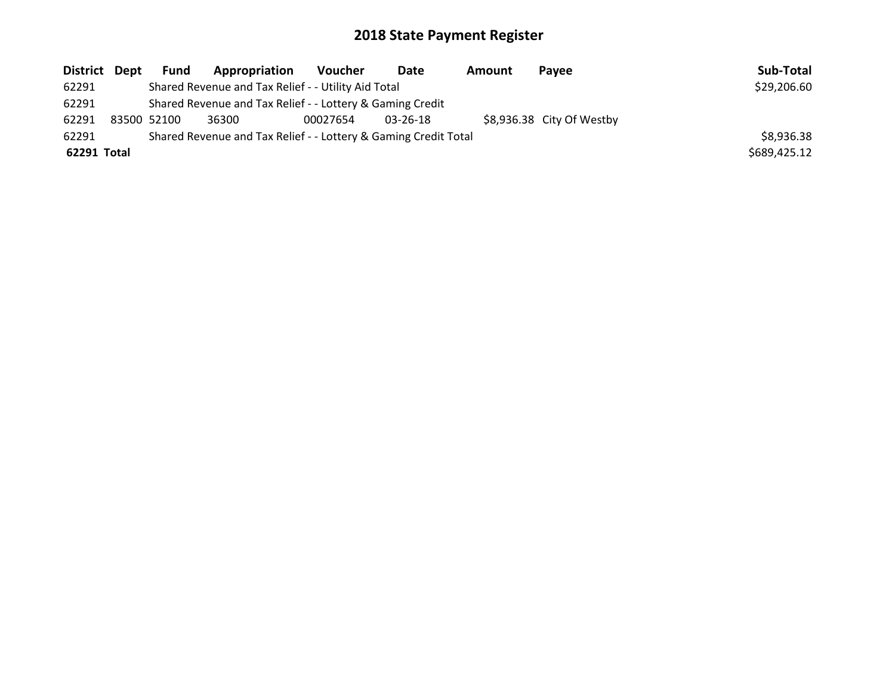# 2018 State Payment Register

| District | Dept | Fund | Appropriation | Voucher | Date | Amount | Payee | Sub-Total |
|---|---|---|---|---|---|---|---|---|
| 62291 | | Shared Revenue and Tax Relief - - Utility Aid Total | | | | | | $29,206.60 |
| 62291 | | Shared Revenue and Tax Relief - - Lottery & Gaming Credit | | | | | | |
| 62291 | 83500 | 52100 | 36300 | 00027654 | 03-26-18 | $8,936.38 | City Of Westby | |
| 62291 | | Shared Revenue and Tax Relief - - Lottery & Gaming Credit Total | | | | | | $8,936.38 |
| **62291** | **Total** | | | | | | | $689,425.12 |